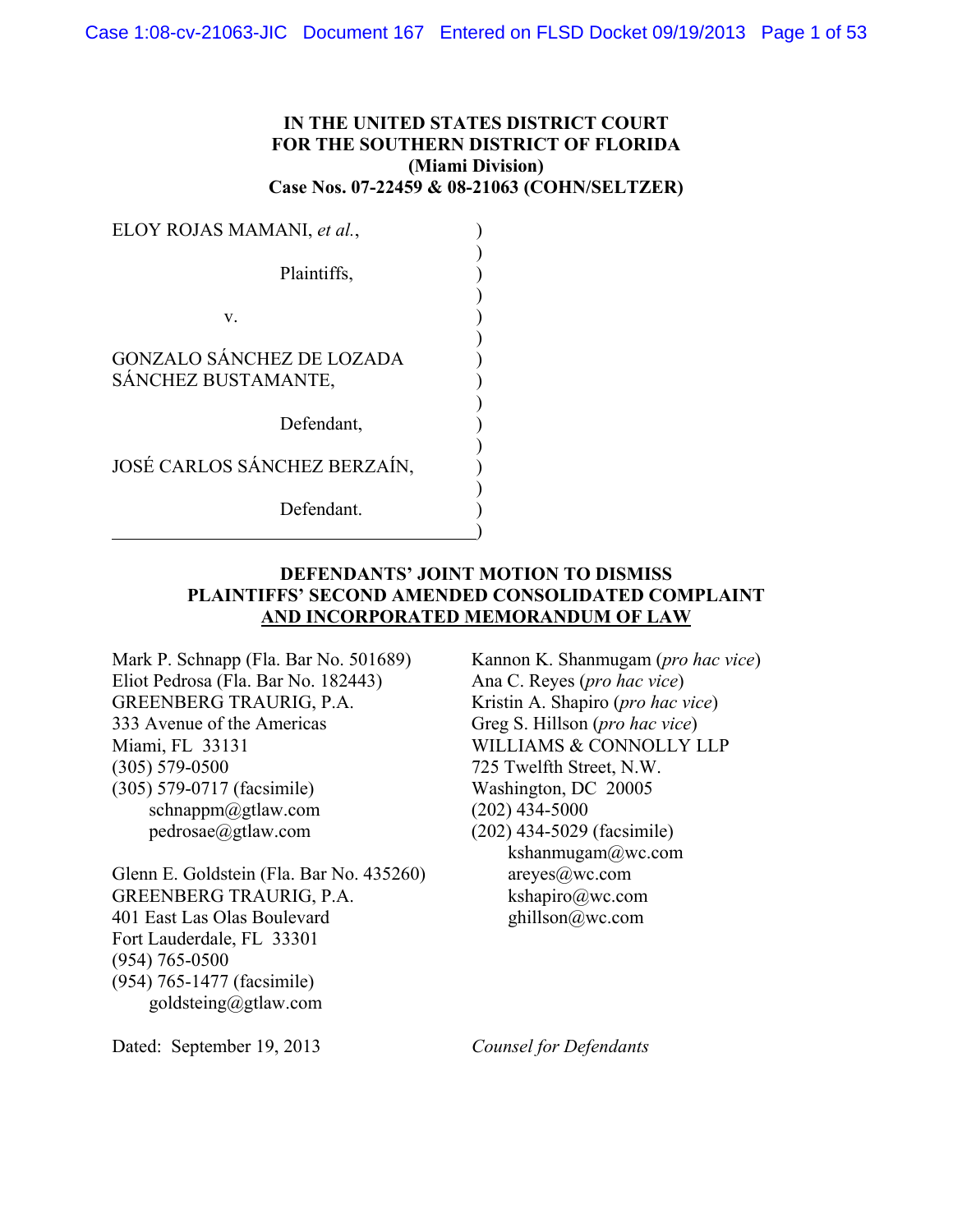**IN THE UNITED STATES DISTRICT COURT**
**FOR THE SOUTHERN DISTRICT OF FLORIDA**
**(Miami Division)**
**Case Nos. 07-22459 & 08-21063 (COHN/SELTZER)**

ELOY ROJAS MAMANI, *et al.*,

Plaintiffs,

v.

GONZALO SÁNCHEZ DE LOZADA SÁNCHEZ BUSTAMANTE,

Defendant,

JOSÉ CARLOS SÁNCHEZ BERZAÍN,

Defendant.

**DEFENDANTS' JOINT MOTION TO DISMISS PLAINTIFFS' SECOND AMENDED CONSOLIDATED COMPLAINT AND INCORPORATED MEMORANDUM OF LAW**

Mark P. Schnapp (Fla. Bar No. 501689)
Eliot Pedrosa (Fla. Bar No. 182443)
GREENBERG TRAURIG, P.A.
333 Avenue of the Americas
Miami, FL 33131
(305) 579-0500
(305) 579-0717 (facsimile)
schnappm@gtlaw.com
pedrosae@gtlaw.com

Glenn E. Goldstein (Fla. Bar No. 435260)
GREENBERG TRAURIG, P.A.
401 East Las Olas Boulevard
Fort Lauderdale, FL 33301
(954) 765-0500
(954) 765-1477 (facsimile)
goldsteing@gtlaw.com

Kannon K. Shanmugam (*pro hac vice*)
Ana C. Reyes (*pro hac vice*)
Kristin A. Shapiro (*pro hac vice*)
Greg S. Hillson (*pro hac vice*)
WILLIAMS & CONNOLLY LLP
725 Twelfth Street, N.W.
Washington, DC 20005
(202) 434-5000
(202) 434-5029 (facsimile)
kshanmugam@wc.com
areyes@wc.com
kshapiro@wc.com
ghillson@wc.com

Dated: September 19, 2013

*Counsel for Defendants*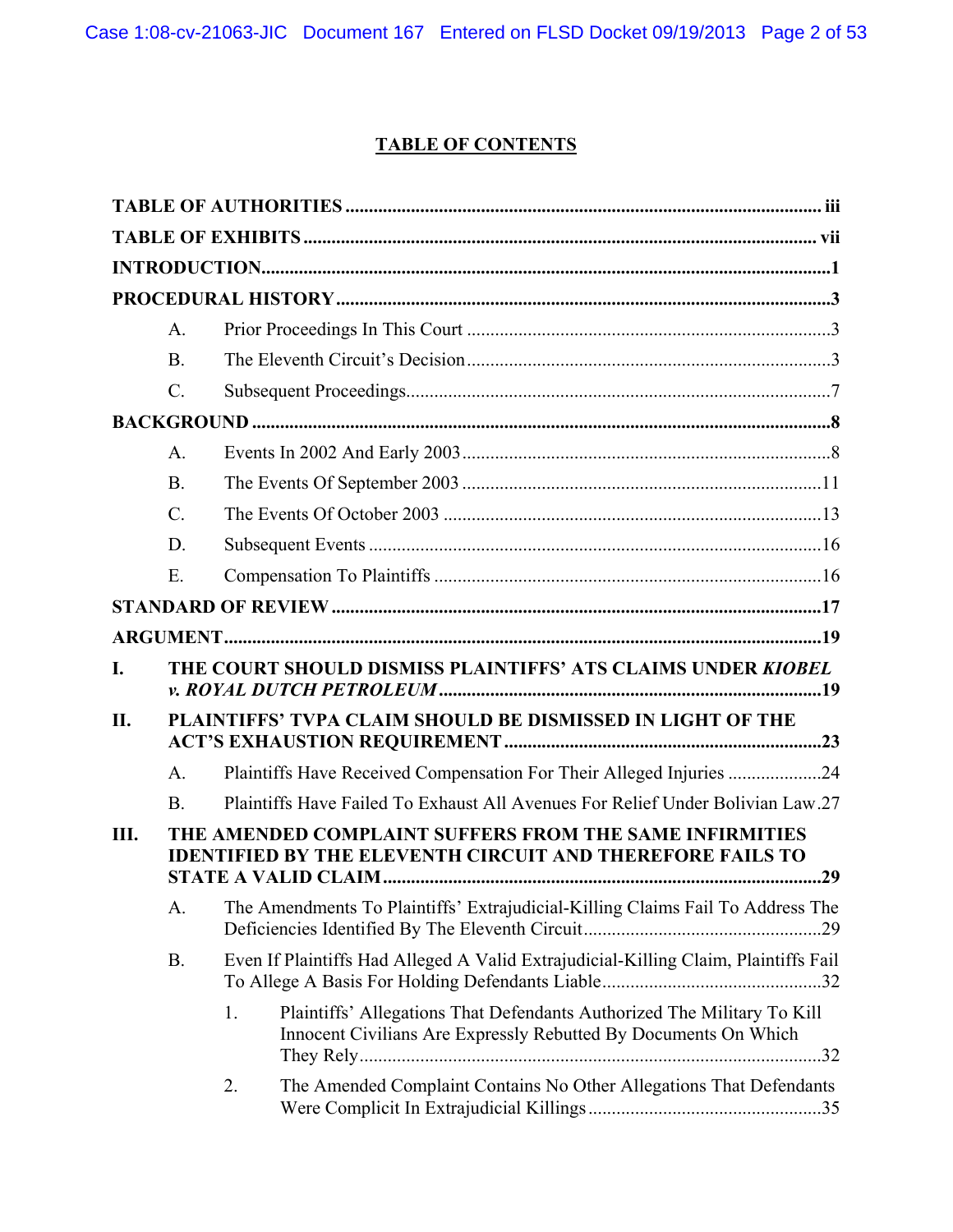# TABLE OF CONTENTS

**TABLE OF AUTHORITIES** ..... iii

**TABLE OF EXHIBITS** ..... vii

**INTRODUCTION** ..... 1

**PROCEDURAL HISTORY** ..... 3

A. Prior Proceedings In This Court ..... 3

B. The Eleventh Circuit's Decision ..... 3

C. Subsequent Proceedings ..... 7

**BACKGROUND** ..... 8

A. Events In 2002 And Early 2003 ..... 8

B. The Events Of September 2003 ..... 11

C. The Events Of October 2003 ..... 13

D. Subsequent Events ..... 16

E. Compensation To Plaintiffs ..... 16

**STANDARD OF REVIEW** ..... 17

**ARGUMENT** ..... 19

**I. THE COURT SHOULD DISMISS PLAINTIFFS' ATS CLAIMS UNDER *KIOBEL v. ROYAL DUTCH PETROLEUM*** ..... 19

**II. PLAINTIFFS' TVPA CLAIM SHOULD BE DISMISSED IN LIGHT OF THE ACT'S EXHAUSTION REQUIREMENT** ..... 23

A. Plaintiffs Have Received Compensation For Their Alleged Injuries ..... 24

B. Plaintiffs Have Failed To Exhaust All Avenues For Relief Under Bolivian Law ..... 27

**III. THE AMENDED COMPLAINT SUFFERS FROM THE SAME INFIRMITIES IDENTIFIED BY THE ELEVENTH CIRCUIT AND THEREFORE FAILS TO STATE A VALID CLAIM** ..... 29

A. The Amendments To Plaintiffs' Extrajudicial-Killing Claims Fail To Address The Deficiencies Identified By The Eleventh Circuit ..... 29

B. Even If Plaintiffs Had Alleged A Valid Extrajudicial-Killing Claim, Plaintiffs Fail To Allege A Basis For Holding Defendants Liable ..... 32

1. Plaintiffs' Allegations That Defendants Authorized The Military To Kill Innocent Civilians Are Expressly Rebutted By Documents On Which They Rely ..... 32

2. The Amended Complaint Contains No Other Allegations That Defendants Were Complicit In Extrajudicial Killings ..... 35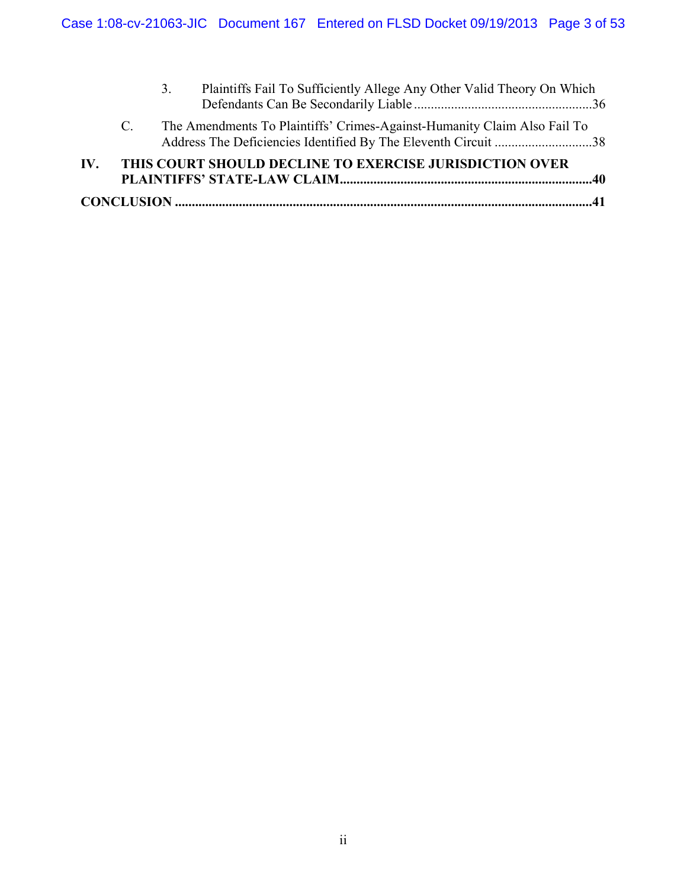3. Plaintiffs Fail To Sufficiently Allege Any Other Valid Theory On Which Defendants Can Be Secondarily Liable ....................................................36

C. The Amendments To Plaintiffs' Crimes-Against-Humanity Claim Also Fail To Address The Deficiencies Identified By The Eleventh Circuit .............................38

**IV. THIS COURT SHOULD DECLINE TO EXERCISE JURISDICTION OVER PLAINTIFFS' STATE-LAW CLAIM..........................................................................40**

**CONCLUSION ..........................................................................................................................41**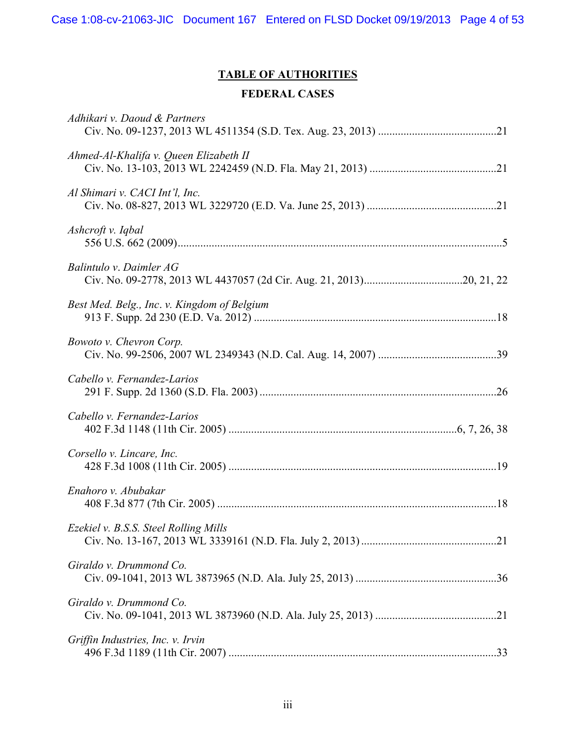## TABLE OF AUTHORITIES

### FEDERAL CASES

*Adhikari v. Daoud & Partners*
Civ. No. 09-1237, 2013 WL 4511354 (S.D. Tex. Aug. 23, 2013) ..........................................21

*Ahmed-Al-Khalifa v. Queen Elizabeth II*
Civ. No. 13-103, 2013 WL 2242459 (N.D. Fla. May 21, 2013) ............................................21

*Al Shimari v. CACI Int'l, Inc.*
Civ. No. 08-827, 2013 WL 3229720 (E.D. Va. June 25, 2013) .............................................21

*Ashcroft v. Iqbal*
556 U.S. 662 (2009)..................................................................................................................5

*Balintulo v. Daimler AG*
Civ. No. 09-2778, 2013 WL 4437057 (2d Cir. Aug. 21, 2013)...................................20, 21, 22

*Best Med. Belg., Inc. v. Kingdom of Belgium*
913 F. Supp. 2d 230 (E.D. Va. 2012) ......................................................................................18

*Bowoto v. Chevron Corp.*
Civ. No. 99-2506, 2007 WL 2349343 (N.D. Cal. Aug. 14, 2007) ..........................................39

*Cabello v. Fernandez-Larios*
291 F. Supp. 2d 1360 (S.D. Fla. 2003) ....................................................................................26

*Cabello v. Fernandez-Larios*
402 F.3d 1148 (11th Cir. 2005) ................................................................................6, 7, 26, 38

*Corsello v. Lincare, Inc.*
428 F.3d 1008 (11th Cir. 2005) ..............................................................................................19

*Enahoro v. Abubakar*
408 F.3d 877 (7th Cir. 2005) ...................................................................................................18

*Ezekiel v. B.S.S. Steel Rolling Mills*
Civ. No. 13-167, 2013 WL 3339161 (N.D. Fla. July 2, 2013)...............................................21

*Giraldo v. Drummond Co.*
Civ. 09-1041, 2013 WL 3873965 (N.D. Ala. July 25, 2013) .................................................36

*Giraldo v. Drummond Co.*
Civ. No. 09-1041, 2013 WL 3873960 (N.D. Ala. July 25, 2013) ..........................................21

*Griffin Industries, Inc. v. Irvin*
496 F.3d 1189 (11th Cir. 2007) ...............................................................................................33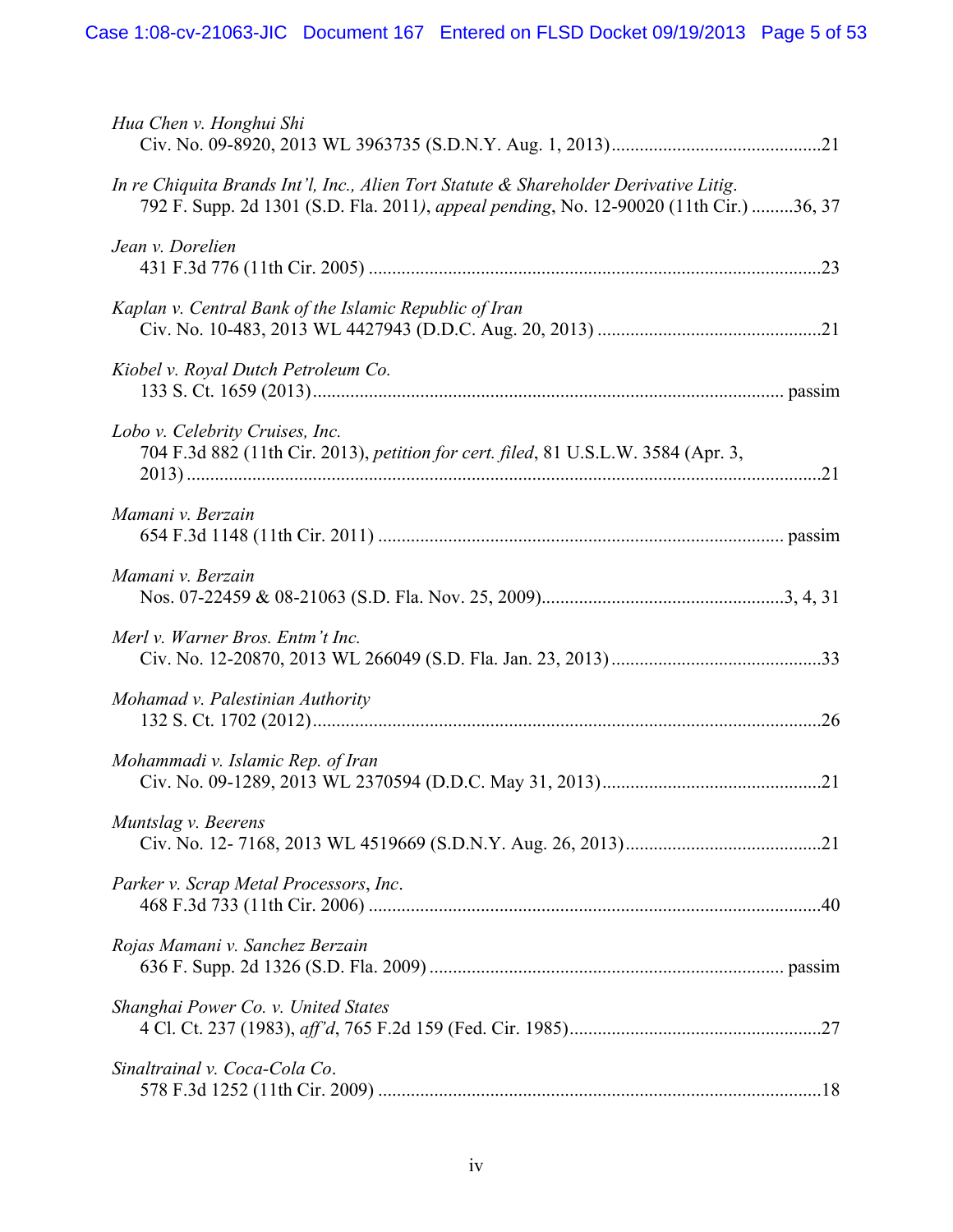*Hua Chen v. Honghui Shi*
Civ. No. 09-8920, 2013 WL 3963735 (S.D.N.Y. Aug. 1, 2013)............................................21

*In re Chiquita Brands Int'l, Inc., Alien Tort Statute & Shareholder Derivative Litig.*
792 F. Supp. 2d 1301 (S.D. Fla. 2011), *appeal pending*, No. 12-90020 (11th Cir.) .........36, 37

*Jean v. Dorelien*
431 F.3d 776 (11th Cir. 2005) ................................................................................................23

*Kaplan v. Central Bank of the Islamic Republic of Iran*
Civ. No. 10-483, 2013 WL 4427943 (D.D.C. Aug. 20, 2013) ...............................................21

*Kiobel v. Royal Dutch Petroleum Co.*
133 S. Ct. 1659 (2013)................................................................................................... passim

*Lobo v. Celebrity Cruises, Inc.*
704 F.3d 882 (11th Cir. 2013), *petition for cert. filed*, 81 U.S.L.W. 3584 (Apr. 3, 2013) .......................................................................................................................................21

*Mamani v. Berzain*
654 F.3d 1148 (11th Cir. 2011) ...................................................................................... passim

*Mamani v. Berzain*
Nos. 07-22459 & 08-21063 (S.D. Fla. Nov. 25, 2009)...................................................3, 4, 31

*Merl v. Warner Bros. Entm't Inc.*
Civ. No. 12-20870, 2013 WL 266049 (S.D. Fla. Jan. 23, 2013) ............................................33

*Mohamad v. Palestinian Authority*
132 S. Ct. 1702 (2012)...........................................................................................................26

*Mohammadi v. Islamic Rep. of Iran*
Civ. No. 09-1289, 2013 WL 2370594 (D.D.C. May 31, 2013)..............................................21

*Muntslag v. Beerens*
Civ. No. 12- 7168, 2013 WL 4519669 (S.D.N.Y. Aug. 26, 2013)..........................................21

*Parker v. Scrap Metal Processors, Inc.*
468 F.3d 733 (11th Cir. 2006) ................................................................................................40

*Rojas Mamani v. Sanchez Berzain*
636 F. Supp. 2d 1326 (S.D. Fla. 2009) ........................................................................... passim

*Shanghai Power Co. v. United States*
4 Cl. Ct. 237 (1983), *aff'd*, 765 F.2d 159 (Fed. Cir. 1985).....................................................27

*Sinaltrainal v. Coca-Cola Co.*
578 F.3d 1252 (11th Cir. 2009) .............................................................................................18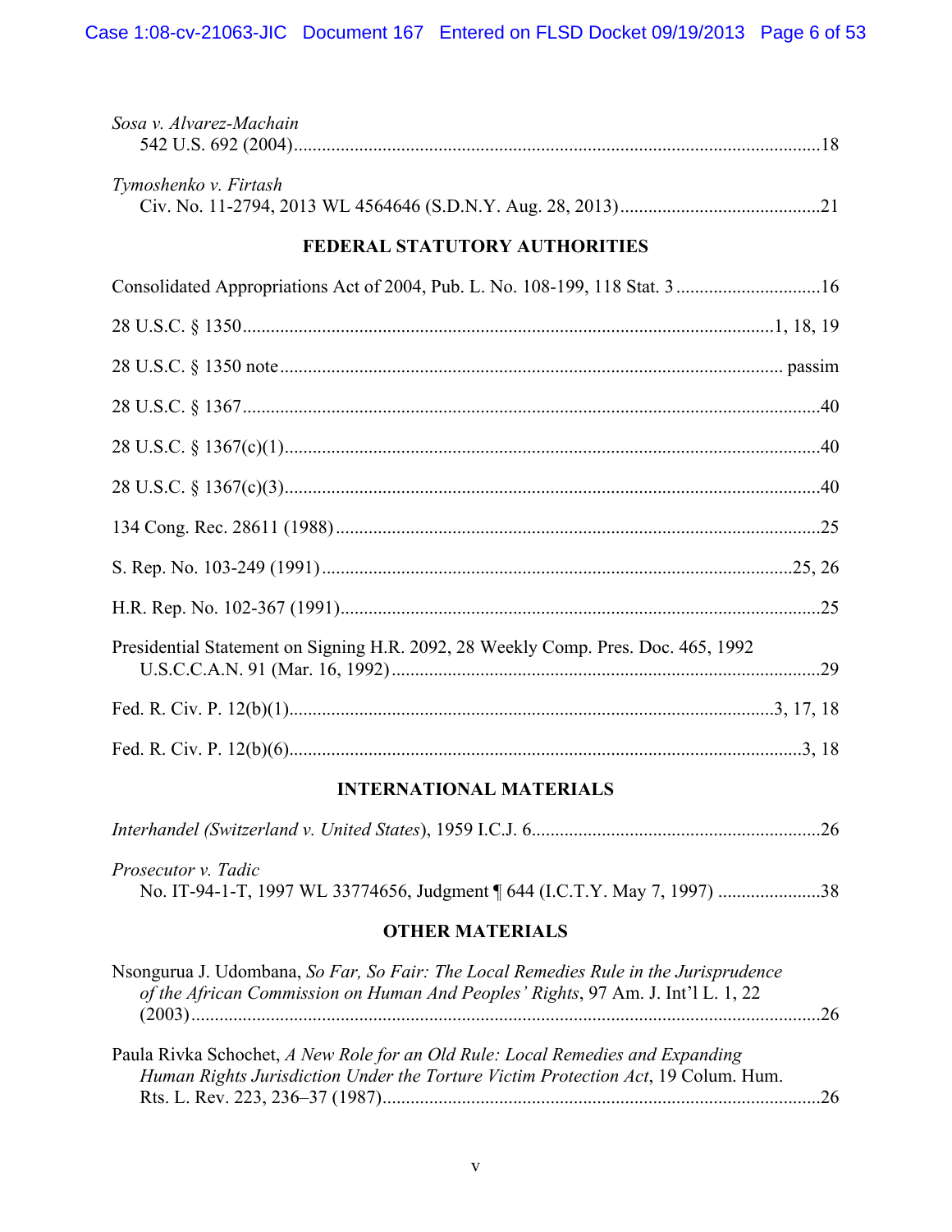*Sosa v. Alvarez-Machain*
542 U.S. 692 (2004) ........................................ 18

*Tymoshenko v. Firtash*
Civ. No. 11-2794, 2013 WL 4564646 (S.D.N.Y. Aug. 28, 2013) ........................................ 21

## FEDERAL STATUTORY AUTHORITIES

Consolidated Appropriations Act of 2004, Pub. L. No. 108-199, 118 Stat. 3 ........................................ 16

28 U.S.C. § 1350 ........................................ 1, 18, 19

28 U.S.C. § 1350 note ........................................ passim

28 U.S.C. § 1367 ........................................ 40

28 U.S.C. § 1367(c)(1) ........................................ 40

28 U.S.C. § 1367(c)(3) ........................................ 40

134 Cong. Rec. 28611 (1988) ........................................ 25

S. Rep. No. 103-249 (1991) ........................................ 25, 26

H.R. Rep. No. 102-367 (1991) ........................................ 25

Presidential Statement on Signing H.R. 2092, 28 Weekly Comp. Pres. Doc. 465, 1992 U.S.C.C.A.N. 91 (Mar. 16, 1992) ........................................ 29

Fed. R. Civ. P. 12(b)(1) ........................................ 3, 17, 18

Fed. R. Civ. P. 12(b)(6) ........................................ 3, 18

## INTERNATIONAL MATERIALS

*Interhandel (Switzerland v. United States)*, 1959 I.C.J. 6 ........................................ 26

*Prosecutor v. Tadic*
No. IT-94-1-T, 1997 WL 33774656, Judgment ¶ 644 (I.C.T.Y. May 7, 1997) ........................................ 38

## OTHER MATERIALS

Nsongurua J. Udombana, *So Far, So Fair: The Local Remedies Rule in the Jurisprudence of the African Commission on Human And Peoples' Rights*, 97 Am. J. Int'l L. 1, 22 (2003) ........................................ 26

Paula Rivka Schochet, *A New Role for an Old Rule: Local Remedies and Expanding Human Rights Jurisdiction Under the Torture Victim Protection Act*, 19 Colum. Hum. Rts. L. Rev. 223, 236–37 (1987) ........................................ 26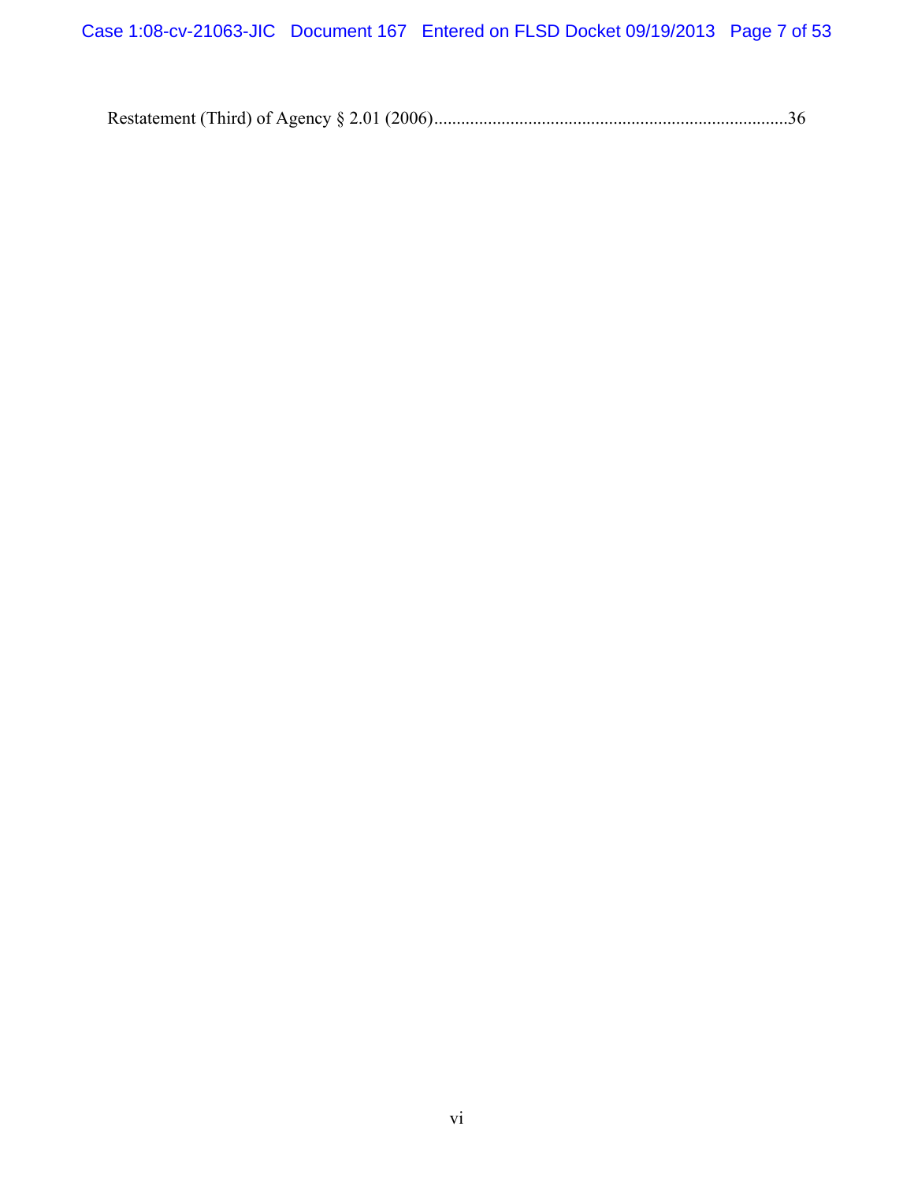Restatement (Third) of Agency § 2.01 (2006)..............................................................................36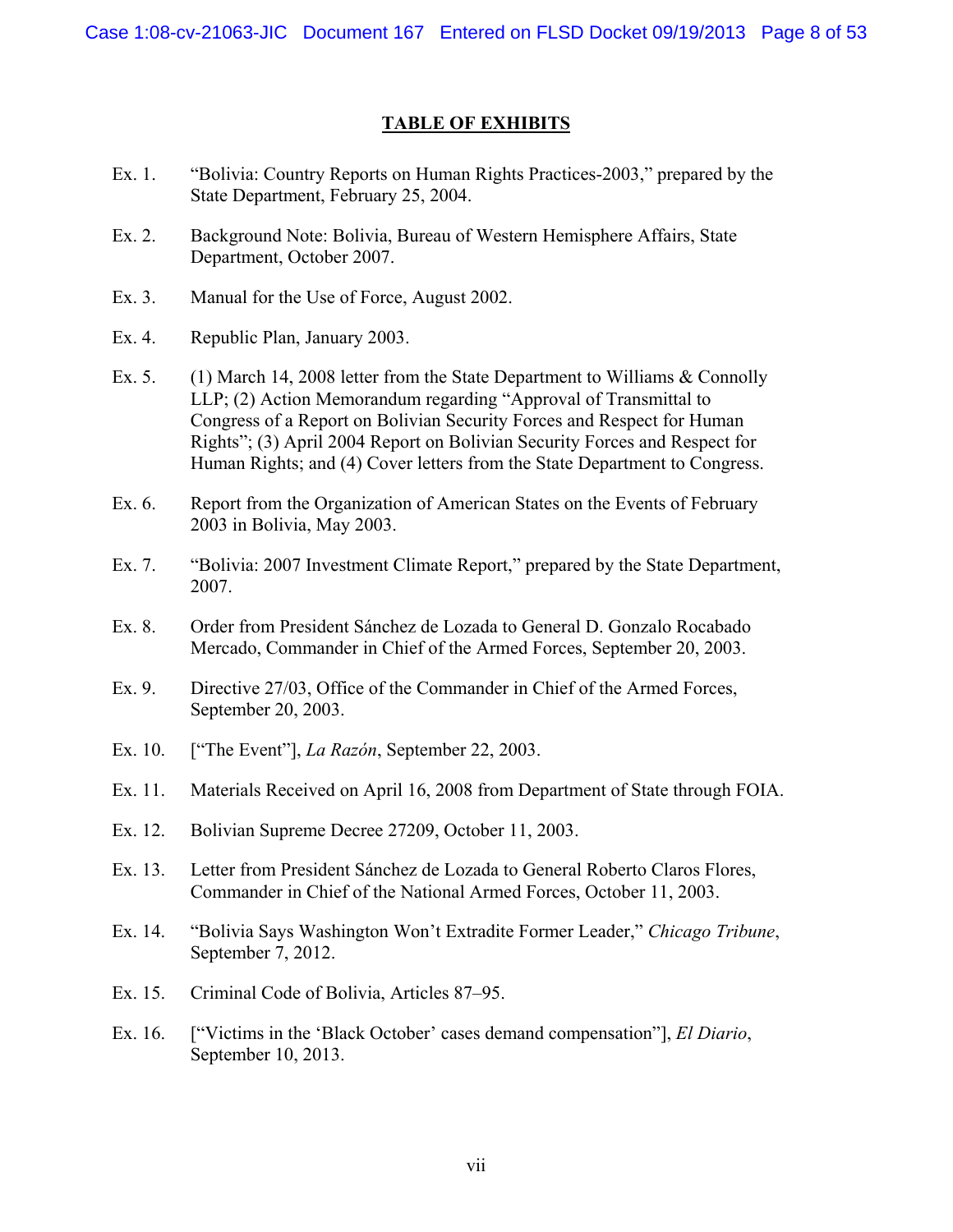## TABLE OF EXHIBITS

Ex. 1. "Bolivia: Country Reports on Human Rights Practices-2003," prepared by the State Department, February 25, 2004.

Ex. 2. Background Note: Bolivia, Bureau of Western Hemisphere Affairs, State Department, October 2007.

Ex. 3. Manual for the Use of Force, August 2002.

Ex. 4. Republic Plan, January 2003.

Ex. 5. (1) March 14, 2008 letter from the State Department to Williams & Connolly LLP; (2) Action Memorandum regarding "Approval of Transmittal to Congress of a Report on Bolivian Security Forces and Respect for Human Rights"; (3) April 2004 Report on Bolivian Security Forces and Respect for Human Rights; and (4) Cover letters from the State Department to Congress.

Ex. 6. Report from the Organization of American States on the Events of February 2003 in Bolivia, May 2003.

Ex. 7. "Bolivia: 2007 Investment Climate Report," prepared by the State Department, 2007.

Ex. 8. Order from President Sánchez de Lozada to General D. Gonzalo Rocabado Mercado, Commander in Chief of the Armed Forces, September 20, 2003.

Ex. 9. Directive 27/03, Office of the Commander in Chief of the Armed Forces, September 20, 2003.

Ex. 10. ["The Event"], *La Razón*, September 22, 2003.

Ex. 11. Materials Received on April 16, 2008 from Department of State through FOIA.

Ex. 12. Bolivian Supreme Decree 27209, October 11, 2003.

Ex. 13. Letter from President Sánchez de Lozada to General Roberto Claros Flores, Commander in Chief of the National Armed Forces, October 11, 2003.

Ex. 14. "Bolivia Says Washington Won't Extradite Former Leader," *Chicago Tribune*, September 7, 2012.

Ex. 15. Criminal Code of Bolivia, Articles 87–95.

Ex. 16. ["Victims in the 'Black October' cases demand compensation"], *El Diario*, September 10, 2013.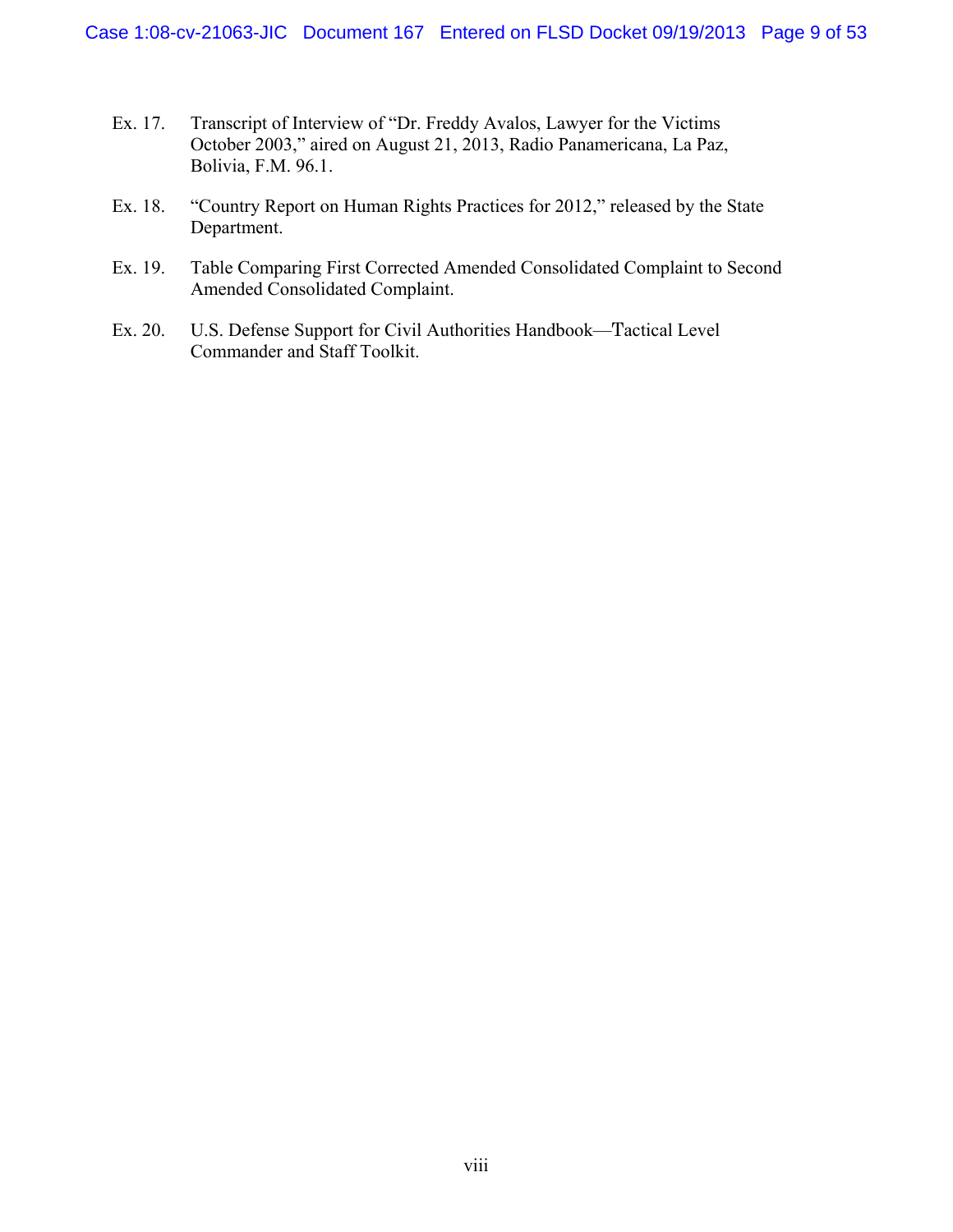Ex. 17. Transcript of Interview of "Dr. Freddy Avalos, Lawyer for the Victims October 2003," aired on August 21, 2013, Radio Panamericana, La Paz, Bolivia, F.M. 96.1.

Ex. 18. "Country Report on Human Rights Practices for 2012," released by the State Department.

Ex. 19. Table Comparing First Corrected Amended Consolidated Complaint to Second Amended Consolidated Complaint.

Ex. 20. U.S. Defense Support for Civil Authorities Handbook—Tactical Level Commander and Staff Toolkit.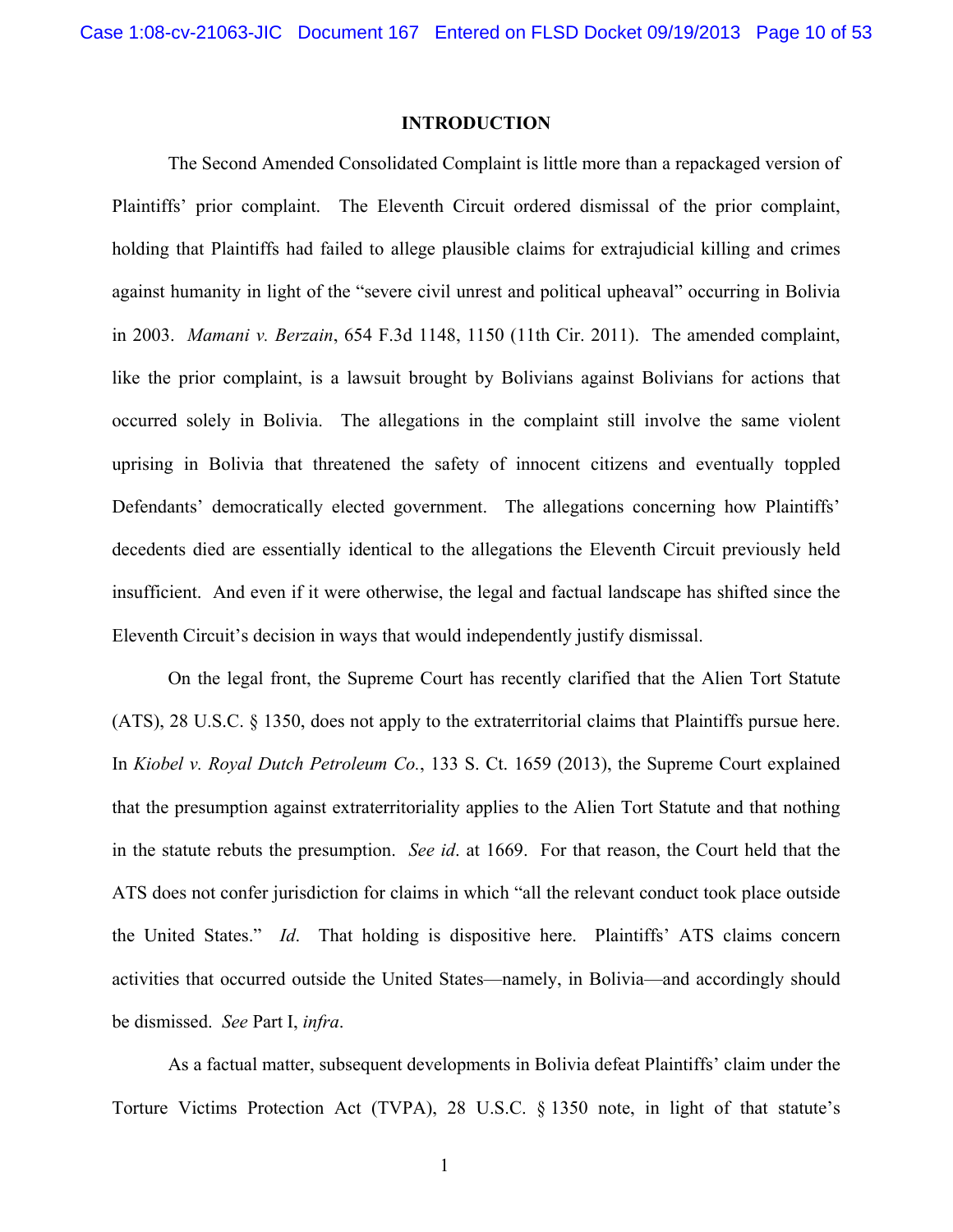## INTRODUCTION

The Second Amended Consolidated Complaint is little more than a repackaged version of Plaintiffs' prior complaint. The Eleventh Circuit ordered dismissal of the prior complaint, holding that Plaintiffs had failed to allege plausible claims for extrajudicial killing and crimes against humanity in light of the "severe civil unrest and political upheaval" occurring in Bolivia in 2003. *Mamani v. Berzain*, 654 F.3d 1148, 1150 (11th Cir. 2011). The amended complaint, like the prior complaint, is a lawsuit brought by Bolivians against Bolivians for actions that occurred solely in Bolivia. The allegations in the complaint still involve the same violent uprising in Bolivia that threatened the safety of innocent citizens and eventually toppled Defendants' democratically elected government. The allegations concerning how Plaintiffs' decedents died are essentially identical to the allegations the Eleventh Circuit previously held insufficient. And even if it were otherwise, the legal and factual landscape has shifted since the Eleventh Circuit's decision in ways that would independently justify dismissal.

On the legal front, the Supreme Court has recently clarified that the Alien Tort Statute (ATS), 28 U.S.C. § 1350, does not apply to the extraterritorial claims that Plaintiffs pursue here. In *Kiobel v. Royal Dutch Petroleum Co.*, 133 S. Ct. 1659 (2013), the Supreme Court explained that the presumption against extraterritoriality applies to the Alien Tort Statute and that nothing in the statute rebuts the presumption. *See id*. at 1669. For that reason, the Court held that the ATS does not confer jurisdiction for claims in which "all the relevant conduct took place outside the United States." *Id*. That holding is dispositive here. Plaintiffs' ATS claims concern activities that occurred outside the United States—namely, in Bolivia—and accordingly should be dismissed. *See* Part I, *infra*.

As a factual matter, subsequent developments in Bolivia defeat Plaintiffs' claim under the Torture Victims Protection Act (TVPA), 28 U.S.C. § 1350 note, in light of that statute's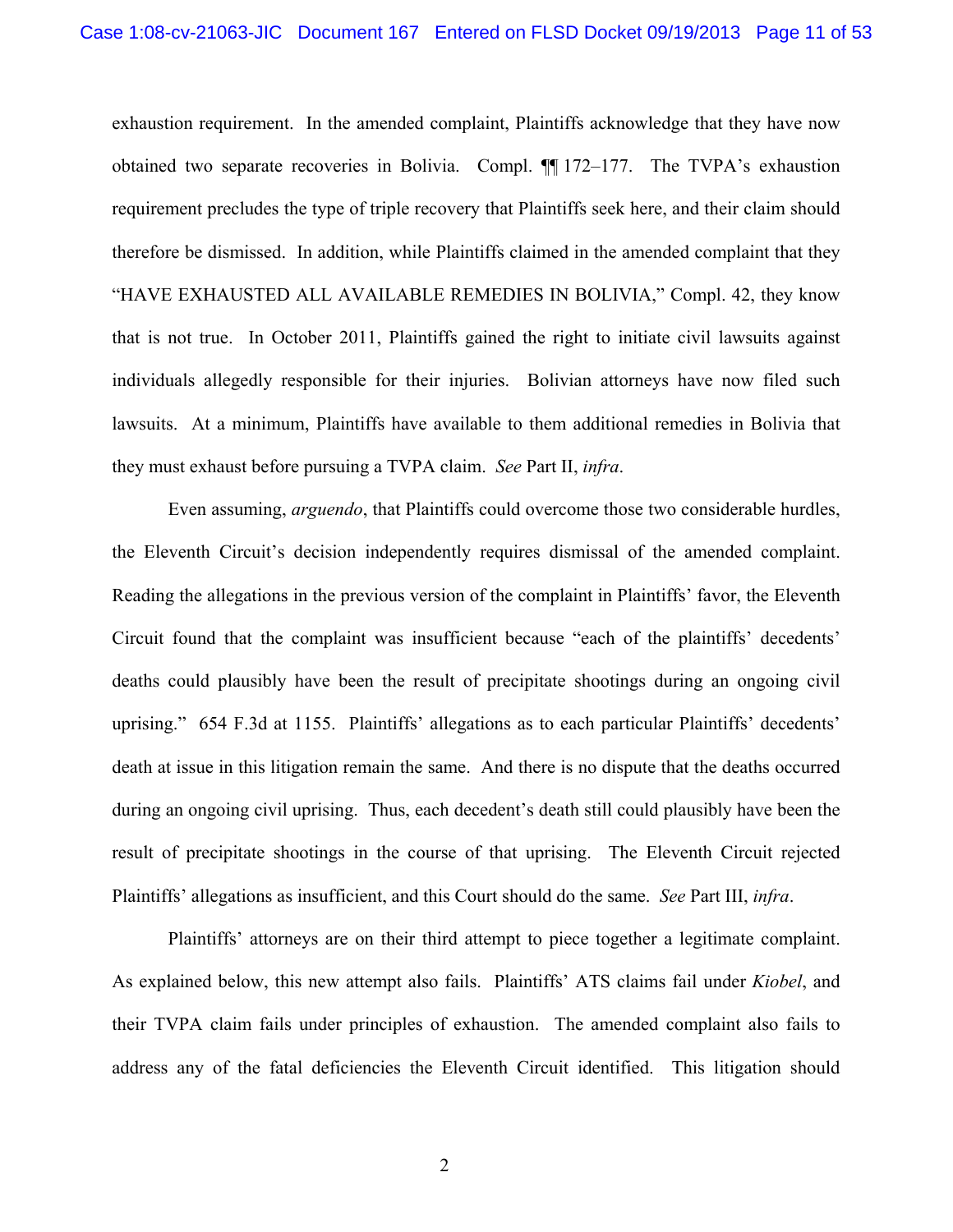exhaustion requirement. In the amended complaint, Plaintiffs acknowledge that they have now obtained two separate recoveries in Bolivia. Compl. ¶¶ 172–177. The TVPA's exhaustion requirement precludes the type of triple recovery that Plaintiffs seek here, and their claim should therefore be dismissed. In addition, while Plaintiffs claimed in the amended complaint that they "HAVE EXHAUSTED ALL AVAILABLE REMEDIES IN BOLIVIA," Compl. 42, they know that is not true. In October 2011, Plaintiffs gained the right to initiate civil lawsuits against individuals allegedly responsible for their injuries. Bolivian attorneys have now filed such lawsuits. At a minimum, Plaintiffs have available to them additional remedies in Bolivia that they must exhaust before pursuing a TVPA claim. *See* Part II, *infra*.

Even assuming, *arguendo*, that Plaintiffs could overcome those two considerable hurdles, the Eleventh Circuit's decision independently requires dismissal of the amended complaint. Reading the allegations in the previous version of the complaint in Plaintiffs' favor, the Eleventh Circuit found that the complaint was insufficient because "each of the plaintiffs' decedents' deaths could plausibly have been the result of precipitate shootings during an ongoing civil uprising." 654 F.3d at 1155. Plaintiffs' allegations as to each particular Plaintiffs' decedents' death at issue in this litigation remain the same. And there is no dispute that the deaths occurred during an ongoing civil uprising. Thus, each decedent's death still could plausibly have been the result of precipitate shootings in the course of that uprising. The Eleventh Circuit rejected Plaintiffs' allegations as insufficient, and this Court should do the same. *See* Part III, *infra*.

Plaintiffs' attorneys are on their third attempt to piece together a legitimate complaint. As explained below, this new attempt also fails. Plaintiffs' ATS claims fail under *Kiobel*, and their TVPA claim fails under principles of exhaustion. The amended complaint also fails to address any of the fatal deficiencies the Eleventh Circuit identified. This litigation should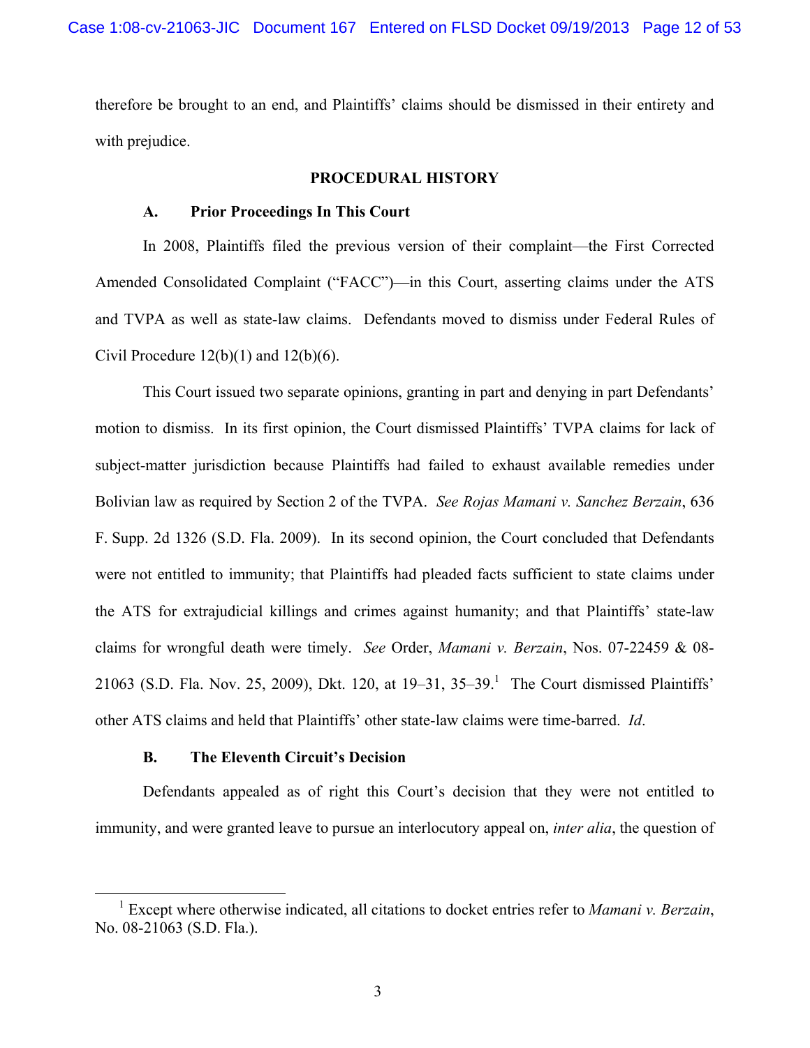therefore be brought to an end, and Plaintiffs' claims should be dismissed in their entirety and with prejudice.

## PROCEDURAL HISTORY

### A. Prior Proceedings In This Court

In 2008, Plaintiffs filed the previous version of their complaint—the First Corrected Amended Consolidated Complaint ("FACC")—in this Court, asserting claims under the ATS and TVPA as well as state-law claims. Defendants moved to dismiss under Federal Rules of Civil Procedure 12(b)(1) and 12(b)(6).

This Court issued two separate opinions, granting in part and denying in part Defendants' motion to dismiss. In its first opinion, the Court dismissed Plaintiffs' TVPA claims for lack of subject-matter jurisdiction because Plaintiffs had failed to exhaust available remedies under Bolivian law as required by Section 2 of the TVPA. *See Rojas Mamani v. Sanchez Berzain*, 636 F. Supp. 2d 1326 (S.D. Fla. 2009). In its second opinion, the Court concluded that Defendants were not entitled to immunity; that Plaintiffs had pleaded facts sufficient to state claims under the ATS for extrajudicial killings and crimes against humanity; and that Plaintiffs' state-law claims for wrongful death were timely. *See* Order, *Mamani v. Berzain*, Nos. 07-22459 & 08-21063 (S.D. Fla. Nov. 25, 2009), Dkt. 120, at 19–31, 35–39.[1] The Court dismissed Plaintiffs' other ATS claims and held that Plaintiffs' other state-law claims were time-barred. *Id*.

### B. The Eleventh Circuit's Decision

Defendants appealed as of right this Court's decision that they were not entitled to immunity, and were granted leave to pursue an interlocutory appeal on, *inter alia*, the question of

[1] Except where otherwise indicated, all citations to docket entries refer to *Mamani v. Berzain*, No. 08-21063 (S.D. Fla.).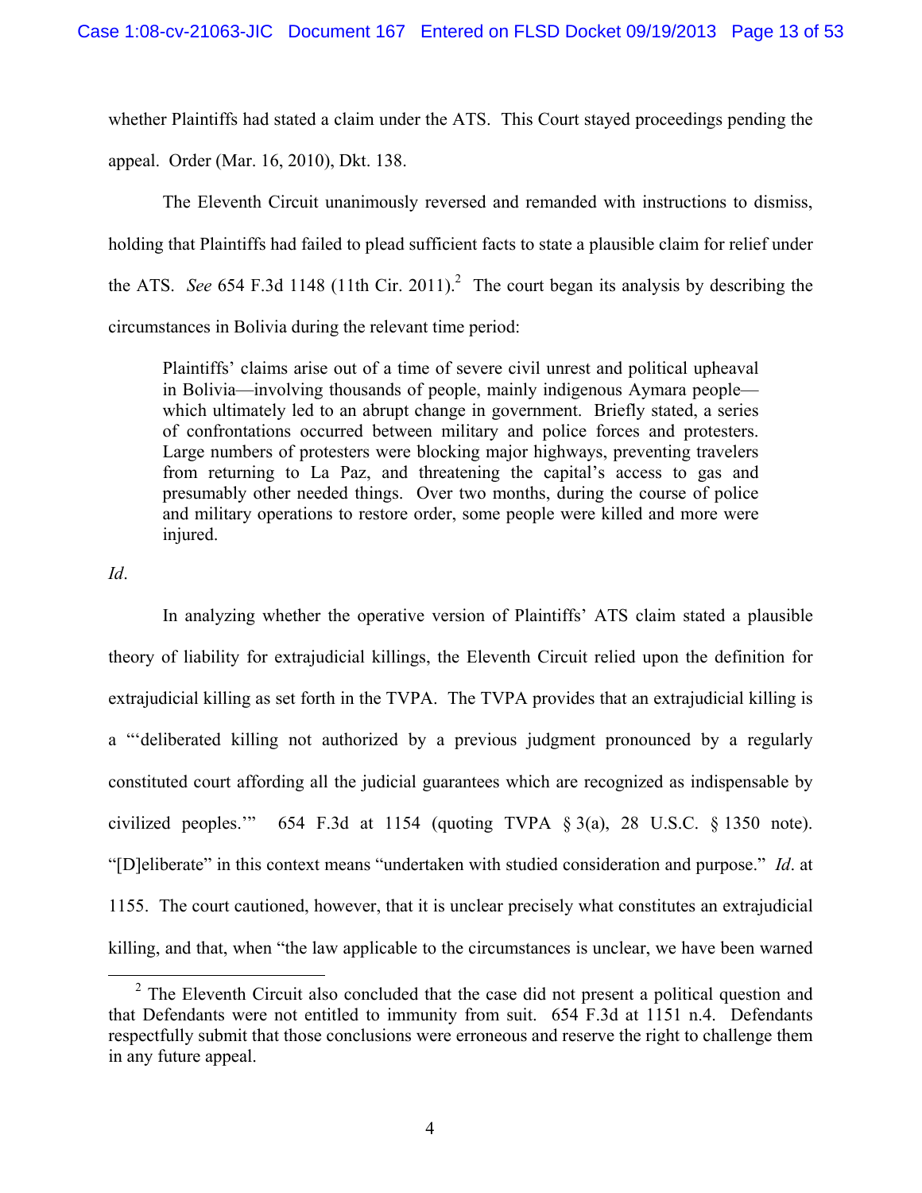whether Plaintiffs had stated a claim under the ATS. This Court stayed proceedings pending the appeal. Order (Mar. 16, 2010), Dkt. 138.

The Eleventh Circuit unanimously reversed and remanded with instructions to dismiss, holding that Plaintiffs had failed to plead sufficient facts to state a plausible claim for relief under the ATS. *See* 654 F.3d 1148 (11th Cir. 2011).[2] The court began its analysis by describing the circumstances in Bolivia during the relevant time period:

> Plaintiffs' claims arise out of a time of severe civil unrest and political upheaval in Bolivia—involving thousands of people, mainly indigenous Aymara people—which ultimately led to an abrupt change in government. Briefly stated, a series of confrontations occurred between military and police forces and protesters. Large numbers of protesters were blocking major highways, preventing travelers from returning to La Paz, and threatening the capital's access to gas and presumably other needed things. Over two months, during the course of police and military operations to restore order, some people were killed and more were injured.

*Id*.

In analyzing whether the operative version of Plaintiffs' ATS claim stated a plausible theory of liability for extrajudicial killings, the Eleventh Circuit relied upon the definition for extrajudicial killing as set forth in the TVPA. The TVPA provides that an extrajudicial killing is a "'deliberated killing not authorized by a previous judgment pronounced by a regularly constituted court affording all the judicial guarantees which are recognized as indispensable by civilized peoples.'" 654 F.3d at 1154 (quoting TVPA § 3(a), 28 U.S.C. § 1350 note). "[D]eliberate" in this context means "undertaken with studied consideration and purpose." *Id*. at 1155. The court cautioned, however, that it is unclear precisely what constitutes an extrajudicial killing, and that, when "the law applicable to the circumstances is unclear, we have been warned

[2] The Eleventh Circuit also concluded that the case did not present a political question and that Defendants were not entitled to immunity from suit. 654 F.3d at 1151 n.4. Defendants respectfully submit that those conclusions were erroneous and reserve the right to challenge them in any future appeal.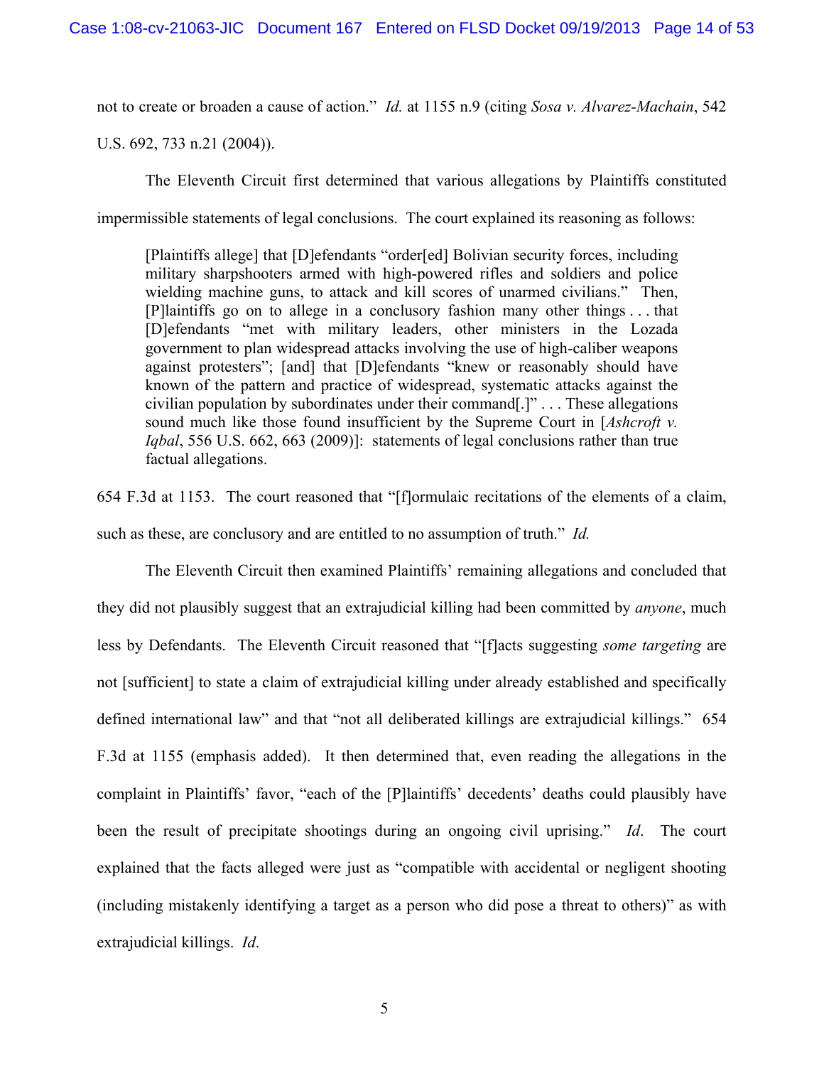not to create or broaden a cause of action." *Id.* at 1155 n.9 (citing *Sosa v. Alvarez-Machain*, 542 U.S. 692, 733 n.21 (2004)).

The Eleventh Circuit first determined that various allegations by Plaintiffs constituted impermissible statements of legal conclusions. The court explained its reasoning as follows:

> [Plaintiffs allege] that [D]efendants "order[ed] Bolivian security forces, including military sharpshooters armed with high-powered rifles and soldiers and police wielding machine guns, to attack and kill scores of unarmed civilians." Then, [P]laintiffs go on to allege in a conclusory fashion many other things . . . that [D]efendants "met with military leaders, other ministers in the Lozada government to plan widespread attacks involving the use of high-caliber weapons against protesters"; [and] that [D]efendants "knew or reasonably should have known of the pattern and practice of widespread, systematic attacks against the civilian population by subordinates under their command[.]" . . . These allegations sound much like those found insufficient by the Supreme Court in [*Ashcroft v. Iqbal*, 556 U.S. 662, 663 (2009)]: statements of legal conclusions rather than true factual allegations.

654 F.3d at 1153. The court reasoned that "[f]ormulaic recitations of the elements of a claim, such as these, are conclusory and are entitled to no assumption of truth." *Id.*

The Eleventh Circuit then examined Plaintiffs' remaining allegations and concluded that they did not plausibly suggest that an extrajudicial killing had been committed by *anyone*, much less by Defendants. The Eleventh Circuit reasoned that "[f]acts suggesting *some targeting* are not [sufficient] to state a claim of extrajudicial killing under already established and specifically defined international law" and that "not all deliberated killings are extrajudicial killings." 654 F.3d at 1155 (emphasis added). It then determined that, even reading the allegations in the complaint in Plaintiffs' favor, "each of the [P]laintiffs' decedents' deaths could plausibly have been the result of precipitate shootings during an ongoing civil uprising." *Id*. The court explained that the facts alleged were just as "compatible with accidental or negligent shooting (including mistakenly identifying a target as a person who did pose a threat to others)" as with extrajudicial killings. *Id*.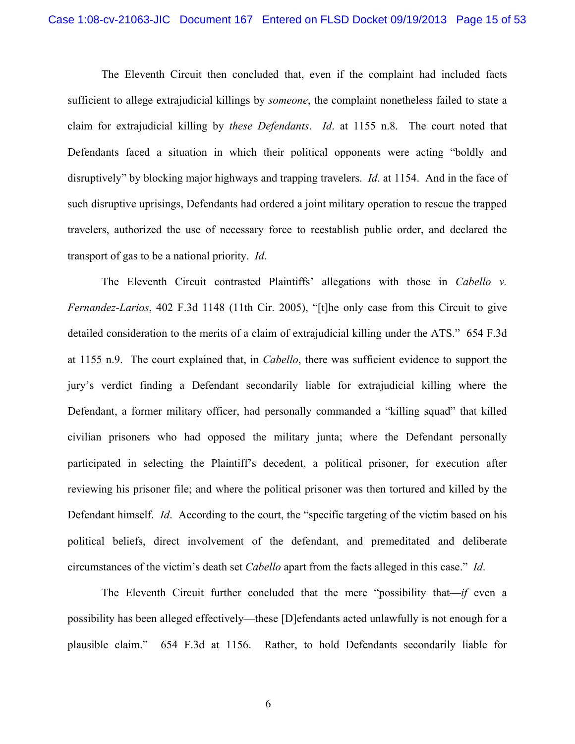The Eleventh Circuit then concluded that, even if the complaint had included facts sufficient to allege extrajudicial killings by *someone*, the complaint nonetheless failed to state a claim for extrajudicial killing by *these Defendants*. *Id*. at 1155 n.8. The court noted that Defendants faced a situation in which their political opponents were acting "boldly and disruptively" by blocking major highways and trapping travelers. *Id*. at 1154. And in the face of such disruptive uprisings, Defendants had ordered a joint military operation to rescue the trapped travelers, authorized the use of necessary force to reestablish public order, and declared the transport of gas to be a national priority. *Id*.

The Eleventh Circuit contrasted Plaintiffs' allegations with those in *Cabello v. Fernandez-Larios*, 402 F.3d 1148 (11th Cir. 2005), "[t]he only case from this Circuit to give detailed consideration to the merits of a claim of extrajudicial killing under the ATS." 654 F.3d at 1155 n.9. The court explained that, in *Cabello*, there was sufficient evidence to support the jury's verdict finding a Defendant secondarily liable for extrajudicial killing where the Defendant, a former military officer, had personally commanded a "killing squad" that killed civilian prisoners who had opposed the military junta; where the Defendant personally participated in selecting the Plaintiff's decedent, a political prisoner, for execution after reviewing his prisoner file; and where the political prisoner was then tortured and killed by the Defendant himself. *Id*. According to the court, the "specific targeting of the victim based on his political beliefs, direct involvement of the defendant, and premeditated and deliberate circumstances of the victim's death set *Cabello* apart from the facts alleged in this case." *Id*.

The Eleventh Circuit further concluded that the mere "possibility that—*if* even a possibility has been alleged effectively—these [D]efendants acted unlawfully is not enough for a plausible claim." 654 F.3d at 1156. Rather, to hold Defendants secondarily liable for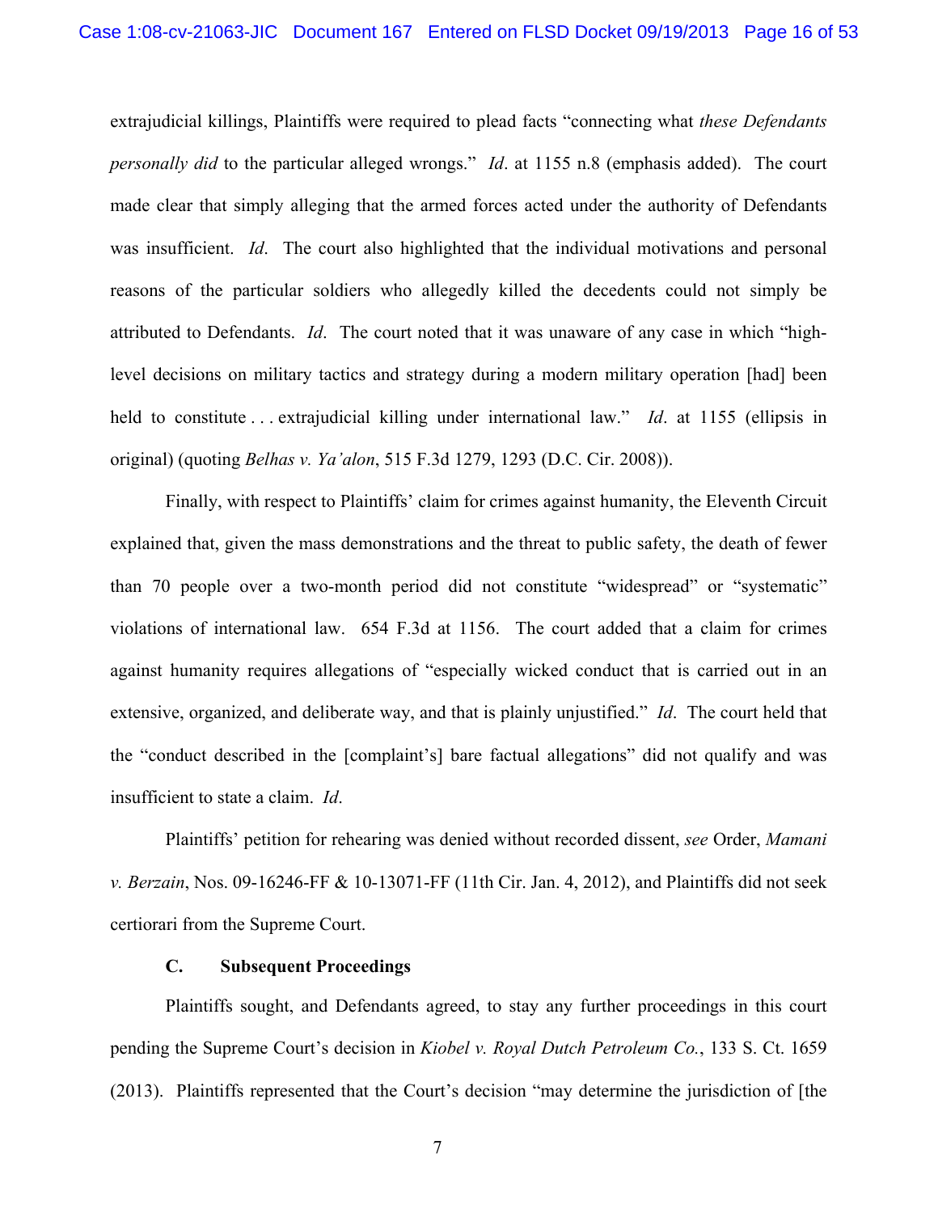extrajudicial killings, Plaintiffs were required to plead facts "connecting what *these Defendants personally did* to the particular alleged wrongs." *Id*. at 1155 n.8 (emphasis added). The court made clear that simply alleging that the armed forces acted under the authority of Defendants was insufficient. *Id*. The court also highlighted that the individual motivations and personal reasons of the particular soldiers who allegedly killed the decedents could not simply be attributed to Defendants. *Id*. The court noted that it was unaware of any case in which "high-level decisions on military tactics and strategy during a modern military operation [had] been held to constitute . . . extrajudicial killing under international law." *Id*. at 1155 (ellipsis in original) (quoting *Belhas v. Ya'alon*, 515 F.3d 1279, 1293 (D.C. Cir. 2008)).

Finally, with respect to Plaintiffs' claim for crimes against humanity, the Eleventh Circuit explained that, given the mass demonstrations and the threat to public safety, the death of fewer than 70 people over a two-month period did not constitute "widespread" or "systematic" violations of international law. 654 F.3d at 1156. The court added that a claim for crimes against humanity requires allegations of "especially wicked conduct that is carried out in an extensive, organized, and deliberate way, and that is plainly unjustified." *Id*. The court held that the "conduct described in the [complaint's] bare factual allegations" did not qualify and was insufficient to state a claim. *Id*.

Plaintiffs' petition for rehearing was denied without recorded dissent, *see* Order, *Mamani v. Berzain*, Nos. 09-16246-FF & 10-13071-FF (11th Cir. Jan. 4, 2012), and Plaintiffs did not seek certiorari from the Supreme Court.

### C. Subsequent Proceedings

Plaintiffs sought, and Defendants agreed, to stay any further proceedings in this court pending the Supreme Court's decision in *Kiobel v. Royal Dutch Petroleum Co.*, 133 S. Ct. 1659 (2013). Plaintiffs represented that the Court's decision "may determine the jurisdiction of [the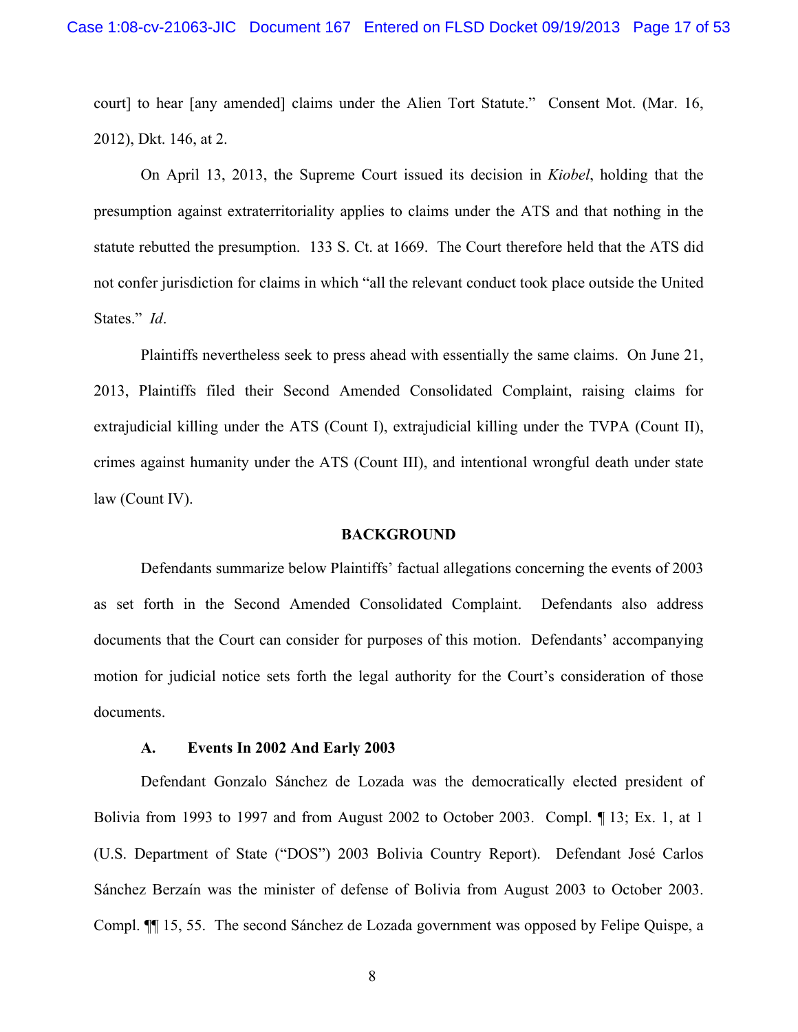court] to hear [any amended] claims under the Alien Tort Statute." Consent Mot. (Mar. 16, 2012), Dkt. 146, at 2.

On April 13, 2013, the Supreme Court issued its decision in *Kiobel*, holding that the presumption against extraterritoriality applies to claims under the ATS and that nothing in the statute rebutted the presumption. 133 S. Ct. at 1669. The Court therefore held that the ATS did not confer jurisdiction for claims in which "all the relevant conduct took place outside the United States." *Id*.

Plaintiffs nevertheless seek to press ahead with essentially the same claims. On June 21, 2013, Plaintiffs filed their Second Amended Consolidated Complaint, raising claims for extrajudicial killing under the ATS (Count I), extrajudicial killing under the TVPA (Count II), crimes against humanity under the ATS (Count III), and intentional wrongful death under state law (Count IV).

## BACKGROUND

Defendants summarize below Plaintiffs' factual allegations concerning the events of 2003 as set forth in the Second Amended Consolidated Complaint. Defendants also address documents that the Court can consider for purposes of this motion. Defendants' accompanying motion for judicial notice sets forth the legal authority for the Court's consideration of those documents.

### A. Events In 2002 And Early 2003

Defendant Gonzalo Sánchez de Lozada was the democratically elected president of Bolivia from 1993 to 1997 and from August 2002 to October 2003. Compl. ¶ 13; Ex. 1, at 1 (U.S. Department of State ("DOS") 2003 Bolivia Country Report). Defendant José Carlos Sánchez Berzaín was the minister of defense of Bolivia from August 2003 to October 2003. Compl. ¶¶ 15, 55. The second Sánchez de Lozada government was opposed by Felipe Quispe, a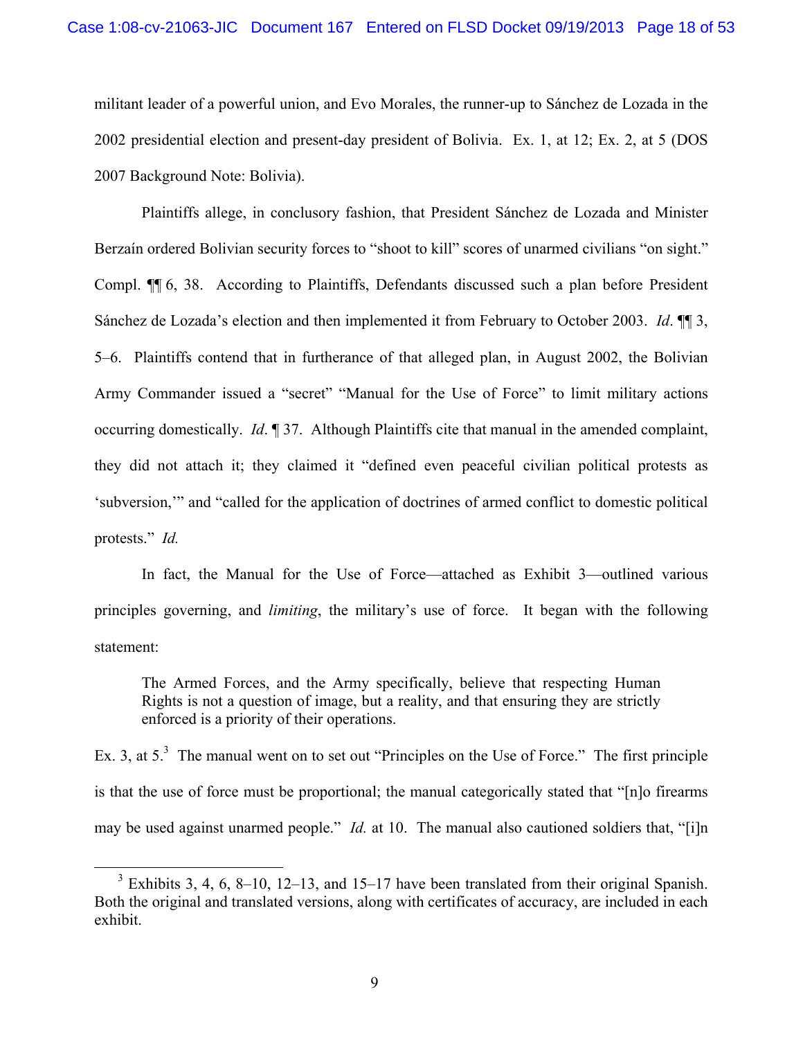militant leader of a powerful union, and Evo Morales, the runner-up to Sánchez de Lozada in the 2002 presidential election and present-day president of Bolivia. Ex. 1, at 12; Ex. 2, at 5 (DOS 2007 Background Note: Bolivia).

Plaintiffs allege, in conclusory fashion, that President Sánchez de Lozada and Minister Berzaín ordered Bolivian security forces to "shoot to kill" scores of unarmed civilians "on sight." Compl. ¶¶ 6, 38. According to Plaintiffs, Defendants discussed such a plan before President Sánchez de Lozada's election and then implemented it from February to October 2003. *Id*. ¶¶ 3, 5–6. Plaintiffs contend that in furtherance of that alleged plan, in August 2002, the Bolivian Army Commander issued a "secret" "Manual for the Use of Force" to limit military actions occurring domestically. *Id*. ¶ 37. Although Plaintiffs cite that manual in the amended complaint, they did not attach it; they claimed it "defined even peaceful civilian political protests as 'subversion,'" and "called for the application of doctrines of armed conflict to domestic political protests." *Id.*

In fact, the Manual for the Use of Force—attached as Exhibit 3—outlined various principles governing, and *limiting*, the military's use of force. It began with the following statement:

> The Armed Forces, and the Army specifically, believe that respecting Human Rights is not a question of image, but a reality, and that ensuring they are strictly enforced is a priority of their operations.

Ex. 3, at 5.[3] The manual went on to set out "Principles on the Use of Force." The first principle is that the use of force must be proportional; the manual categorically stated that "[n]o firearms may be used against unarmed people." *Id.* at 10. The manual also cautioned soldiers that, "[i]n

[3] Exhibits 3, 4, 6, 8–10, 12–13, and 15–17 have been translated from their original Spanish. Both the original and translated versions, along with certificates of accuracy, are included in each exhibit.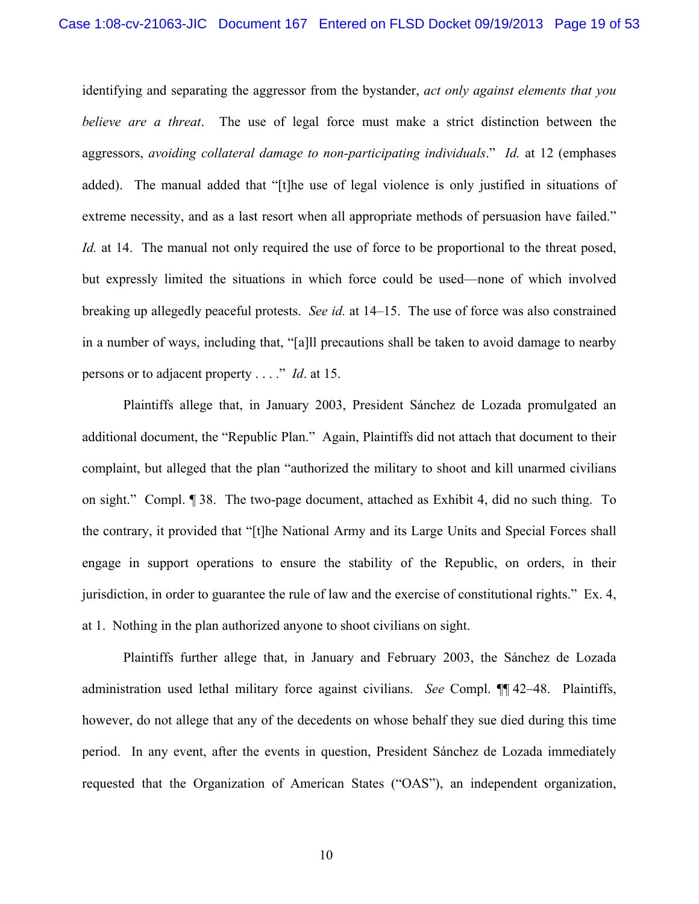identifying and separating the aggressor from the bystander, *act only against elements that you believe are a threat*. The use of legal force must make a strict distinction between the aggressors, *avoiding collateral damage to non-participating individuals*." *Id.* at 12 (emphases added). The manual added that "[t]he use of legal violence is only justified in situations of extreme necessity, and as a last resort when all appropriate methods of persuasion have failed." *Id.* at 14. The manual not only required the use of force to be proportional to the threat posed, but expressly limited the situations in which force could be used—none of which involved breaking up allegedly peaceful protests. *See id.* at 14–15. The use of force was also constrained in a number of ways, including that, "[a]ll precautions shall be taken to avoid damage to nearby persons or to adjacent property . . . ." *Id*. at 15.

Plaintiffs allege that, in January 2003, President Sánchez de Lozada promulgated an additional document, the "Republic Plan." Again, Plaintiffs did not attach that document to their complaint, but alleged that the plan "authorized the military to shoot and kill unarmed civilians on sight." Compl. ¶ 38. The two-page document, attached as Exhibit 4, did no such thing. To the contrary, it provided that "[t]he National Army and its Large Units and Special Forces shall engage in support operations to ensure the stability of the Republic, on orders, in their jurisdiction, in order to guarantee the rule of law and the exercise of constitutional rights." Ex. 4, at 1. Nothing in the plan authorized anyone to shoot civilians on sight.

Plaintiffs further allege that, in January and February 2003, the Sánchez de Lozada administration used lethal military force against civilians. *See* Compl. ¶¶ 42–48. Plaintiffs, however, do not allege that any of the decedents on whose behalf they sue died during this time period. In any event, after the events in question, President Sánchez de Lozada immediately requested that the Organization of American States ("OAS"), an independent organization,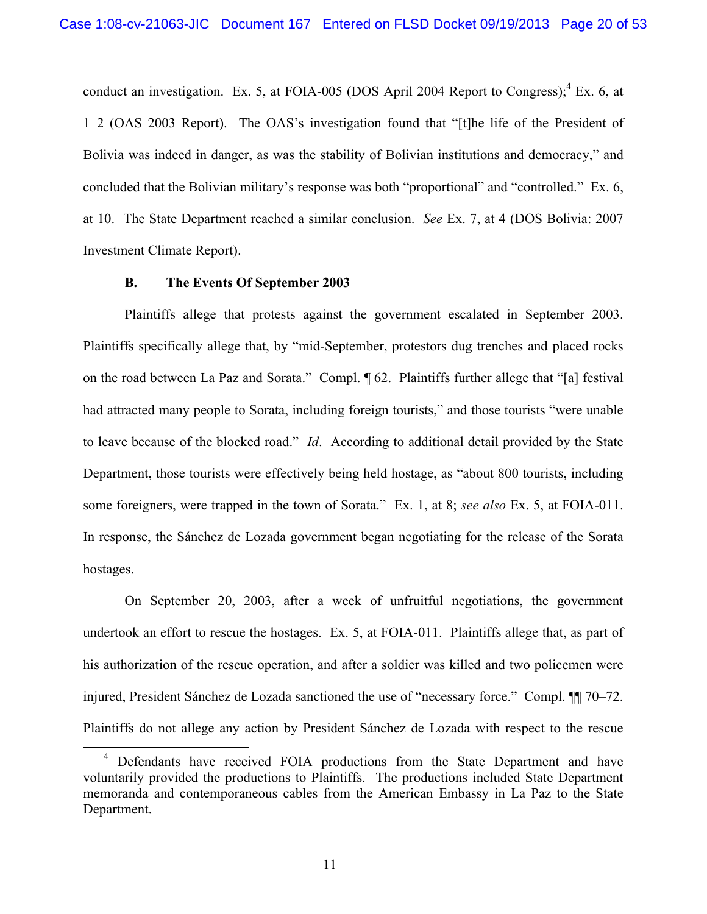conduct an investigation. Ex. 5, at FOIA-005 (DOS April 2004 Report to Congress);[4] Ex. 6, at 1–2 (OAS 2003 Report). The OAS's investigation found that "[t]he life of the President of Bolivia was indeed in danger, as was the stability of Bolivian institutions and democracy," and concluded that the Bolivian military's response was both "proportional" and "controlled." Ex. 6, at 10. The State Department reached a similar conclusion. *See* Ex. 7, at 4 (DOS Bolivia: 2007 Investment Climate Report).

### B. The Events Of September 2003

Plaintiffs allege that protests against the government escalated in September 2003. Plaintiffs specifically allege that, by "mid-September, protestors dug trenches and placed rocks on the road between La Paz and Sorata." Compl. ¶ 62. Plaintiffs further allege that "[a] festival had attracted many people to Sorata, including foreign tourists," and those tourists "were unable to leave because of the blocked road." *Id*. According to additional detail provided by the State Department, those tourists were effectively being held hostage, as "about 800 tourists, including some foreigners, were trapped in the town of Sorata." Ex. 1, at 8; *see also* Ex. 5, at FOIA-011. In response, the Sánchez de Lozada government began negotiating for the release of the Sorata hostages.

On September 20, 2003, after a week of unfruitful negotiations, the government undertook an effort to rescue the hostages. Ex. 5, at FOIA-011. Plaintiffs allege that, as part of his authorization of the rescue operation, and after a soldier was killed and two policemen were injured, President Sánchez de Lozada sanctioned the use of "necessary force." Compl. ¶¶ 70–72. Plaintiffs do not allege any action by President Sánchez de Lozada with respect to the rescue

---

[4] Defendants have received FOIA productions from the State Department and have voluntarily provided the productions to Plaintiffs. The productions included State Department memoranda and contemporaneous cables from the American Embassy in La Paz to the State Department.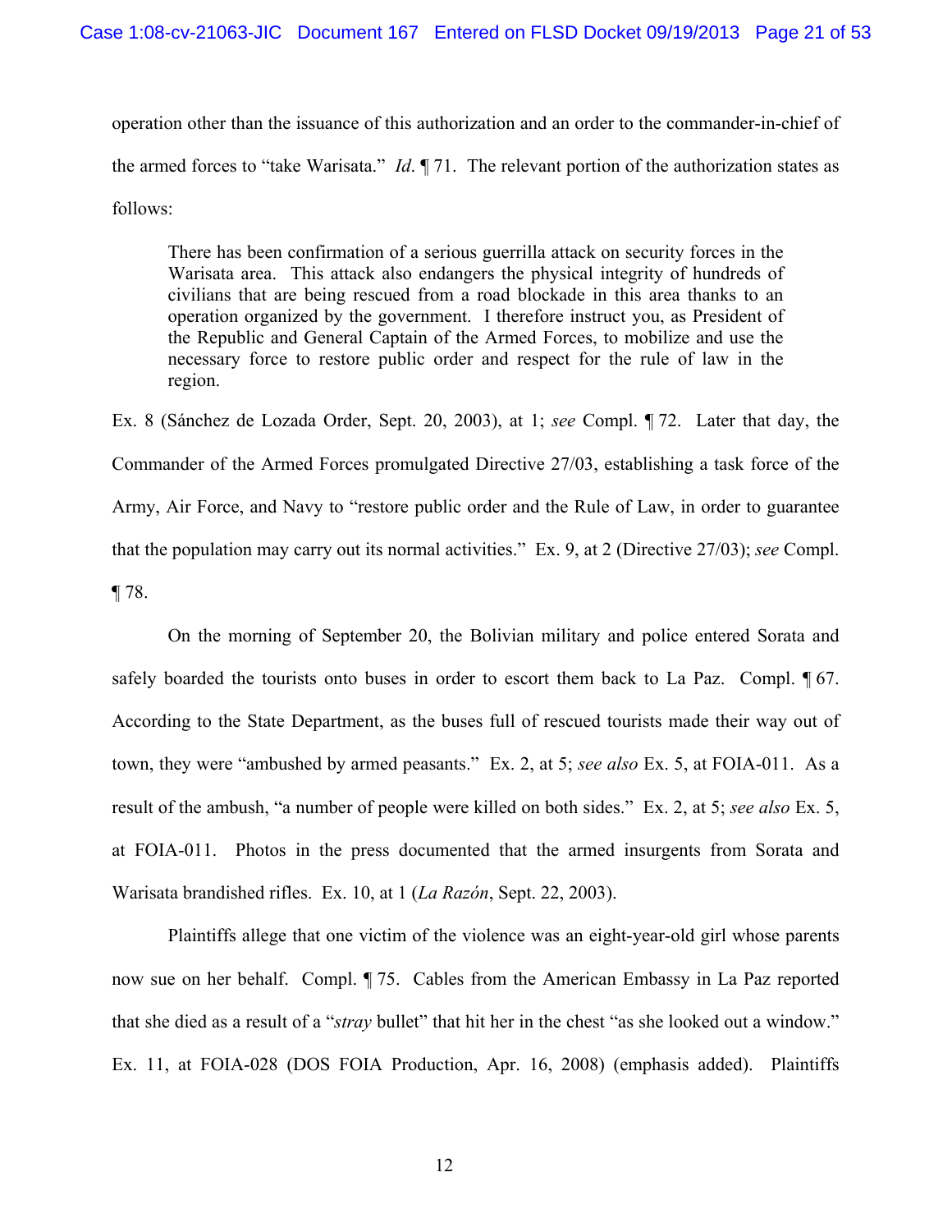operation other than the issuance of this authorization and an order to the commander-in-chief of the armed forces to "take Warisata." *Id*. ¶ 71. The relevant portion of the authorization states as follows:

> There has been confirmation of a serious guerrilla attack on security forces in the Warisata area. This attack also endangers the physical integrity of hundreds of civilians that are being rescued from a road blockade in this area thanks to an operation organized by the government. I therefore instruct you, as President of the Republic and General Captain of the Armed Forces, to mobilize and use the necessary force to restore public order and respect for the rule of law in the region.

Ex. 8 (Sánchez de Lozada Order, Sept. 20, 2003), at 1; *see* Compl. ¶ 72. Later that day, the Commander of the Armed Forces promulgated Directive 27/03, establishing a task force of the Army, Air Force, and Navy to "restore public order and the Rule of Law, in order to guarantee that the population may carry out its normal activities." Ex. 9, at 2 (Directive 27/03); *see* Compl. ¶ 78.

On the morning of September 20, the Bolivian military and police entered Sorata and safely boarded the tourists onto buses in order to escort them back to La Paz. Compl. ¶ 67. According to the State Department, as the buses full of rescued tourists made their way out of town, they were "ambushed by armed peasants." Ex. 2, at 5; *see also* Ex. 5, at FOIA-011. As a result of the ambush, "a number of people were killed on both sides." Ex. 2, at 5; *see also* Ex. 5, at FOIA-011. Photos in the press documented that the armed insurgents from Sorata and Warisata brandished rifles. Ex. 10, at 1 (*La Razón*, Sept. 22, 2003).

Plaintiffs allege that one victim of the violence was an eight-year-old girl whose parents now sue on her behalf. Compl. ¶ 75. Cables from the American Embassy in La Paz reported that she died as a result of a "*stray* bullet" that hit her in the chest "as she looked out a window." Ex. 11, at FOIA-028 (DOS FOIA Production, Apr. 16, 2008) (emphasis added). Plaintiffs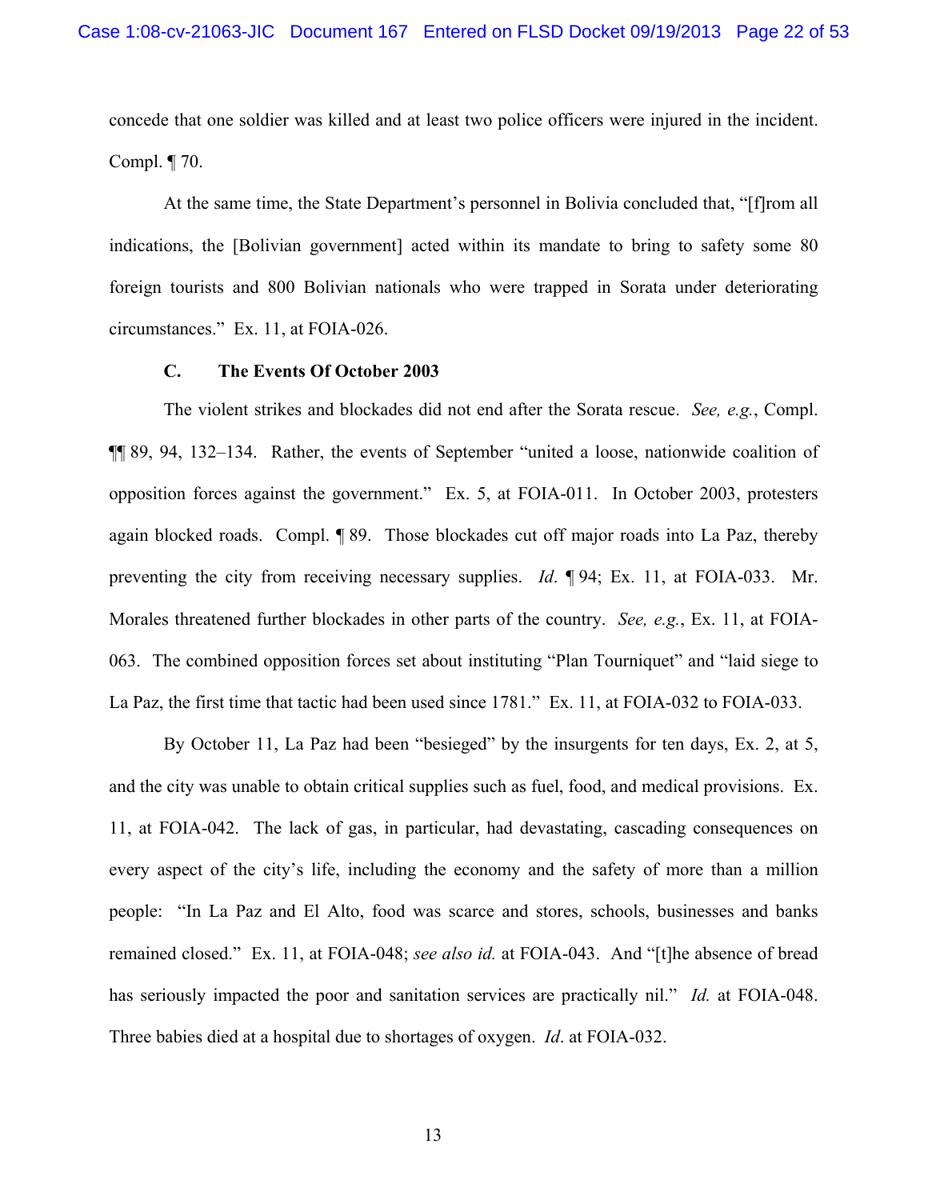concede that one soldier was killed and at least two police officers were injured in the incident. Compl. ¶ 70.

At the same time, the State Department's personnel in Bolivia concluded that, "[f]rom all indications, the [Bolivian government] acted within its mandate to bring to safety some 80 foreign tourists and 800 Bolivian nationals who were trapped in Sorata under deteriorating circumstances." Ex. 11, at FOIA-026.

### C. The Events Of October 2003

The violent strikes and blockades did not end after the Sorata rescue. *See, e.g.*, Compl. ¶¶ 89, 94, 132–134. Rather, the events of September "united a loose, nationwide coalition of opposition forces against the government." Ex. 5, at FOIA-011. In October 2003, protesters again blocked roads. Compl. ¶ 89. Those blockades cut off major roads into La Paz, thereby preventing the city from receiving necessary supplies. *Id*. ¶ 94; Ex. 11, at FOIA-033. Mr. Morales threatened further blockades in other parts of the country. *See, e.g.*, Ex. 11, at FOIA-063. The combined opposition forces set about instituting "Plan Tourniquet" and "laid siege to La Paz, the first time that tactic had been used since 1781." Ex. 11, at FOIA-032 to FOIA-033.

By October 11, La Paz had been "besieged" by the insurgents for ten days, Ex. 2, at 5, and the city was unable to obtain critical supplies such as fuel, food, and medical provisions. Ex. 11, at FOIA-042. The lack of gas, in particular, had devastating, cascading consequences on every aspect of the city's life, including the economy and the safety of more than a million people: "In La Paz and El Alto, food was scarce and stores, schools, businesses and banks remained closed." Ex. 11, at FOIA-048; *see also id.* at FOIA-043. And "[t]he absence of bread has seriously impacted the poor and sanitation services are practically nil." *Id.* at FOIA-048. Three babies died at a hospital due to shortages of oxygen. *Id*. at FOIA-032.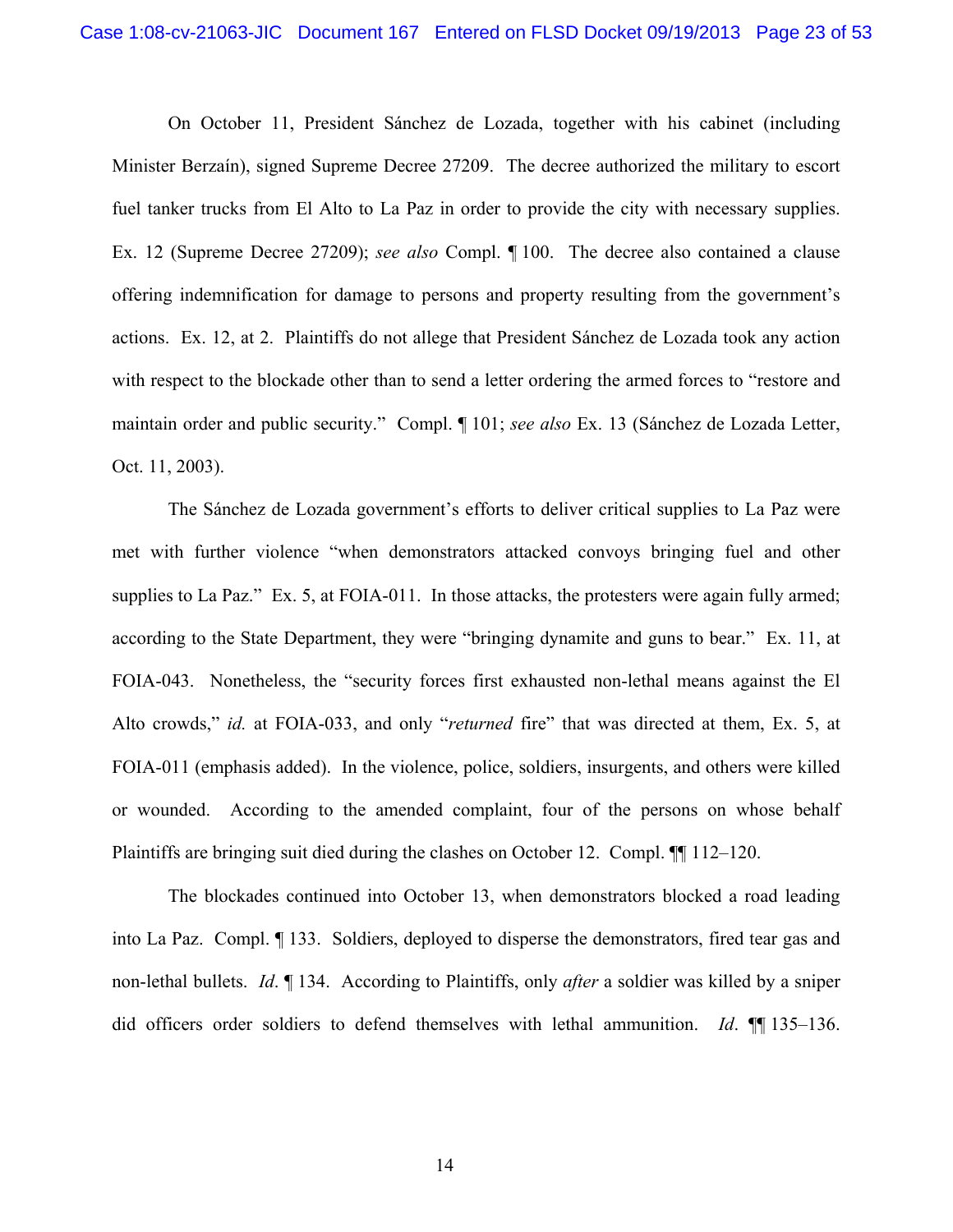On October 11, President Sánchez de Lozada, together with his cabinet (including Minister Berzaín), signed Supreme Decree 27209. The decree authorized the military to escort fuel tanker trucks from El Alto to La Paz in order to provide the city with necessary supplies. Ex. 12 (Supreme Decree 27209); *see also* Compl. ¶ 100. The decree also contained a clause offering indemnification for damage to persons and property resulting from the government's actions. Ex. 12, at 2. Plaintiffs do not allege that President Sánchez de Lozada took any action with respect to the blockade other than to send a letter ordering the armed forces to "restore and maintain order and public security." Compl. ¶ 101; *see also* Ex. 13 (Sánchez de Lozada Letter, Oct. 11, 2003).

The Sánchez de Lozada government's efforts to deliver critical supplies to La Paz were met with further violence "when demonstrators attacked convoys bringing fuel and other supplies to La Paz." Ex. 5, at FOIA-011. In those attacks, the protesters were again fully armed; according to the State Department, they were "bringing dynamite and guns to bear." Ex. 11, at FOIA-043. Nonetheless, the "security forces first exhausted non-lethal means against the El Alto crowds," *id.* at FOIA-033, and only "*returned* fire" that was directed at them, Ex. 5, at FOIA-011 (emphasis added). In the violence, police, soldiers, insurgents, and others were killed or wounded. According to the amended complaint, four of the persons on whose behalf Plaintiffs are bringing suit died during the clashes on October 12. Compl. ¶¶ 112–120.

The blockades continued into October 13, when demonstrators blocked a road leading into La Paz. Compl. ¶ 133. Soldiers, deployed to disperse the demonstrators, fired tear gas and non-lethal bullets. *Id*. ¶ 134. According to Plaintiffs, only *after* a soldier was killed by a sniper did officers order soldiers to defend themselves with lethal ammunition. *Id*. ¶¶ 135–136.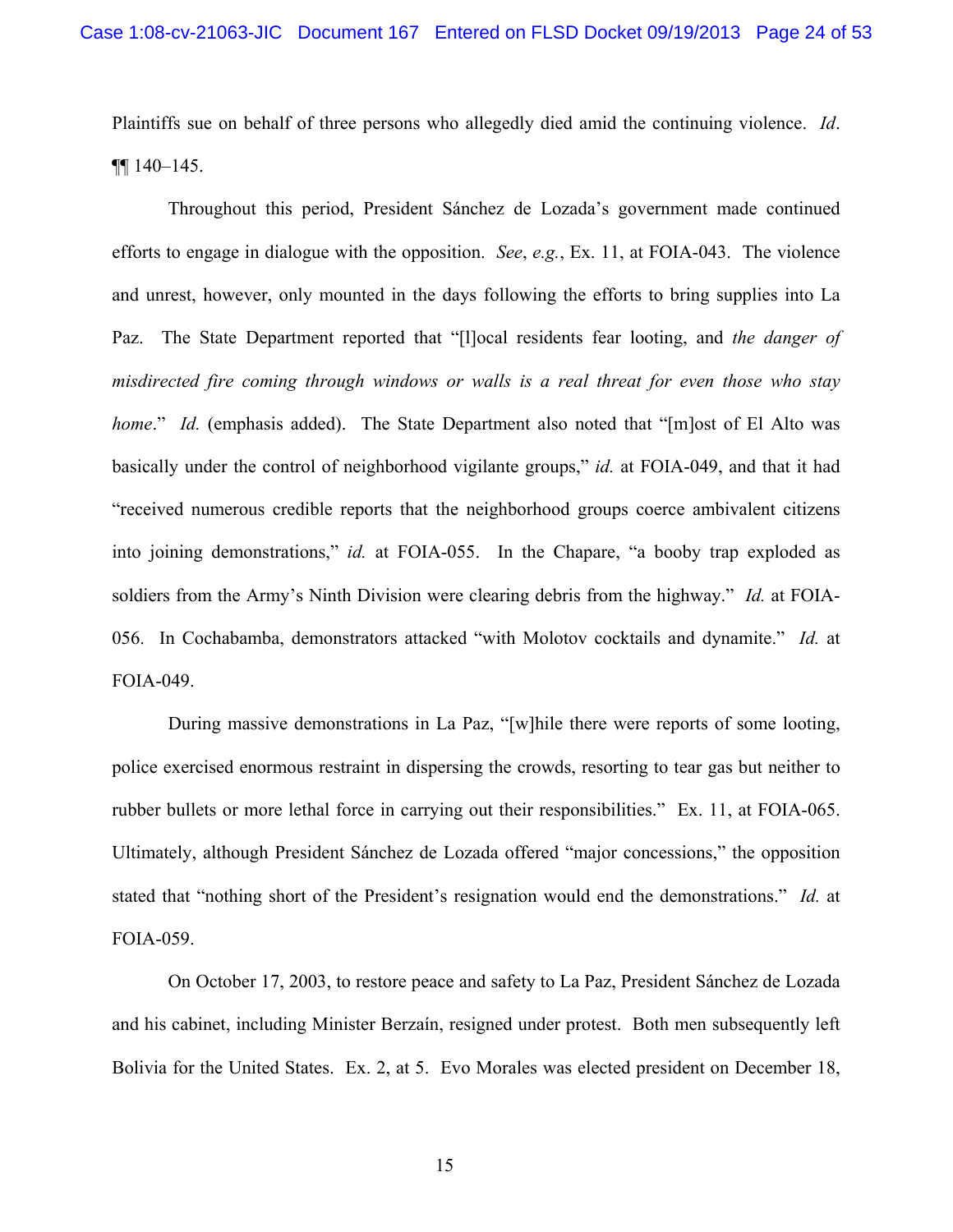Plaintiffs sue on behalf of three persons who allegedly died amid the continuing violence. *Id*. ¶¶ 140–145.

Throughout this period, President Sánchez de Lozada's government made continued efforts to engage in dialogue with the opposition. *See*, *e.g.*, Ex. 11, at FOIA-043. The violence and unrest, however, only mounted in the days following the efforts to bring supplies into La Paz. The State Department reported that "[l]ocal residents fear looting, and *the danger of misdirected fire coming through windows or walls is a real threat for even those who stay home*." *Id.* (emphasis added). The State Department also noted that "[m]ost of El Alto was basically under the control of neighborhood vigilante groups," *id.* at FOIA-049, and that it had "received numerous credible reports that the neighborhood groups coerce ambivalent citizens into joining demonstrations," *id.* at FOIA-055. In the Chapare, "a booby trap exploded as soldiers from the Army's Ninth Division were clearing debris from the highway." *Id.* at FOIA-056. In Cochabamba, demonstrators attacked "with Molotov cocktails and dynamite." *Id.* at FOIA-049.

During massive demonstrations in La Paz, "[w]hile there were reports of some looting, police exercised enormous restraint in dispersing the crowds, resorting to tear gas but neither to rubber bullets or more lethal force in carrying out their responsibilities." Ex. 11, at FOIA-065. Ultimately, although President Sánchez de Lozada offered "major concessions," the opposition stated that "nothing short of the President's resignation would end the demonstrations." *Id.* at FOIA-059.

On October 17, 2003, to restore peace and safety to La Paz, President Sánchez de Lozada and his cabinet, including Minister Berzaín, resigned under protest. Both men subsequently left Bolivia for the United States. Ex. 2, at 5. Evo Morales was elected president on December 18,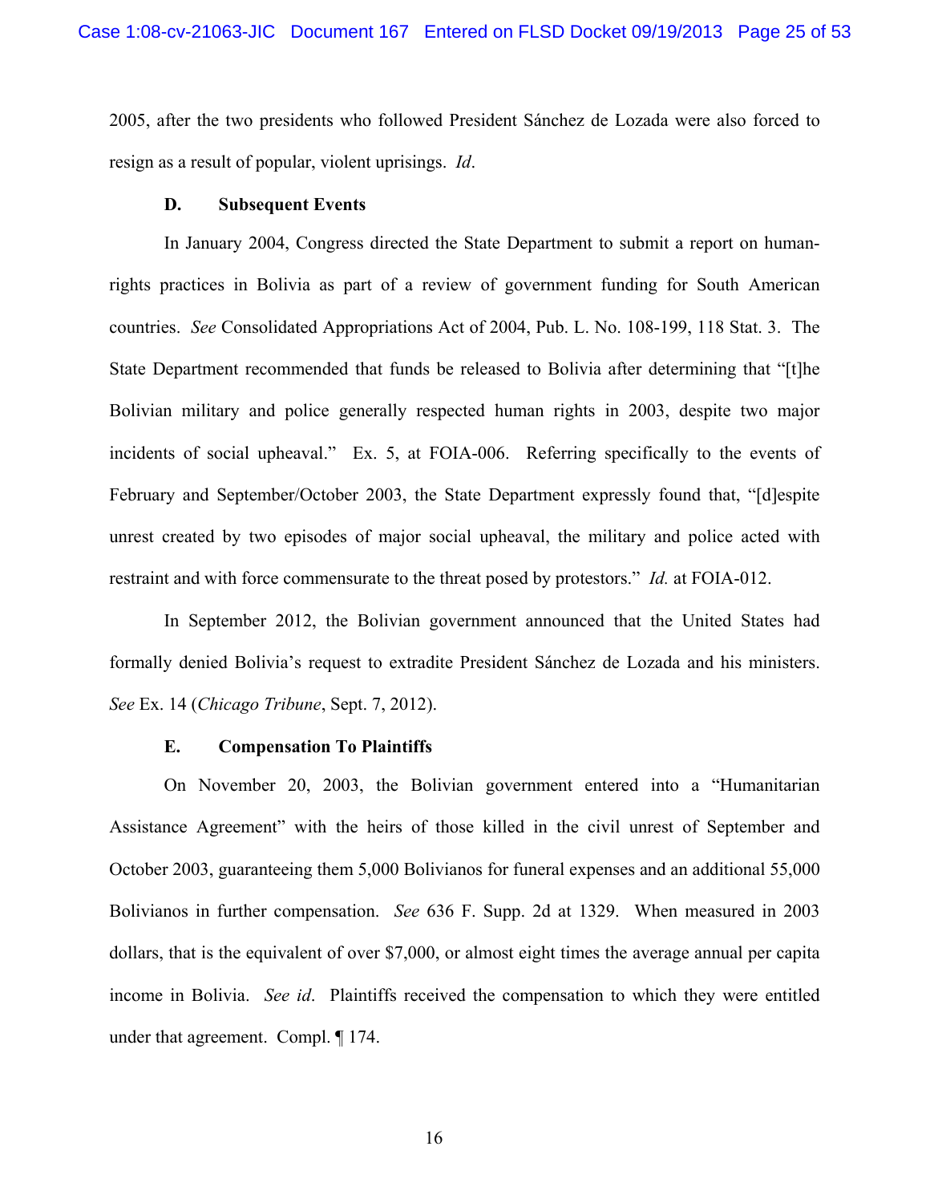2005, after the two presidents who followed President Sánchez de Lozada were also forced to resign as a result of popular, violent uprisings. *Id*.

### D. Subsequent Events

In January 2004, Congress directed the State Department to submit a report on human-rights practices in Bolivia as part of a review of government funding for South American countries. *See* Consolidated Appropriations Act of 2004, Pub. L. No. 108-199, 118 Stat. 3. The State Department recommended that funds be released to Bolivia after determining that "[t]he Bolivian military and police generally respected human rights in 2003, despite two major incidents of social upheaval." Ex. 5, at FOIA-006. Referring specifically to the events of February and September/October 2003, the State Department expressly found that, "[d]espite unrest created by two episodes of major social upheaval, the military and police acted with restraint and with force commensurate to the threat posed by protestors." *Id.* at FOIA-012.

In September 2012, the Bolivian government announced that the United States had formally denied Bolivia's request to extradite President Sánchez de Lozada and his ministers. *See* Ex. 14 (*Chicago Tribune*, Sept. 7, 2012).

### E. Compensation To Plaintiffs

On November 20, 2003, the Bolivian government entered into a "Humanitarian Assistance Agreement" with the heirs of those killed in the civil unrest of September and October 2003, guaranteeing them 5,000 Bolivianos for funeral expenses and an additional 55,000 Bolivianos in further compensation. *See* 636 F. Supp. 2d at 1329. When measured in 2003 dollars, that is the equivalent of over $7,000, or almost eight times the average annual per capita income in Bolivia. *See id*. Plaintiffs received the compensation to which they were entitled under that agreement. Compl. ¶ 174.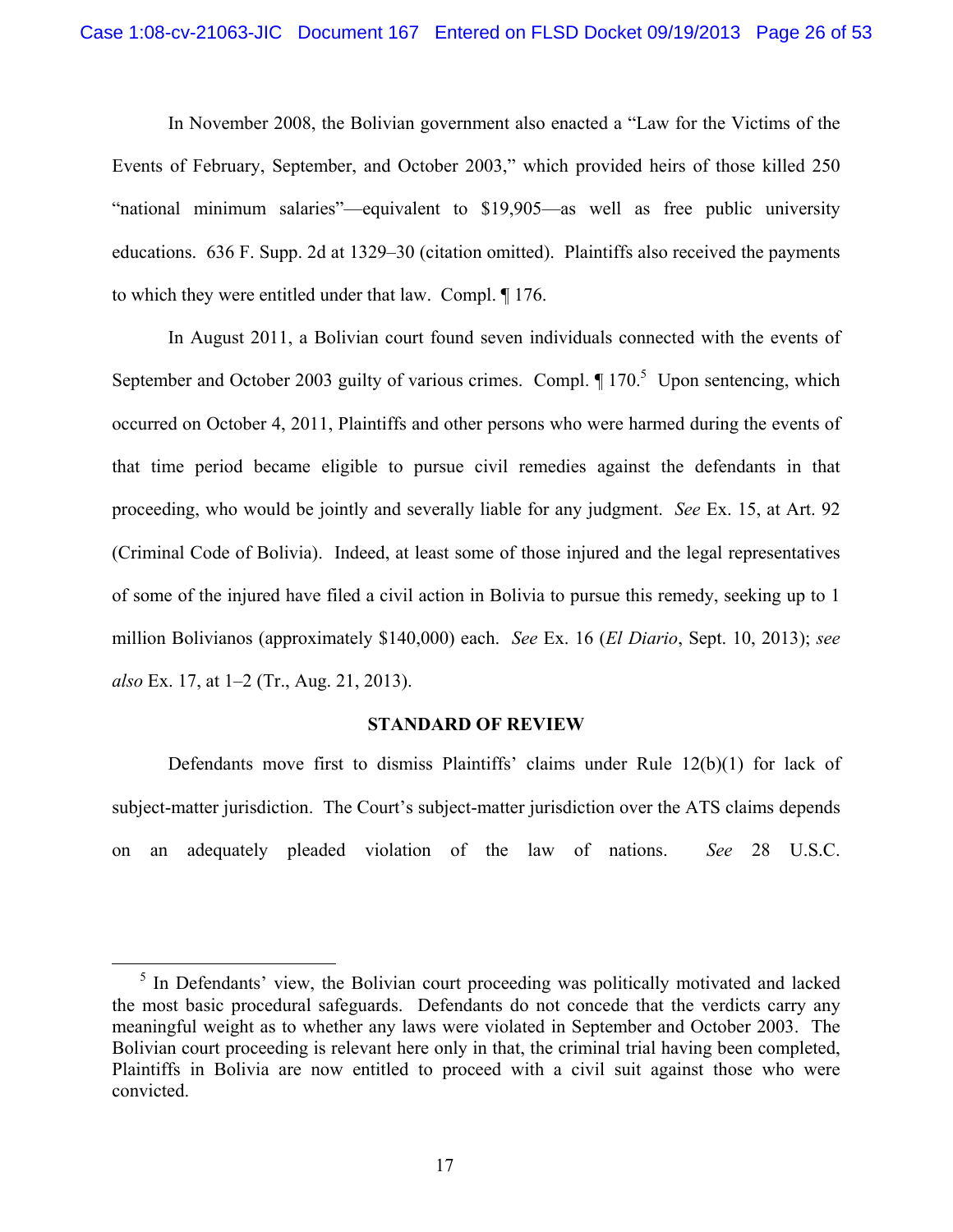In November 2008, the Bolivian government also enacted a "Law for the Victims of the Events of February, September, and October 2003," which provided heirs of those killed 250 "national minimum salaries"—equivalent to $19,905—as well as free public university educations. 636 F. Supp. 2d at 1329–30 (citation omitted). Plaintiffs also received the payments to which they were entitled under that law. Compl. ¶ 176.

In August 2011, a Bolivian court found seven individuals connected with the events of September and October 2003 guilty of various crimes. Compl. ¶ 170.[5] Upon sentencing, which occurred on October 4, 2011, Plaintiffs and other persons who were harmed during the events of that time period became eligible to pursue civil remedies against the defendants in that proceeding, who would be jointly and severally liable for any judgment. *See* Ex. 15, at Art. 92 (Criminal Code of Bolivia). Indeed, at least some of those injured and the legal representatives of some of the injured have filed a civil action in Bolivia to pursue this remedy, seeking up to 1 million Bolivianos (approximately $140,000) each. *See* Ex. 16 (*El Diario*, Sept. 10, 2013); *see also* Ex. 17, at 1–2 (Tr., Aug. 21, 2013).

**STANDARD OF REVIEW**

Defendants move first to dismiss Plaintiffs' claims under Rule 12(b)(1) for lack of subject-matter jurisdiction. The Court's subject-matter jurisdiction over the ATS claims depends on an adequately pleaded violation of the law of nations. *See* 28 U.S.C.

---

[5] In Defendants' view, the Bolivian court proceeding was politically motivated and lacked the most basic procedural safeguards. Defendants do not concede that the verdicts carry any meaningful weight as to whether any laws were violated in September and October 2003. The Bolivian court proceeding is relevant here only in that, the criminal trial having been completed, Plaintiffs in Bolivia are now entitled to proceed with a civil suit against those who were convicted.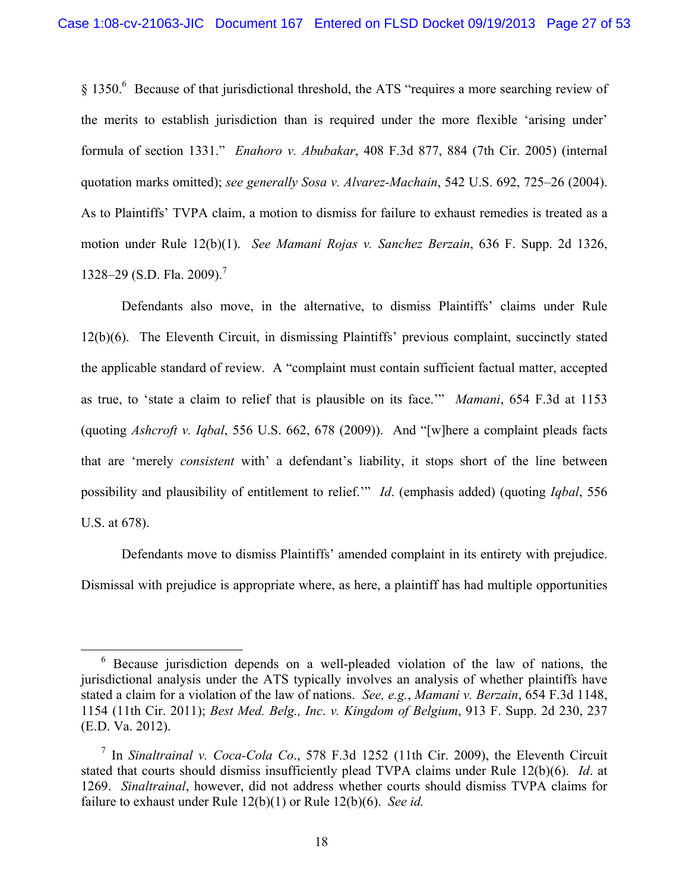§ 1350.[6] Because of that jurisdictional threshold, the ATS "requires a more searching review of the merits to establish jurisdiction than is required under the more flexible 'arising under' formula of section 1331." *Enahoro v. Abubakar*, 408 F.3d 877, 884 (7th Cir. 2005) (internal quotation marks omitted); *see generally Sosa v. Alvarez-Machain*, 542 U.S. 692, 725–26 (2004). As to Plaintiffs' TVPA claim, a motion to dismiss for failure to exhaust remedies is treated as a motion under Rule 12(b)(1). *See Mamani Rojas v. Sanchez Berzain*, 636 F. Supp. 2d 1326, 1328–29 (S.D. Fla. 2009).[7]

Defendants also move, in the alternative, to dismiss Plaintiffs' claims under Rule 12(b)(6). The Eleventh Circuit, in dismissing Plaintiffs' previous complaint, succinctly stated the applicable standard of review. A "complaint must contain sufficient factual matter, accepted as true, to 'state a claim to relief that is plausible on its face.'" *Mamani*, 654 F.3d at 1153 (quoting *Ashcroft v. Iqbal*, 556 U.S. 662, 678 (2009)). And "[w]here a complaint pleads facts that are 'merely *consistent* with' a defendant's liability, it stops short of the line between possibility and plausibility of entitlement to relief.'" *Id*. (emphasis added) (quoting *Iqbal*, 556 U.S. at 678).

Defendants move to dismiss Plaintiffs' amended complaint in its entirety with prejudice. Dismissal with prejudice is appropriate where, as here, a plaintiff has had multiple opportunities

---

[6] Because jurisdiction depends on a well-pleaded violation of the law of nations, the jurisdictional analysis under the ATS typically involves an analysis of whether plaintiffs have stated a claim for a violation of the law of nations. *See, e.g.*, *Mamani v. Berzain*, 654 F.3d 1148, 1154 (11th Cir. 2011); *Best Med. Belg., Inc. v. Kingdom of Belgium*, 913 F. Supp. 2d 230, 237 (E.D. Va. 2012).

[7] In *Sinaltrainal v. Coca-Cola Co*., 578 F.3d 1252 (11th Cir. 2009), the Eleventh Circuit stated that courts should dismiss insufficiently plead TVPA claims under Rule 12(b)(6). *Id*. at 1269. *Sinaltrainal*, however, did not address whether courts should dismiss TVPA claims for failure to exhaust under Rule 12(b)(1) or Rule 12(b)(6). *See id.*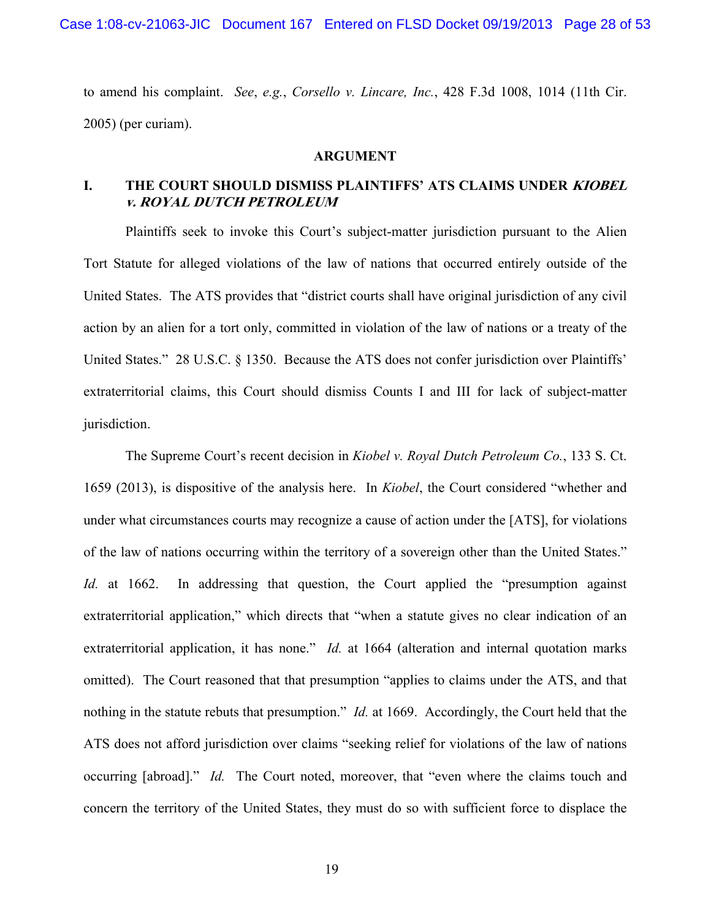to amend his complaint. *See*, *e.g.*, *Corsello v. Lincare, Inc.*, 428 F.3d 1008, 1014 (11th Cir. 2005) (per curiam).

## ARGUMENT

### I. THE COURT SHOULD DISMISS PLAINTIFFS' ATS CLAIMS UNDER *KIOBEL v. ROYAL DUTCH PETROLEUM*

Plaintiffs seek to invoke this Court's subject-matter jurisdiction pursuant to the Alien Tort Statute for alleged violations of the law of nations that occurred entirely outside of the United States. The ATS provides that "district courts shall have original jurisdiction of any civil action by an alien for a tort only, committed in violation of the law of nations or a treaty of the United States." 28 U.S.C. § 1350. Because the ATS does not confer jurisdiction over Plaintiffs' extraterritorial claims, this Court should dismiss Counts I and III for lack of subject-matter jurisdiction.

The Supreme Court's recent decision in *Kiobel v. Royal Dutch Petroleum Co.*, 133 S. Ct. 1659 (2013), is dispositive of the analysis here. In *Kiobel*, the Court considered "whether and under what circumstances courts may recognize a cause of action under the [ATS], for violations of the law of nations occurring within the territory of a sovereign other than the United States." *Id.* at 1662. In addressing that question, the Court applied the "presumption against extraterritorial application," which directs that "when a statute gives no clear indication of an extraterritorial application, it has none." *Id.* at 1664 (alteration and internal quotation marks omitted). The Court reasoned that that presumption "applies to claims under the ATS, and that nothing in the statute rebuts that presumption." *Id.* at 1669. Accordingly, the Court held that the ATS does not afford jurisdiction over claims "seeking relief for violations of the law of nations occurring [abroad]." *Id.* The Court noted, moreover, that "even where the claims touch and concern the territory of the United States, they must do so with sufficient force to displace the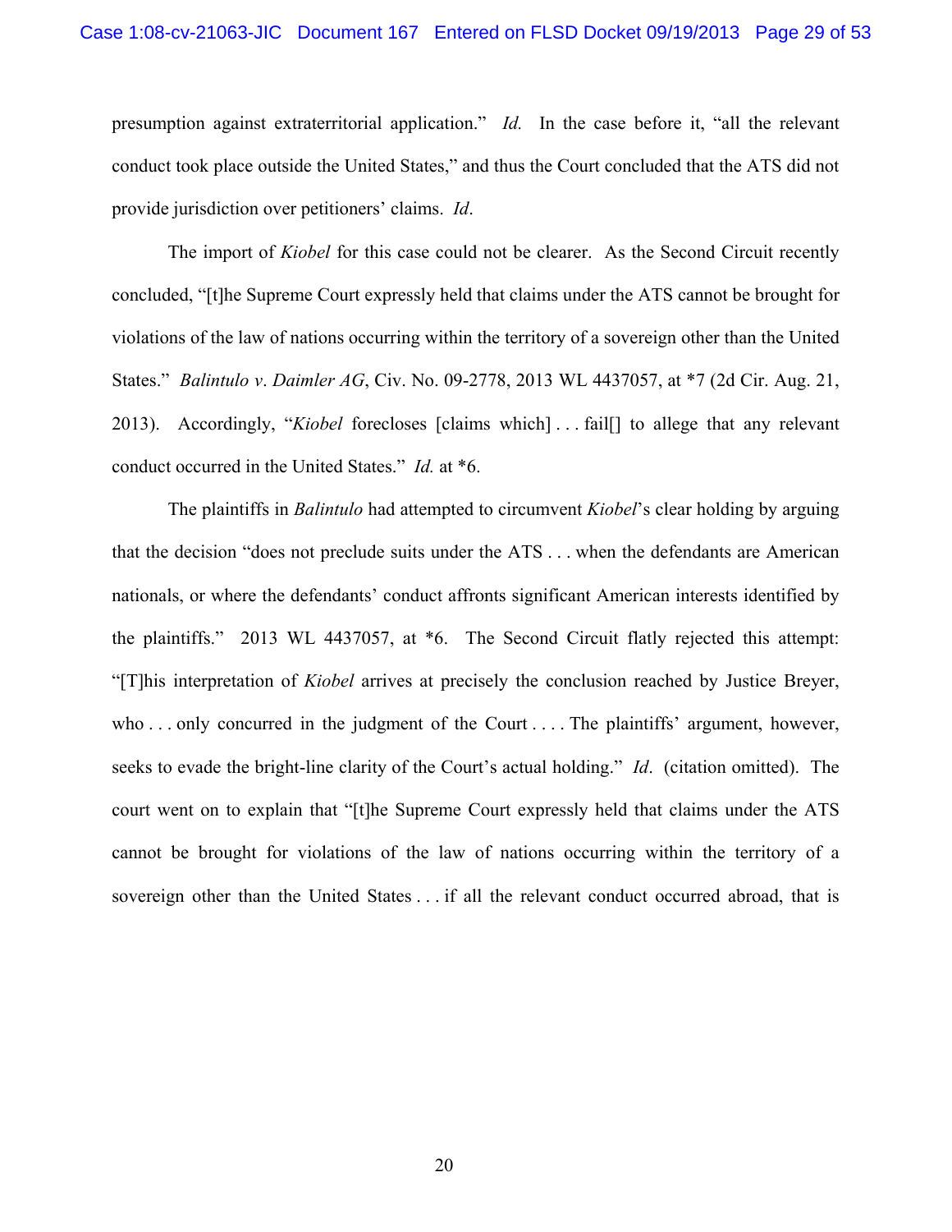presumption against extraterritorial application." *Id.* In the case before it, "all the relevant conduct took place outside the United States," and thus the Court concluded that the ATS did not provide jurisdiction over petitioners' claims. *Id*.

The import of *Kiobel* for this case could not be clearer. As the Second Circuit recently concluded, "[t]he Supreme Court expressly held that claims under the ATS cannot be brought for violations of the law of nations occurring within the territory of a sovereign other than the United States." *Balintulo v. Daimler AG*, Civ. No. 09-2778, 2013 WL 4437057, at *7 (2d Cir. Aug. 21, 2013). Accordingly, "*Kiobel* forecloses [claims which] . . . fail[] to allege that any relevant conduct occurred in the United States." *Id.* at *6.

The plaintiffs in *Balintulo* had attempted to circumvent *Kiobel*'s clear holding by arguing that the decision "does not preclude suits under the ATS . . . when the defendants are American nationals, or where the defendants' conduct affronts significant American interests identified by the plaintiffs." 2013 WL 4437057, at *6. The Second Circuit flatly rejected this attempt: "[T]his interpretation of *Kiobel* arrives at precisely the conclusion reached by Justice Breyer, who . . . only concurred in the judgment of the Court . . . . The plaintiffs' argument, however, seeks to evade the bright-line clarity of the Court's actual holding." *Id*. (citation omitted). The court went on to explain that "[t]he Supreme Court expressly held that claims under the ATS cannot be brought for violations of the law of nations occurring within the territory of a sovereign other than the United States . . . if all the relevant conduct occurred abroad, that is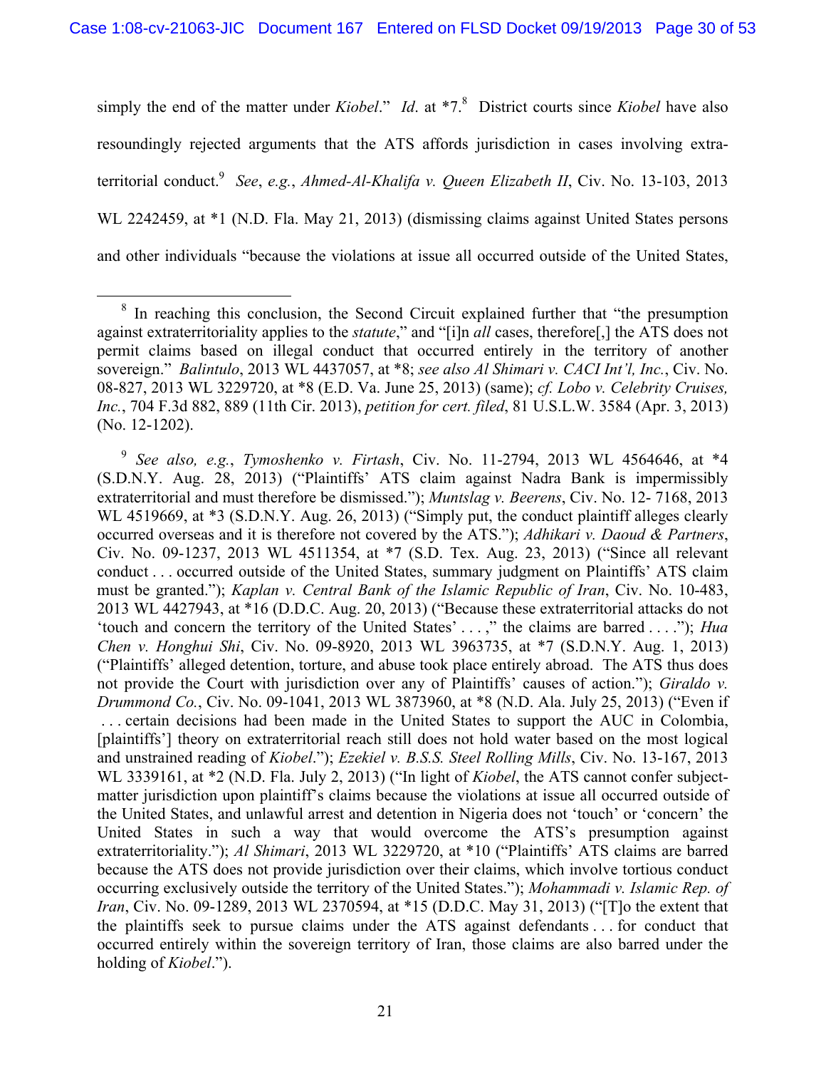simply the end of the matter under *Kiobel*." *Id*. at *7.[8] District courts since *Kiobel* have also resoundingly rejected arguments that the ATS affords jurisdiction in cases involving extra-territorial conduct.[9] *See*, *e.g.*, *Ahmed-Al-Khalifa v. Queen Elizabeth II*, Civ. No. 13-103, 2013 WL 2242459, at *1 (N.D. Fla. May 21, 2013) (dismissing claims against United States persons and other individuals "because the violations at issue all occurred outside of the United States,

---

[8] In reaching this conclusion, the Second Circuit explained further that "the presumption against extraterritoriality applies to the *statute*," and "[i]n *all* cases, therefore[,] the ATS does not permit claims based on illegal conduct that occurred entirely in the territory of another sovereign." *Balintulo*, 2013 WL 4437057, at *8; *see also Al Shimari v. CACI Int'l, Inc.*, Civ. No. 08-827, 2013 WL 3229720, at *8 (E.D. Va. June 25, 2013) (same); *cf. Lobo v. Celebrity Cruises, Inc.*, 704 F.3d 882, 889 (11th Cir. 2013), *petition for cert. filed*, 81 U.S.L.W. 3584 (Apr. 3, 2013) (No. 12-1202).

[9] *See also, e.g.*, *Tymoshenko v. Firtash*, Civ. No. 11-2794, 2013 WL 4564646, at *4 (S.D.N.Y. Aug. 28, 2013) ("Plaintiffs' ATS claim against Nadra Bank is impermissibly extraterritorial and must therefore be dismissed."); *Muntslag v. Beerens*, Civ. No. 12- 7168, 2013 WL 4519669, at *3 (S.D.N.Y. Aug. 26, 2013) ("Simply put, the conduct plaintiff alleges clearly occurred overseas and it is therefore not covered by the ATS."); *Adhikari v. Daoud & Partners*, Civ. No. 09-1237, 2013 WL 4511354, at *7 (S.D. Tex. Aug. 23, 2013) ("Since all relevant conduct . . . occurred outside of the United States, summary judgment on Plaintiffs' ATS claim must be granted."); *Kaplan v. Central Bank of the Islamic Republic of Iran*, Civ. No. 10-483, 2013 WL 4427943, at *16 (D.D.C. Aug. 20, 2013) ("Because these extraterritorial attacks do not 'touch and concern the territory of the United States' . . . ," the claims are barred . . . ."); *Hua Chen v. Honghui Shi*, Civ. No. 09-8920, 2013 WL 3963735, at *7 (S.D.N.Y. Aug. 1, 2013) ("Plaintiffs' alleged detention, torture, and abuse took place entirely abroad. The ATS thus does not provide the Court with jurisdiction over any of Plaintiffs' causes of action."); *Giraldo v. Drummond Co.*, Civ. No. 09-1041, 2013 WL 3873960, at *8 (N.D. Ala. July 25, 2013) ("Even if . . . certain decisions had been made in the United States to support the AUC in Colombia, [plaintiffs'] theory on extraterritorial reach still does not hold water based on the most logical and unstrained reading of *Kiobel*."); *Ezekiel v. B.S.S. Steel Rolling Mills*, Civ. No. 13-167, 2013 WL 3339161, at *2 (N.D. Fla. July 2, 2013) ("In light of *Kiobel*, the ATS cannot confer subject-matter jurisdiction upon plaintiff's claims because the violations at issue all occurred outside of the United States, and unlawful arrest and detention in Nigeria does not 'touch' or 'concern' the United States in such a way that would overcome the ATS's presumption against extraterritoriality."); *Al Shimari*, 2013 WL 3229720, at *10 ("Plaintiffs' ATS claims are barred because the ATS does not provide jurisdiction over their claims, which involve tortious conduct occurring exclusively outside the territory of the United States."); *Mohammadi v. Islamic Rep. of Iran*, Civ. No. 09-1289, 2013 WL 2370594, at *15 (D.D.C. May 31, 2013) ("[T]o the extent that the plaintiffs seek to pursue claims under the ATS against defendants . . . for conduct that occurred entirely within the sovereign territory of Iran, those claims are also barred under the holding of *Kiobel*.").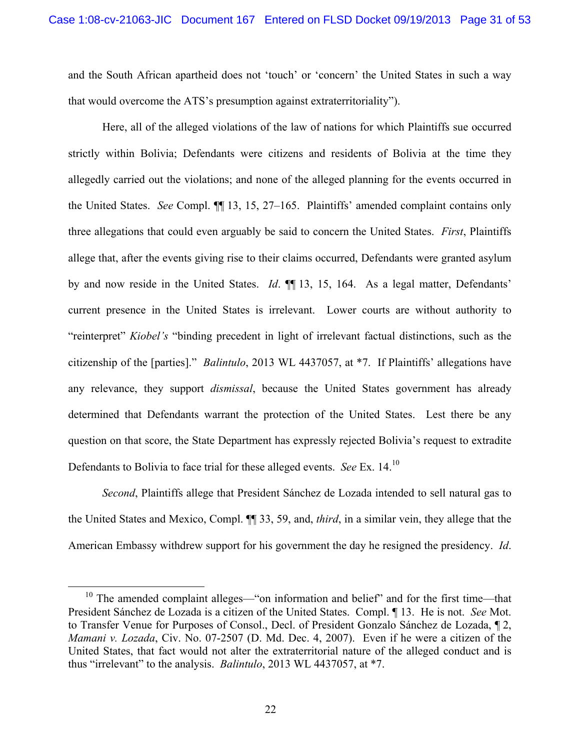and the South African apartheid does not 'touch' or 'concern' the United States in such a way that would overcome the ATS's presumption against extraterritoriality").

Here, all of the alleged violations of the law of nations for which Plaintiffs sue occurred strictly within Bolivia; Defendants were citizens and residents of Bolivia at the time they allegedly carried out the violations; and none of the alleged planning for the events occurred in the United States. *See* Compl. ¶¶ 13, 15, 27–165. Plaintiffs' amended complaint contains only three allegations that could even arguably be said to concern the United States. *First*, Plaintiffs allege that, after the events giving rise to their claims occurred, Defendants were granted asylum by and now reside in the United States. *Id*. ¶¶ 13, 15, 164. As a legal matter, Defendants' current presence in the United States is irrelevant. Lower courts are without authority to "reinterpret" *Kiobel's* "binding precedent in light of irrelevant factual distinctions, such as the citizenship of the [parties]." *Balintulo*, 2013 WL 4437057, at *7. If Plaintiffs' allegations have any relevance, they support *dismissal*, because the United States government has already determined that Defendants warrant the protection of the United States. Lest there be any question on that score, the State Department has expressly rejected Bolivia's request to extradite Defendants to Bolivia to face trial for these alleged events. *See* Ex. 14.[10]

*Second*, Plaintiffs allege that President Sánchez de Lozada intended to sell natural gas to the United States and Mexico, Compl. ¶¶ 33, 59, and, *third*, in a similar vein, they allege that the American Embassy withdrew support for his government the day he resigned the presidency. *Id*.

[10] The amended complaint alleges—"on information and belief" and for the first time—that President Sánchez de Lozada is a citizen of the United States. Compl. ¶ 13. He is not. *See* Mot. to Transfer Venue for Purposes of Consol., Decl. of President Gonzalo Sánchez de Lozada, ¶ 2, *Mamani v. Lozada*, Civ. No. 07-2507 (D. Md. Dec. 4, 2007). Even if he were a citizen of the United States, that fact would not alter the extraterritorial nature of the alleged conduct and is thus "irrelevant" to the analysis. *Balintulo*, 2013 WL 4437057, at *7.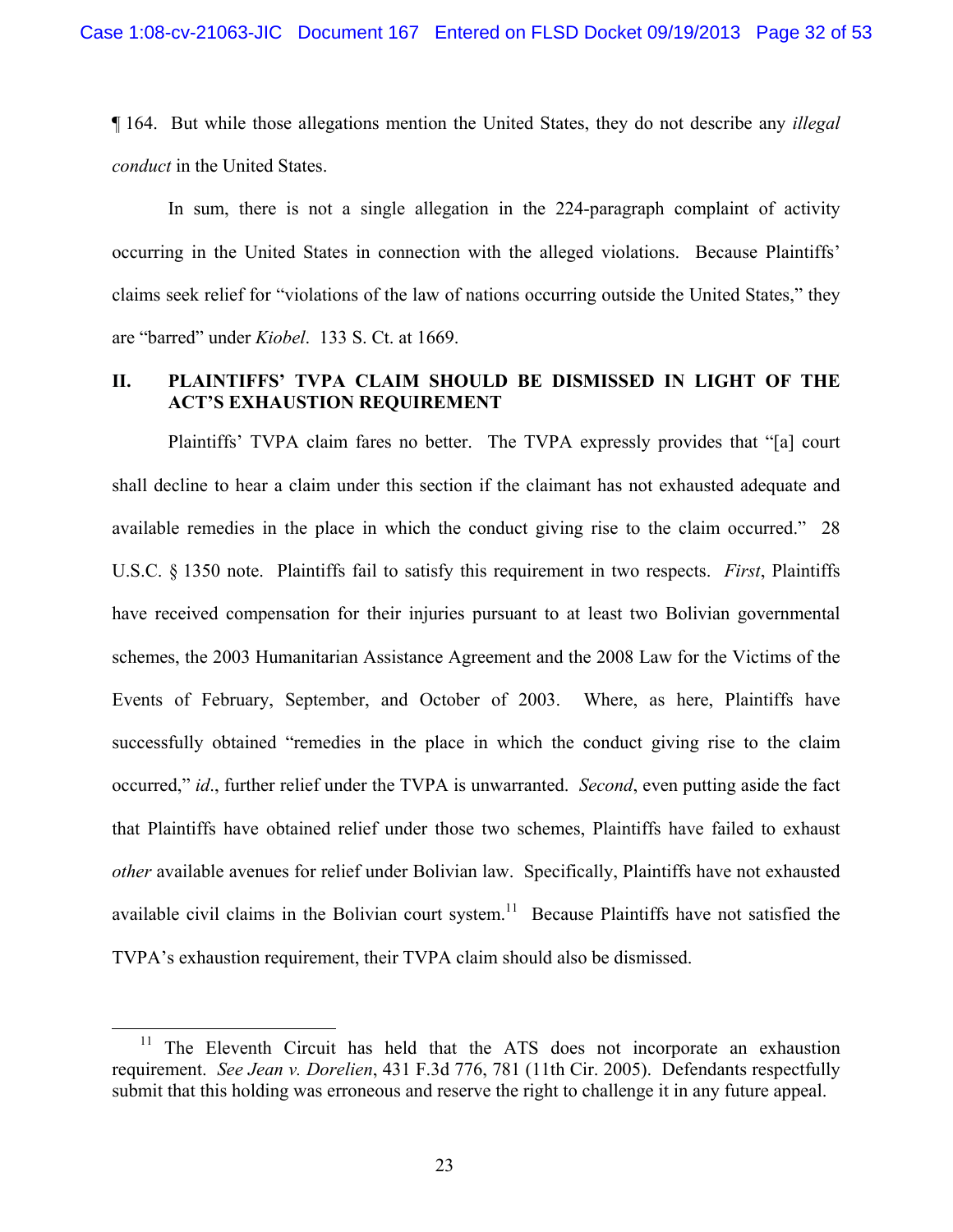¶ 164. But while those allegations mention the United States, they do not describe any *illegal conduct* in the United States.

In sum, there is not a single allegation in the 224-paragraph complaint of activity occurring in the United States in connection with the alleged violations. Because Plaintiffs' claims seek relief for "violations of the law of nations occurring outside the United States," they are "barred" under *Kiobel*. 133 S. Ct. at 1669.

## II. PLAINTIFFS' TVPA CLAIM SHOULD BE DISMISSED IN LIGHT OF THE ACT'S EXHAUSTION REQUIREMENT

Plaintiffs' TVPA claim fares no better. The TVPA expressly provides that "[a] court shall decline to hear a claim under this section if the claimant has not exhausted adequate and available remedies in the place in which the conduct giving rise to the claim occurred." 28 U.S.C. § 1350 note. Plaintiffs fail to satisfy this requirement in two respects. *First*, Plaintiffs have received compensation for their injuries pursuant to at least two Bolivian governmental schemes, the 2003 Humanitarian Assistance Agreement and the 2008 Law for the Victims of the Events of February, September, and October of 2003. Where, as here, Plaintiffs have successfully obtained "remedies in the place in which the conduct giving rise to the claim occurred," *id*., further relief under the TVPA is unwarranted. *Second*, even putting aside the fact that Plaintiffs have obtained relief under those two schemes, Plaintiffs have failed to exhaust *other* available avenues for relief under Bolivian law. Specifically, Plaintiffs have not exhausted available civil claims in the Bolivian court system.[11] Because Plaintiffs have not satisfied the TVPA's exhaustion requirement, their TVPA claim should also be dismissed.

---

[11] The Eleventh Circuit has held that the ATS does not incorporate an exhaustion requirement. *See Jean v. Dorelien*, 431 F.3d 776, 781 (11th Cir. 2005). Defendants respectfully submit that this holding was erroneous and reserve the right to challenge it in any future appeal.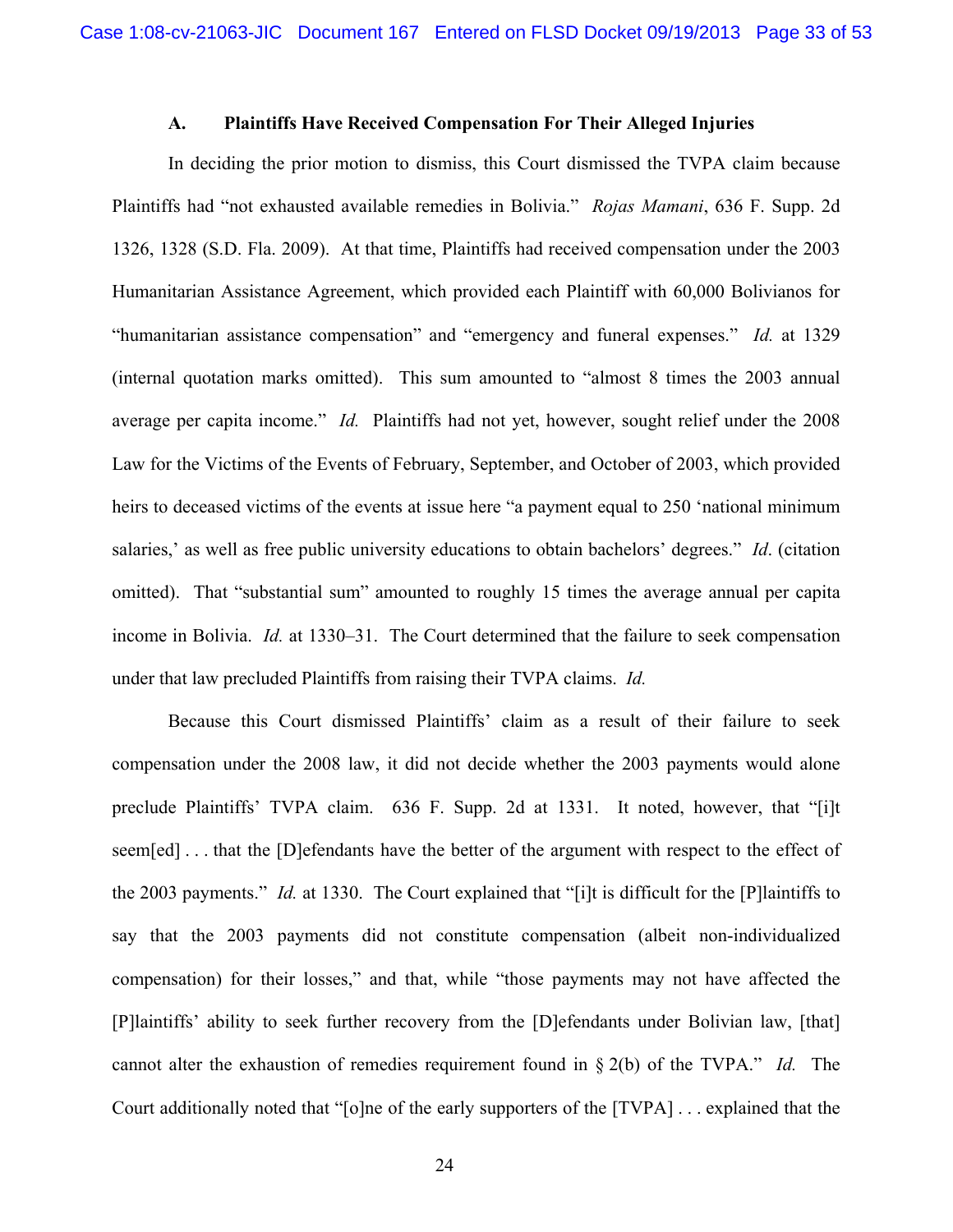### A. Plaintiffs Have Received Compensation For Their Alleged Injuries

In deciding the prior motion to dismiss, this Court dismissed the TVPA claim because Plaintiffs had "not exhausted available remedies in Bolivia." *Rojas Mamani*, 636 F. Supp. 2d 1326, 1328 (S.D. Fla. 2009). At that time, Plaintiffs had received compensation under the 2003 Humanitarian Assistance Agreement, which provided each Plaintiff with 60,000 Bolivianos for "humanitarian assistance compensation" and "emergency and funeral expenses." *Id.* at 1329 (internal quotation marks omitted). This sum amounted to "almost 8 times the 2003 annual average per capita income." *Id.* Plaintiffs had not yet, however, sought relief under the 2008 Law for the Victims of the Events of February, September, and October of 2003, which provided heirs to deceased victims of the events at issue here "a payment equal to 250 'national minimum salaries,' as well as free public university educations to obtain bachelors' degrees." *Id*. (citation omitted). That "substantial sum" amounted to roughly 15 times the average annual per capita income in Bolivia. *Id.* at 1330–31. The Court determined that the failure to seek compensation under that law precluded Plaintiffs from raising their TVPA claims. *Id.*

Because this Court dismissed Plaintiffs' claim as a result of their failure to seek compensation under the 2008 law, it did not decide whether the 2003 payments would alone preclude Plaintiffs' TVPA claim. 636 F. Supp. 2d at 1331. It noted, however, that "[i]t seem[ed] . . . that the [D]efendants have the better of the argument with respect to the effect of the 2003 payments." *Id.* at 1330. The Court explained that "[i]t is difficult for the [P]laintiffs to say that the 2003 payments did not constitute compensation (albeit non-individualized compensation) for their losses," and that, while "those payments may not have affected the [P]laintiffs' ability to seek further recovery from the [D]efendants under Bolivian law, [that] cannot alter the exhaustion of remedies requirement found in § 2(b) of the TVPA." *Id.* The Court additionally noted that "[o]ne of the early supporters of the [TVPA] . . . explained that the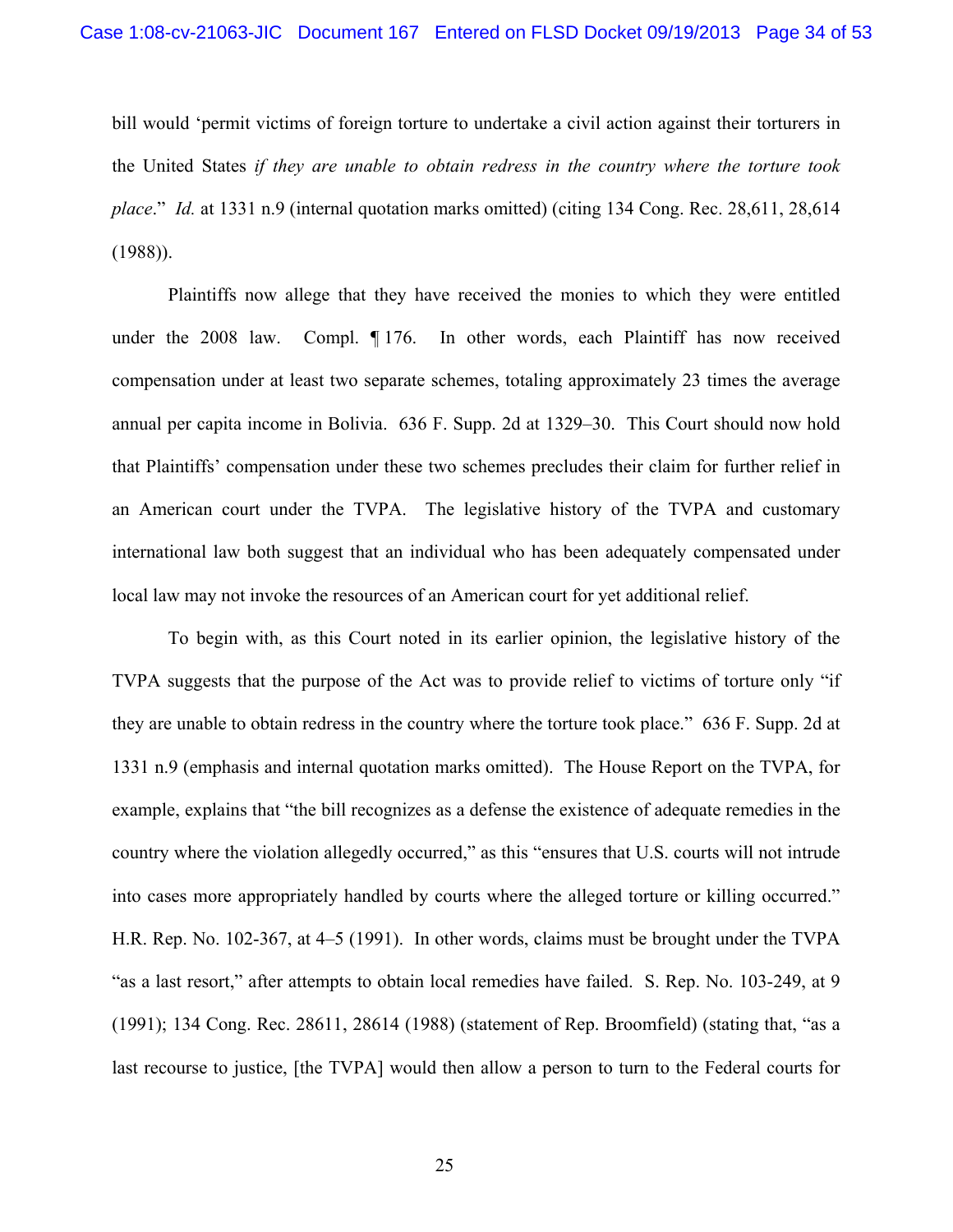bill would 'permit victims of foreign torture to undertake a civil action against their torturers in the United States *if they are unable to obtain redress in the country where the torture took place*." *Id.* at 1331 n.9 (internal quotation marks omitted) (citing 134 Cong. Rec. 28,611, 28,614 (1988)).

Plaintiffs now allege that they have received the monies to which they were entitled under the 2008 law. Compl. ¶ 176. In other words, each Plaintiff has now received compensation under at least two separate schemes, totaling approximately 23 times the average annual per capita income in Bolivia. 636 F. Supp. 2d at 1329–30. This Court should now hold that Plaintiffs' compensation under these two schemes precludes their claim for further relief in an American court under the TVPA. The legislative history of the TVPA and customary international law both suggest that an individual who has been adequately compensated under local law may not invoke the resources of an American court for yet additional relief.

To begin with, as this Court noted in its earlier opinion, the legislative history of the TVPA suggests that the purpose of the Act was to provide relief to victims of torture only "if they are unable to obtain redress in the country where the torture took place." 636 F. Supp. 2d at 1331 n.9 (emphasis and internal quotation marks omitted). The House Report on the TVPA, for example, explains that "the bill recognizes as a defense the existence of adequate remedies in the country where the violation allegedly occurred," as this "ensures that U.S. courts will not intrude into cases more appropriately handled by courts where the alleged torture or killing occurred." H.R. Rep. No. 102-367, at 4–5 (1991). In other words, claims must be brought under the TVPA "as a last resort," after attempts to obtain local remedies have failed. S. Rep. No. 103-249, at 9 (1991); 134 Cong. Rec. 28611, 28614 (1988) (statement of Rep. Broomfield) (stating that, "as a last recourse to justice, [the TVPA] would then allow a person to turn to the Federal courts for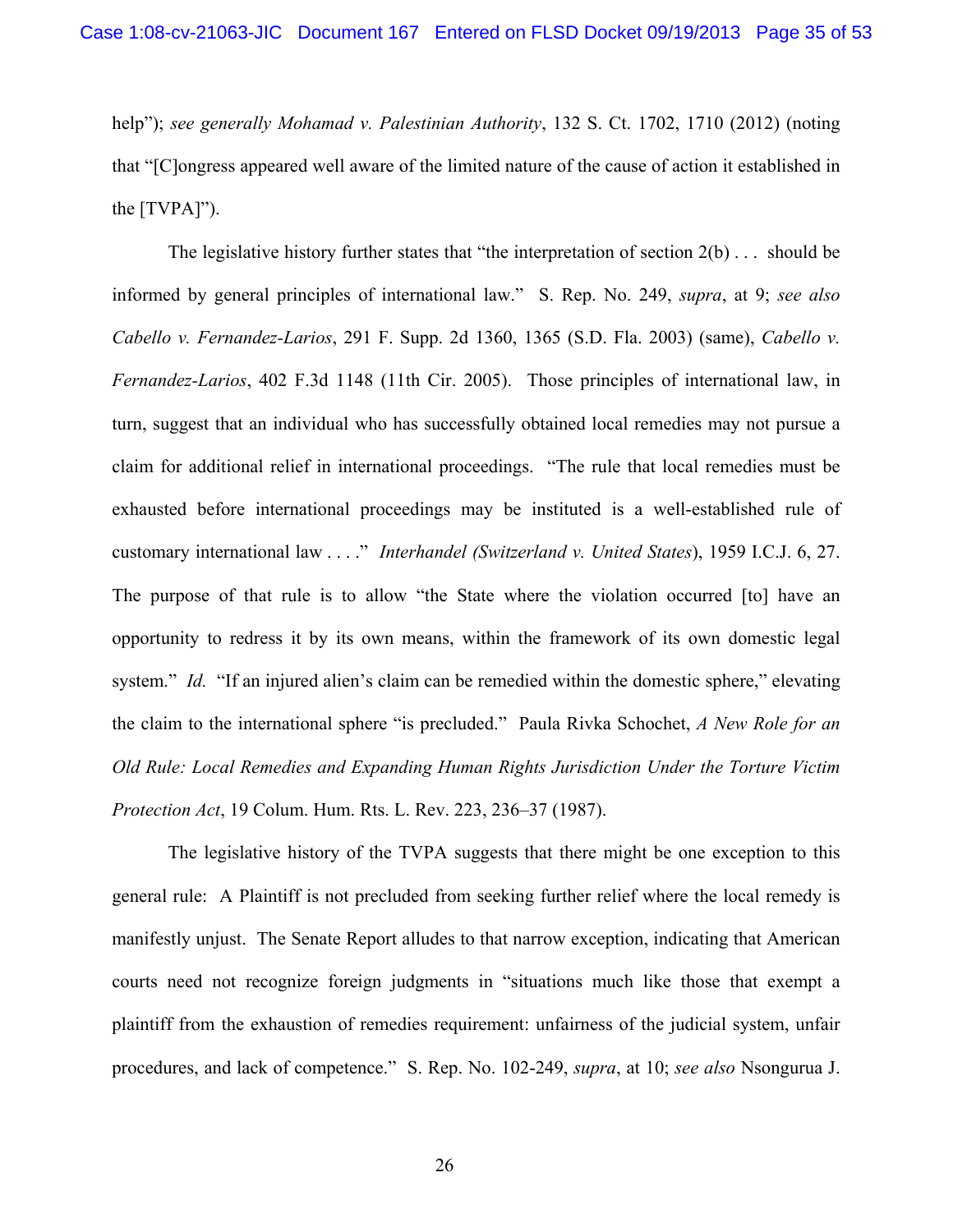help"); *see generally Mohamad v. Palestinian Authority*, 132 S. Ct. 1702, 1710 (2012) (noting that "[C]ongress appeared well aware of the limited nature of the cause of action it established in the [TVPA]").

The legislative history further states that "the interpretation of section 2(b) . . . should be informed by general principles of international law." S. Rep. No. 249, *supra*, at 9; *see also Cabello v. Fernandez-Larios*, 291 F. Supp. 2d 1360, 1365 (S.D. Fla. 2003) (same), *Cabello v. Fernandez-Larios*, 402 F.3d 1148 (11th Cir. 2005). Those principles of international law, in turn, suggest that an individual who has successfully obtained local remedies may not pursue a claim for additional relief in international proceedings. "The rule that local remedies must be exhausted before international proceedings may be instituted is a well-established rule of customary international law . . . ." *Interhandel (Switzerland v. United States)*, 1959 I.C.J. 6, 27. The purpose of that rule is to allow "the State where the violation occurred [to] have an opportunity to redress it by its own means, within the framework of its own domestic legal system." *Id.* "If an injured alien's claim can be remedied within the domestic sphere," elevating the claim to the international sphere "is precluded." Paula Rivka Schochet, *A New Role for an Old Rule: Local Remedies and Expanding Human Rights Jurisdiction Under the Torture Victim Protection Act*, 19 Colum. Hum. Rts. L. Rev. 223, 236–37 (1987).

The legislative history of the TVPA suggests that there might be one exception to this general rule: A Plaintiff is not precluded from seeking further relief where the local remedy is manifestly unjust. The Senate Report alludes to that narrow exception, indicating that American courts need not recognize foreign judgments in "situations much like those that exempt a plaintiff from the exhaustion of remedies requirement: unfairness of the judicial system, unfair procedures, and lack of competence." S. Rep. No. 102-249, *supra*, at 10; *see also* Nsongurua J.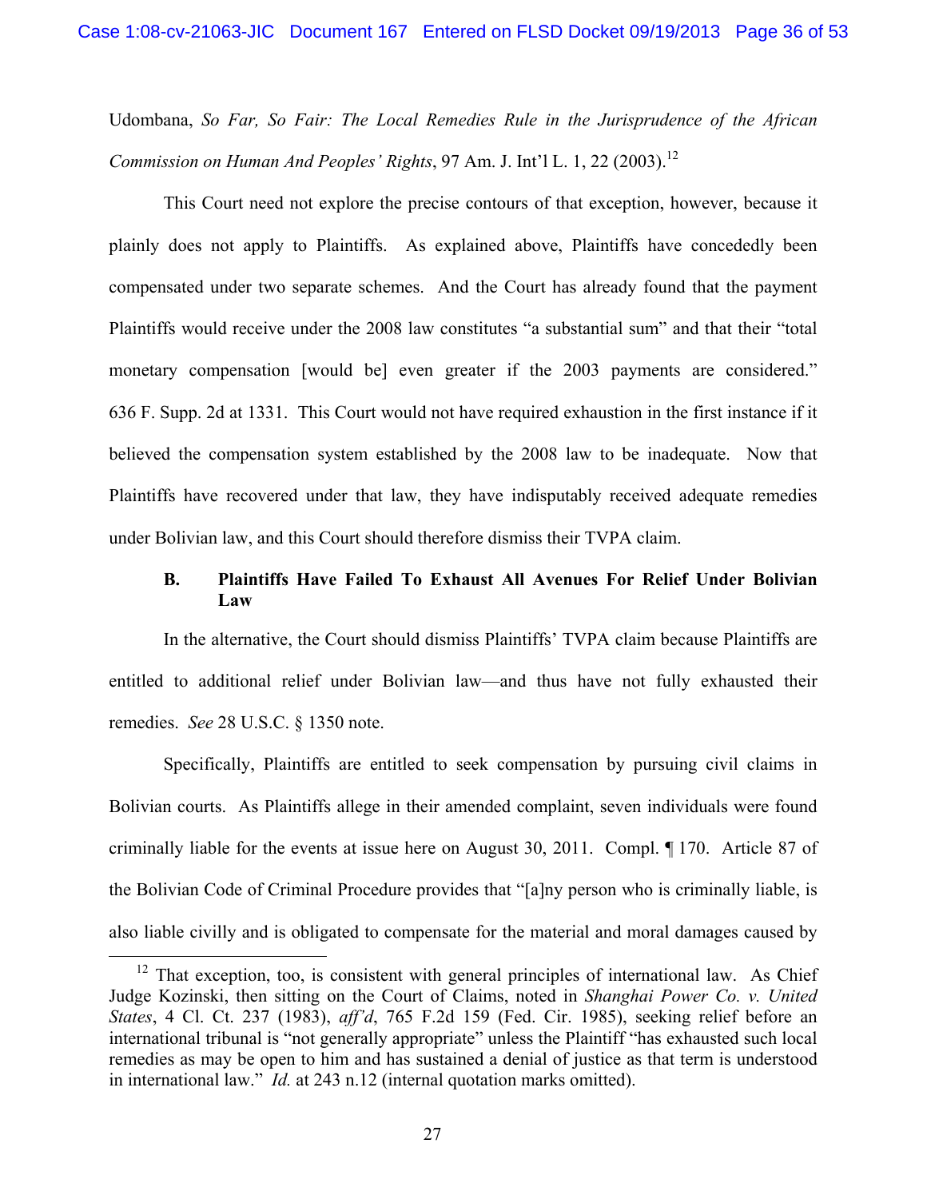Udombana, *So Far, So Fair: The Local Remedies Rule in the Jurisprudence of the African Commission on Human And Peoples' Rights*, 97 Am. J. Int'l L. 1, 22 (2003).[12]

This Court need not explore the precise contours of that exception, however, because it plainly does not apply to Plaintiffs. As explained above, Plaintiffs have concededly been compensated under two separate schemes. And the Court has already found that the payment Plaintiffs would receive under the 2008 law constitutes "a substantial sum" and that their "total monetary compensation [would be] even greater if the 2003 payments are considered." 636 F. Supp. 2d at 1331. This Court would not have required exhaustion in the first instance if it believed the compensation system established by the 2008 law to be inadequate. Now that Plaintiffs have recovered under that law, they have indisputably received adequate remedies under Bolivian law, and this Court should therefore dismiss their TVPA claim.

### B. Plaintiffs Have Failed To Exhaust All Avenues For Relief Under Bolivian Law

In the alternative, the Court should dismiss Plaintiffs' TVPA claim because Plaintiffs are entitled to additional relief under Bolivian law—and thus have not fully exhausted their remedies. *See* 28 U.S.C. § 1350 note.

Specifically, Plaintiffs are entitled to seek compensation by pursuing civil claims in Bolivian courts. As Plaintiffs allege in their amended complaint, seven individuals were found criminally liable for the events at issue here on August 30, 2011. Compl. ¶ 170. Article 87 of the Bolivian Code of Criminal Procedure provides that "[a]ny person who is criminally liable, is also liable civilly and is obligated to compensate for the material and moral damages caused by

---

[12] That exception, too, is consistent with general principles of international law. As Chief Judge Kozinski, then sitting on the Court of Claims, noted in *Shanghai Power Co. v. United States*, 4 Cl. Ct. 237 (1983), *aff'd*, 765 F.2d 159 (Fed. Cir. 1985), seeking relief before an international tribunal is "not generally appropriate" unless the Plaintiff "has exhausted such local remedies as may be open to him and has sustained a denial of justice as that term is understood in international law." *Id.* at 243 n.12 (internal quotation marks omitted).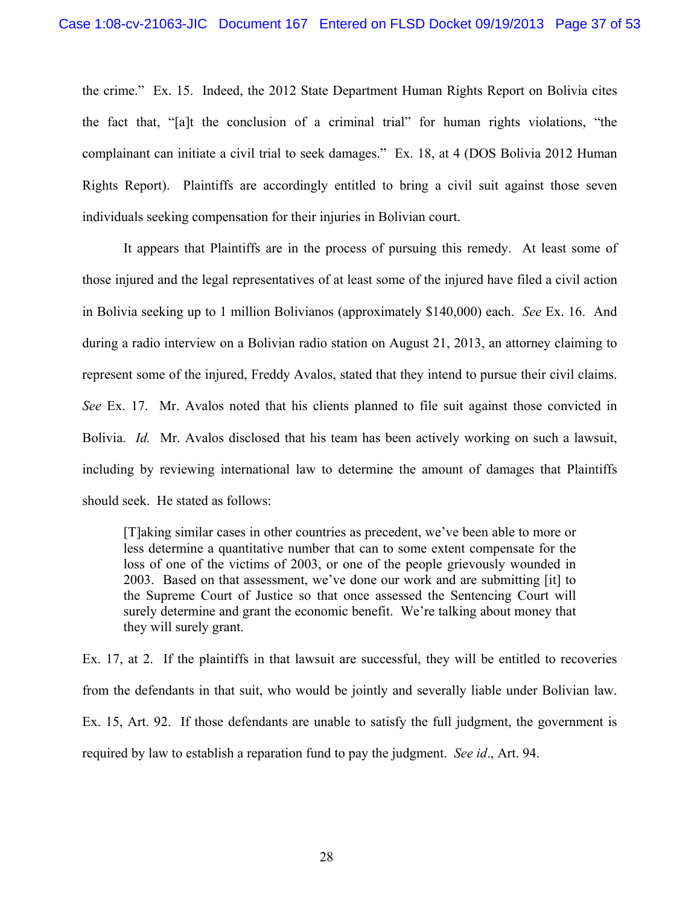the crime." Ex. 15. Indeed, the 2012 State Department Human Rights Report on Bolivia cites the fact that, "[a]t the conclusion of a criminal trial" for human rights violations, "the complainant can initiate a civil trial to seek damages." Ex. 18, at 4 (DOS Bolivia 2012 Human Rights Report). Plaintiffs are accordingly entitled to bring a civil suit against those seven individuals seeking compensation for their injuries in Bolivian court.

It appears that Plaintiffs are in the process of pursuing this remedy. At least some of those injured and the legal representatives of at least some of the injured have filed a civil action in Bolivia seeking up to 1 million Bolivianos (approximately $140,000) each. *See* Ex. 16. And during a radio interview on a Bolivian radio station on August 21, 2013, an attorney claiming to represent some of the injured, Freddy Avalos, stated that they intend to pursue their civil claims. *See* Ex. 17. Mr. Avalos noted that his clients planned to file suit against those convicted in Bolivia. *Id.* Mr. Avalos disclosed that his team has been actively working on such a lawsuit, including by reviewing international law to determine the amount of damages that Plaintiffs should seek. He stated as follows:

> [T]aking similar cases in other countries as precedent, we've been able to more or less determine a quantitative number that can to some extent compensate for the loss of one of the victims of 2003, or one of the people grievously wounded in 2003. Based on that assessment, we've done our work and are submitting [it] to the Supreme Court of Justice so that once assessed the Sentencing Court will surely determine and grant the economic benefit. We're talking about money that they will surely grant.

Ex. 17, at 2. If the plaintiffs in that lawsuit are successful, they will be entitled to recoveries from the defendants in that suit, who would be jointly and severally liable under Bolivian law. Ex. 15, Art. 92. If those defendants are unable to satisfy the full judgment, the government is required by law to establish a reparation fund to pay the judgment. *See id*., Art. 94.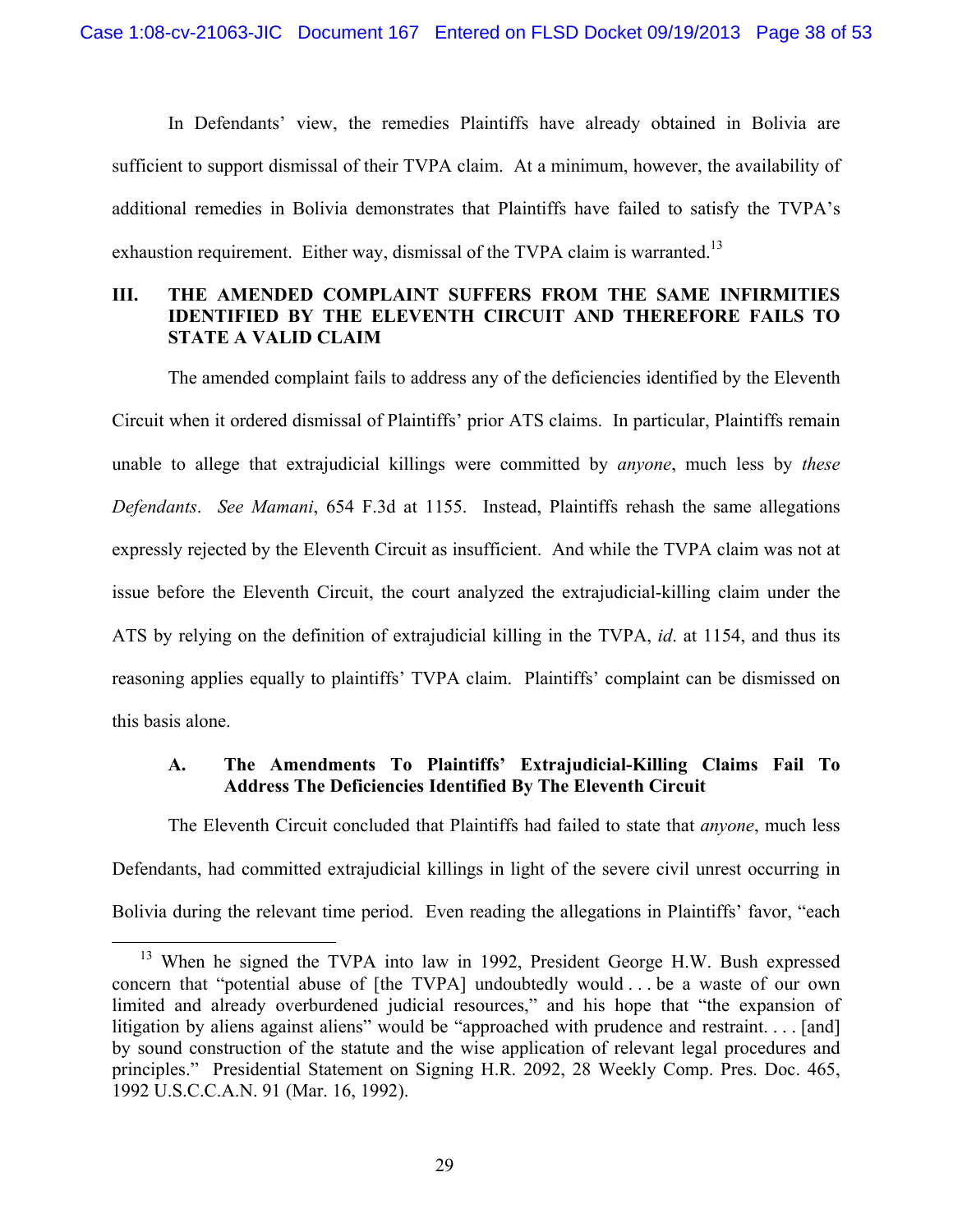In Defendants' view, the remedies Plaintiffs have already obtained in Bolivia are sufficient to support dismissal of their TVPA claim. At a minimum, however, the availability of additional remedies in Bolivia demonstrates that Plaintiffs have failed to satisfy the TVPA's exhaustion requirement. Either way, dismissal of the TVPA claim is warranted.[13]

## III. THE AMENDED COMPLAINT SUFFERS FROM THE SAME INFIRMITIES IDENTIFIED BY THE ELEVENTH CIRCUIT AND THEREFORE FAILS TO STATE A VALID CLAIM

The amended complaint fails to address any of the deficiencies identified by the Eleventh Circuit when it ordered dismissal of Plaintiffs' prior ATS claims. In particular, Plaintiffs remain unable to allege that extrajudicial killings were committed by *anyone*, much less by *these Defendants*. *See Mamani*, 654 F.3d at 1155. Instead, Plaintiffs rehash the same allegations expressly rejected by the Eleventh Circuit as insufficient. And while the TVPA claim was not at issue before the Eleventh Circuit, the court analyzed the extrajudicial-killing claim under the ATS by relying on the definition of extrajudicial killing in the TVPA, *id*. at 1154, and thus its reasoning applies equally to plaintiffs' TVPA claim. Plaintiffs' complaint can be dismissed on this basis alone.

### A. The Amendments To Plaintiffs' Extrajudicial-Killing Claims Fail To Address The Deficiencies Identified By The Eleventh Circuit

The Eleventh Circuit concluded that Plaintiffs had failed to state that *anyone*, much less Defendants, had committed extrajudicial killings in light of the severe civil unrest occurring in Bolivia during the relevant time period. Even reading the allegations in Plaintiffs' favor, "each

---

[13] When he signed the TVPA into law in 1992, President George H.W. Bush expressed concern that "potential abuse of [the TVPA] undoubtedly would . . . be a waste of our own limited and already overburdened judicial resources," and his hope that "the expansion of litigation by aliens against aliens" would be "approached with prudence and restraint. . . . [and] by sound construction of the statute and the wise application of relevant legal procedures and principles." Presidential Statement on Signing H.R. 2092, 28 Weekly Comp. Pres. Doc. 465, 1992 U.S.C.C.A.N. 91 (Mar. 16, 1992).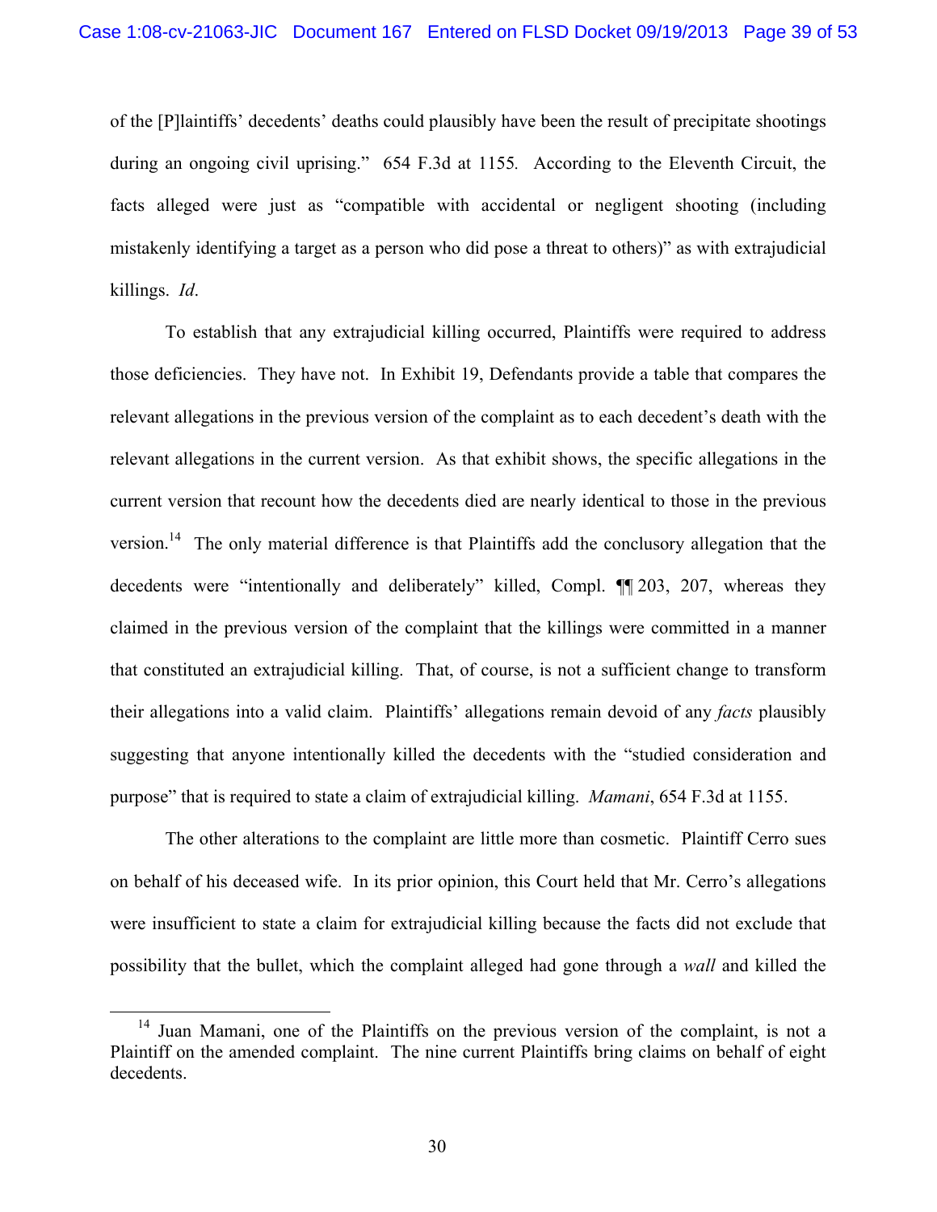of the [P]laintiffs' decedents' deaths could plausibly have been the result of precipitate shootings during an ongoing civil uprising." 654 F.3d at 1155. According to the Eleventh Circuit, the facts alleged were just as "compatible with accidental or negligent shooting (including mistakenly identifying a target as a person who did pose a threat to others)" as with extrajudicial killings. *Id*.

To establish that any extrajudicial killing occurred, Plaintiffs were required to address those deficiencies. They have not. In Exhibit 19, Defendants provide a table that compares the relevant allegations in the previous version of the complaint as to each decedent's death with the relevant allegations in the current version. As that exhibit shows, the specific allegations in the current version that recount how the decedents died are nearly identical to those in the previous version.[14] The only material difference is that Plaintiffs add the conclusory allegation that the decedents were "intentionally and deliberately" killed, Compl. ¶¶ 203, 207, whereas they claimed in the previous version of the complaint that the killings were committed in a manner that constituted an extrajudicial killing. That, of course, is not a sufficient change to transform their allegations into a valid claim. Plaintiffs' allegations remain devoid of any *facts* plausibly suggesting that anyone intentionally killed the decedents with the "studied consideration and purpose" that is required to state a claim of extrajudicial killing. *Mamani*, 654 F.3d at 1155.

The other alterations to the complaint are little more than cosmetic. Plaintiff Cerro sues on behalf of his deceased wife. In its prior opinion, this Court held that Mr. Cerro's allegations were insufficient to state a claim for extrajudicial killing because the facts did not exclude that possibility that the bullet, which the complaint alleged had gone through a *wall* and killed the

---

[14] Juan Mamani, one of the Plaintiffs on the previous version of the complaint, is not a Plaintiff on the amended complaint. The nine current Plaintiffs bring claims on behalf of eight decedents.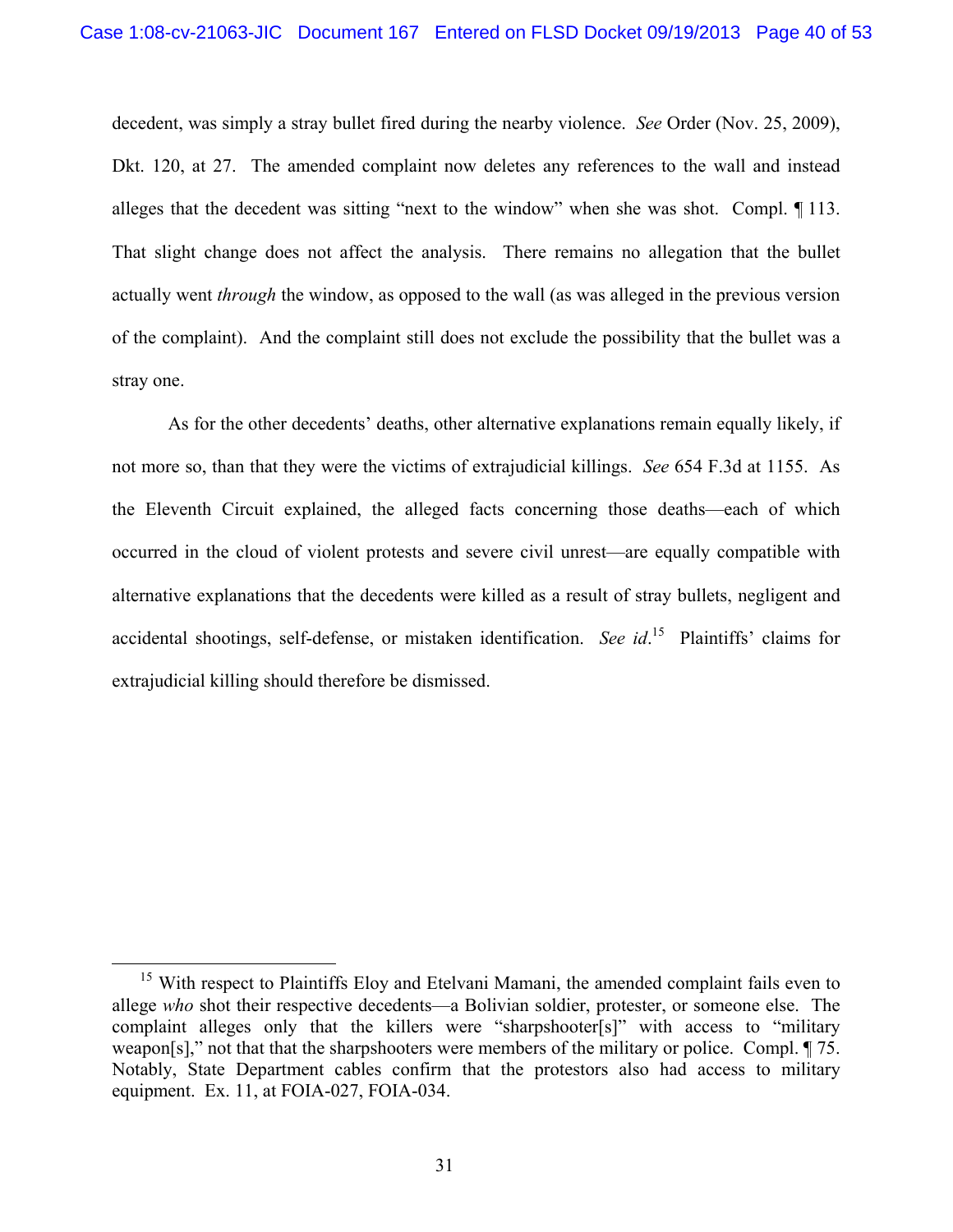decedent, was simply a stray bullet fired during the nearby violence. *See* Order (Nov. 25, 2009), Dkt. 120, at 27. The amended complaint now deletes any references to the wall and instead alleges that the decedent was sitting "next to the window" when she was shot. Compl. ¶ 113. That slight change does not affect the analysis. There remains no allegation that the bullet actually went *through* the window, as opposed to the wall (as was alleged in the previous version of the complaint). And the complaint still does not exclude the possibility that the bullet was a stray one.

As for the other decedents' deaths, other alternative explanations remain equally likely, if not more so, than that they were the victims of extrajudicial killings. *See* 654 F.3d at 1155. As the Eleventh Circuit explained, the alleged facts concerning those deaths—each of which occurred in the cloud of violent protests and severe civil unrest—are equally compatible with alternative explanations that the decedents were killed as a result of stray bullets, negligent and accidental shootings, self-defense, or mistaken identification. *See id*.[15] Plaintiffs' claims for extrajudicial killing should therefore be dismissed.

---

[15] With respect to Plaintiffs Eloy and Etelvani Mamani, the amended complaint fails even to allege *who* shot their respective decedents—a Bolivian soldier, protester, or someone else. The complaint alleges only that the killers were "sharpshooter[s]" with access to "military weapon[s]," not that that the sharpshooters were members of the military or police. Compl. ¶ 75. Notably, State Department cables confirm that the protestors also had access to military equipment. Ex. 11, at FOIA-027, FOIA-034.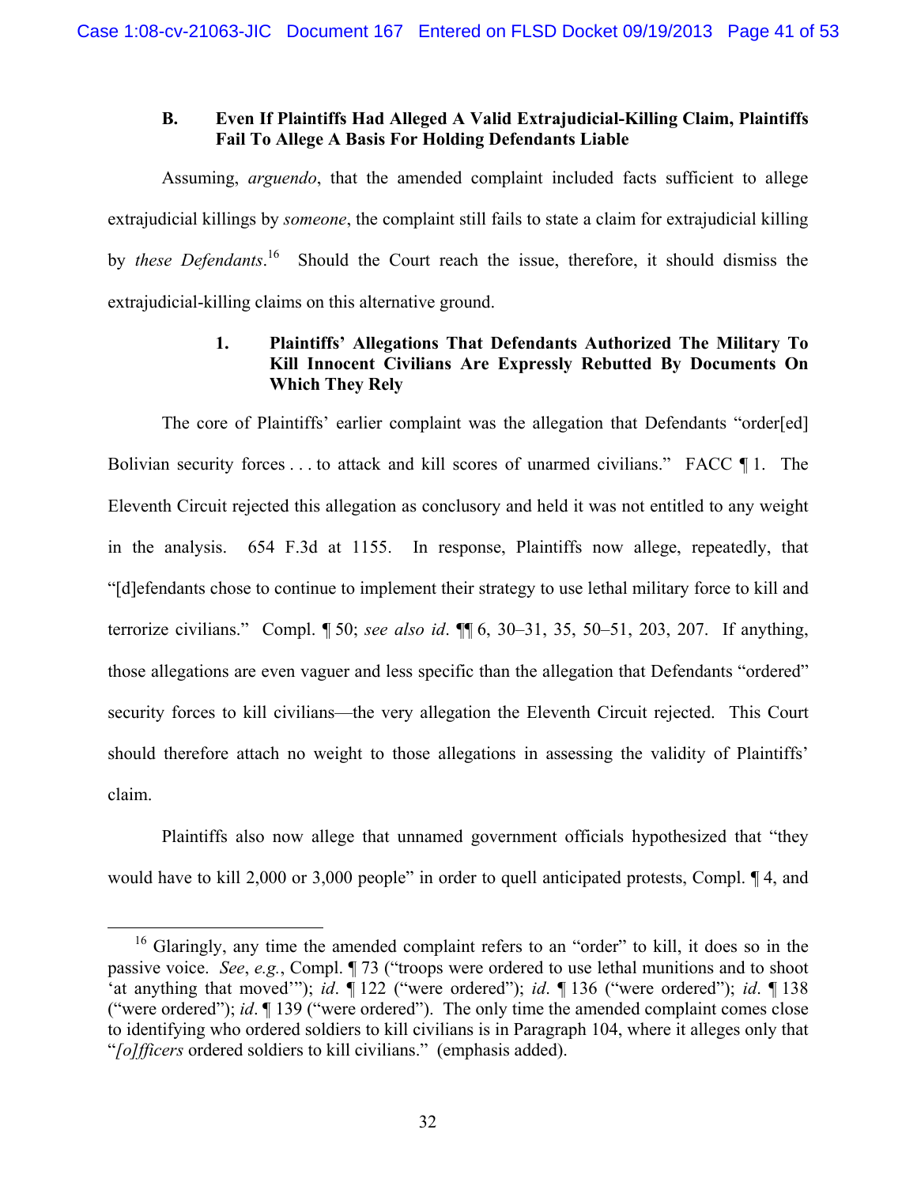### B. Even If Plaintiffs Had Alleged A Valid Extrajudicial-Killing Claim, Plaintiffs Fail To Allege A Basis For Holding Defendants Liable

Assuming, *arguendo*, that the amended complaint included facts sufficient to allege extrajudicial killings by *someone*, the complaint still fails to state a claim for extrajudicial killing by *these Defendants*.[16] Should the Court reach the issue, therefore, it should dismiss the extrajudicial-killing claims on this alternative ground.

#### 1. Plaintiffs' Allegations That Defendants Authorized The Military To Kill Innocent Civilians Are Expressly Rebutted By Documents On Which They Rely

The core of Plaintiffs' earlier complaint was the allegation that Defendants "order[ed] Bolivian security forces . . . to attack and kill scores of unarmed civilians." FACC ¶ 1. The Eleventh Circuit rejected this allegation as conclusory and held it was not entitled to any weight in the analysis. 654 F.3d at 1155. In response, Plaintiffs now allege, repeatedly, that "[d]efendants chose to continue to implement their strategy to use lethal military force to kill and terrorize civilians." Compl. ¶ 50; *see also id*. ¶¶ 6, 30–31, 35, 50–51, 203, 207. If anything, those allegations are even vaguer and less specific than the allegation that Defendants "ordered" security forces to kill civilians—the very allegation the Eleventh Circuit rejected. This Court should therefore attach no weight to those allegations in assessing the validity of Plaintiffs' claim.

Plaintiffs also now allege that unnamed government officials hypothesized that "they would have to kill 2,000 or 3,000 people" in order to quell anticipated protests, Compl. ¶ 4, and

[16] Glaringly, any time the amended complaint refers to an "order" to kill, it does so in the passive voice. *See*, *e.g.*, Compl. ¶ 73 ("troops were ordered to use lethal munitions and to shoot 'at anything that moved'"); *id*. ¶ 122 ("were ordered"); *id*. ¶ 136 ("were ordered"); *id*. ¶ 138 ("were ordered"); *id*. ¶ 139 ("were ordered"). The only time the amended complaint comes close to identifying who ordered soldiers to kill civilians is in Paragraph 104, where it alleges only that "*[o]fficers* ordered soldiers to kill civilians." (emphasis added).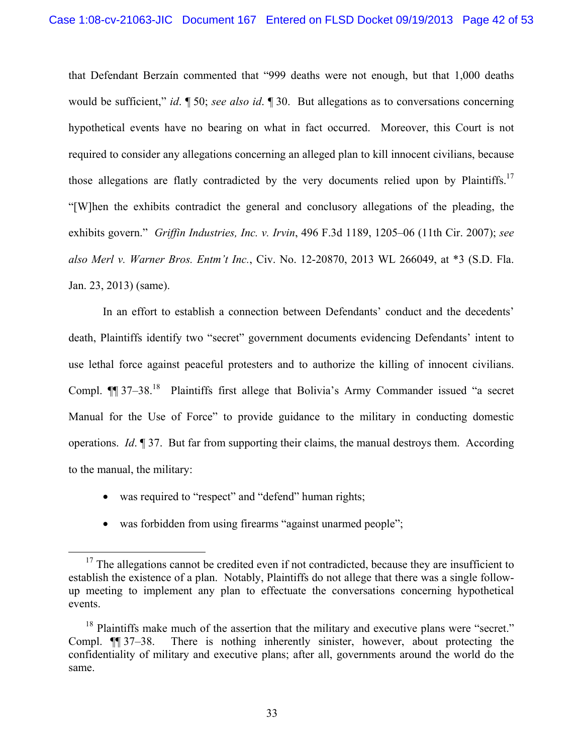that Defendant Berzaín commented that "999 deaths were not enough, but that 1,000 deaths would be sufficient," *id*. ¶ 50; *see also id*. ¶ 30. But allegations as to conversations concerning hypothetical events have no bearing on what in fact occurred. Moreover, this Court is not required to consider any allegations concerning an alleged plan to kill innocent civilians, because those allegations are flatly contradicted by the very documents relied upon by Plaintiffs.[17] "[W]hen the exhibits contradict the general and conclusory allegations of the pleading, the exhibits govern." *Griffin Industries, Inc. v. Irvin*, 496 F.3d 1189, 1205–06 (11th Cir. 2007); *see also Merl v. Warner Bros. Entm't Inc.*, Civ. No. 12-20870, 2013 WL 266049, at *3 (S.D. Fla. Jan. 23, 2013) (same).

In an effort to establish a connection between Defendants' conduct and the decedents' death, Plaintiffs identify two "secret" government documents evidencing Defendants' intent to use lethal force against peaceful protesters and to authorize the killing of innocent civilians. Compl. ¶¶ 37–38.[18] Plaintiffs first allege that Bolivia's Army Commander issued "a secret Manual for the Use of Force" to provide guidance to the military in conducting domestic operations. *Id*. ¶ 37. But far from supporting their claims, the manual destroys them. According to the manual, the military:

- was required to "respect" and "defend" human rights;
- was forbidden from using firearms "against unarmed people";

---

[17] The allegations cannot be credited even if not contradicted, because they are insufficient to establish the existence of a plan. Notably, Plaintiffs do not allege that there was a single follow-up meeting to implement any plan to effectuate the conversations concerning hypothetical events.

[18] Plaintiffs make much of the assertion that the military and executive plans were "secret." Compl. ¶¶ 37–38. There is nothing inherently sinister, however, about protecting the confidentiality of military and executive plans; after all, governments around the world do the same.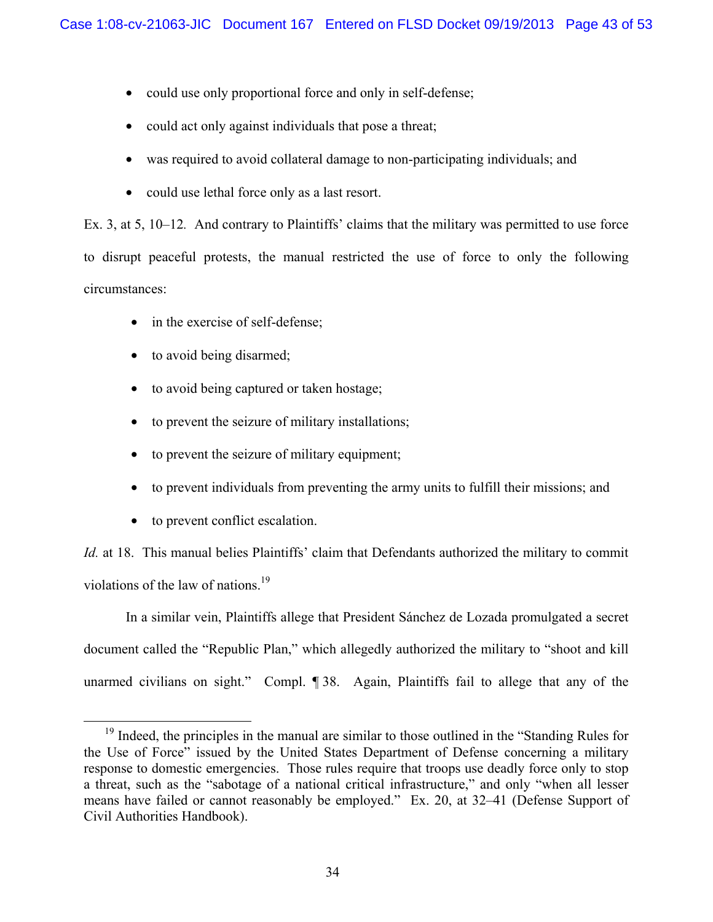- could use only proportional force and only in self-defense;
- could act only against individuals that pose a threat;
- was required to avoid collateral damage to non-participating individuals; and
- could use lethal force only as a last resort.

Ex. 3, at 5, 10–12. And contrary to Plaintiffs' claims that the military was permitted to use force to disrupt peaceful protests, the manual restricted the use of force to only the following circumstances:

- in the exercise of self-defense;
- to avoid being disarmed;
- to avoid being captured or taken hostage;
- to prevent the seizure of military installations;
- to prevent the seizure of military equipment;
- to prevent individuals from preventing the army units to fulfill their missions; and
- to prevent conflict escalation.

*Id.* at 18. This manual belies Plaintiffs' claim that Defendants authorized the military to commit violations of the law of nations.[19]

In a similar vein, Plaintiffs allege that President Sánchez de Lozada promulgated a secret document called the "Republic Plan," which allegedly authorized the military to "shoot and kill unarmed civilians on sight." Compl. ¶ 38. Again, Plaintiffs fail to allege that any of the

---

[19] Indeed, the principles in the manual are similar to those outlined in the "Standing Rules for the Use of Force" issued by the United States Department of Defense concerning a military response to domestic emergencies. Those rules require that troops use deadly force only to stop a threat, such as the "sabotage of a national critical infrastructure," and only "when all lesser means have failed or cannot reasonably be employed." Ex. 20, at 32–41 (Defense Support of Civil Authorities Handbook).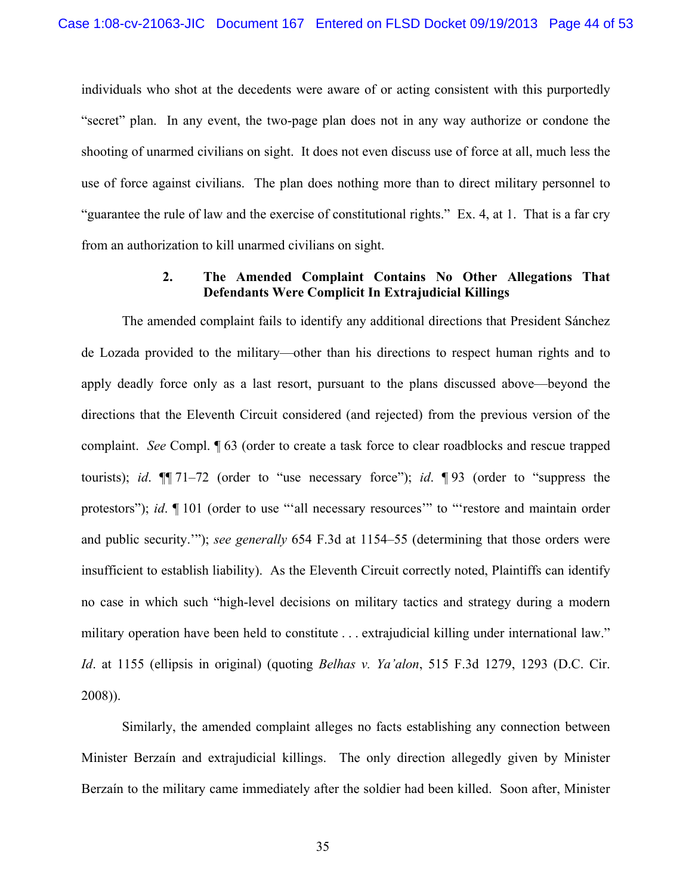individuals who shot at the decedents were aware of or acting consistent with this purportedly "secret" plan. In any event, the two-page plan does not in any way authorize or condone the shooting of unarmed civilians on sight. It does not even discuss use of force at all, much less the use of force against civilians. The plan does nothing more than to direct military personnel to "guarantee the rule of law and the exercise of constitutional rights." Ex. 4, at 1. That is a far cry from an authorization to kill unarmed civilians on sight.

### 2. The Amended Complaint Contains No Other Allegations That Defendants Were Complicit In Extrajudicial Killings

The amended complaint fails to identify any additional directions that President Sánchez de Lozada provided to the military—other than his directions to respect human rights and to apply deadly force only as a last resort, pursuant to the plans discussed above—beyond the directions that the Eleventh Circuit considered (and rejected) from the previous version of the complaint. *See* Compl. ¶ 63 (order to create a task force to clear roadblocks and rescue trapped tourists); *id*. ¶¶ 71–72 (order to "use necessary force"); *id*. ¶ 93 (order to "suppress the protestors"); *id*. ¶ 101 (order to use "'all necessary resources'" to "'restore and maintain order and public security.'"); *see generally* 654 F.3d at 1154–55 (determining that those orders were insufficient to establish liability). As the Eleventh Circuit correctly noted, Plaintiffs can identify no case in which such "high-level decisions on military tactics and strategy during a modern military operation have been held to constitute . . . extrajudicial killing under international law." *Id*. at 1155 (ellipsis in original) (quoting *Belhas v. Ya'alon*, 515 F.3d 1279, 1293 (D.C. Cir. 2008)).

Similarly, the amended complaint alleges no facts establishing any connection between Minister Berzaín and extrajudicial killings. The only direction allegedly given by Minister Berzaín to the military came immediately after the soldier had been killed. Soon after, Minister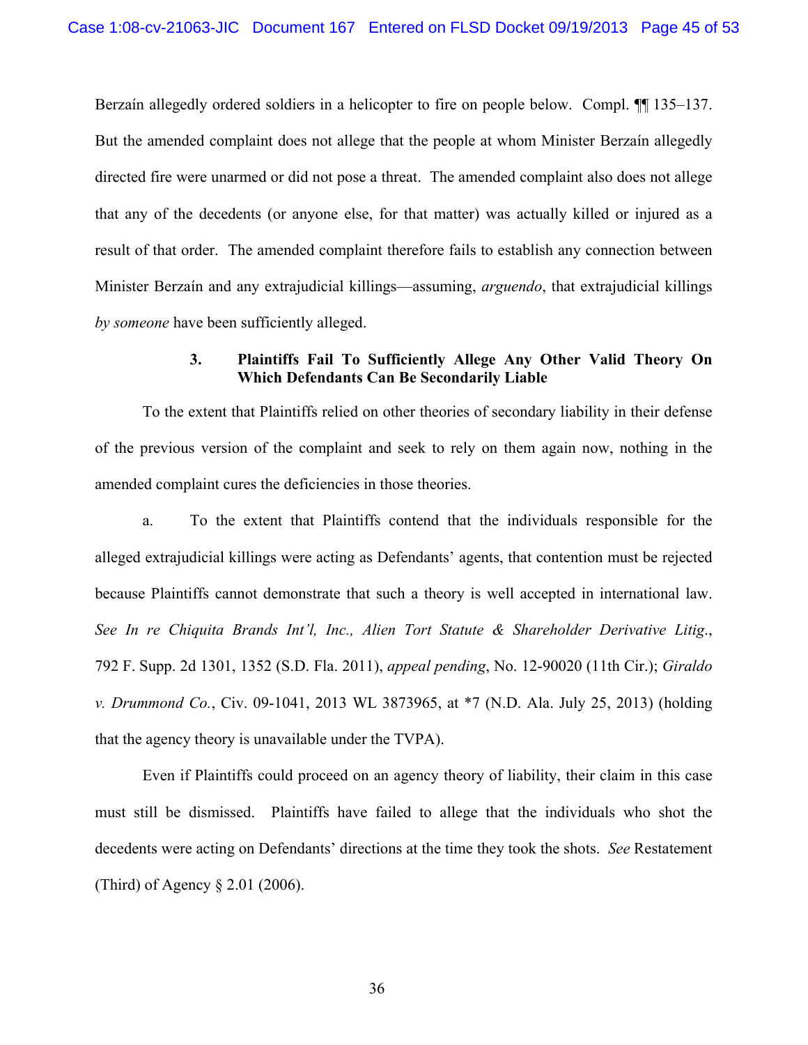Berzaín allegedly ordered soldiers in a helicopter to fire on people below. Compl. ¶¶ 135–137. But the amended complaint does not allege that the people at whom Minister Berzaín allegedly directed fire were unarmed or did not pose a threat. The amended complaint also does not allege that any of the decedents (or anyone else, for that matter) was actually killed or injured as a result of that order. The amended complaint therefore fails to establish any connection between Minister Berzaín and any extrajudicial killings—assuming, *arguendo*, that extrajudicial killings *by someone* have been sufficiently alleged.

#### 3. Plaintiffs Fail To Sufficiently Allege Any Other Valid Theory On Which Defendants Can Be Secondarily Liable

To the extent that Plaintiffs relied on other theories of secondary liability in their defense of the previous version of the complaint and seek to rely on them again now, nothing in the amended complaint cures the deficiencies in those theories.

a. To the extent that Plaintiffs contend that the individuals responsible for the alleged extrajudicial killings were acting as Defendants' agents, that contention must be rejected because Plaintiffs cannot demonstrate that such a theory is well accepted in international law. *See In re Chiquita Brands Int'l, Inc., Alien Tort Statute & Shareholder Derivative Litig*., 792 F. Supp. 2d 1301, 1352 (S.D. Fla. 2011), *appeal pending*, No. 12-90020 (11th Cir.); *Giraldo v. Drummond Co.*, Civ. 09-1041, 2013 WL 3873965, at *7 (N.D. Ala. July 25, 2013) (holding that the agency theory is unavailable under the TVPA).

Even if Plaintiffs could proceed on an agency theory of liability, their claim in this case must still be dismissed. Plaintiffs have failed to allege that the individuals who shot the decedents were acting on Defendants' directions at the time they took the shots. *See* Restatement (Third) of Agency § 2.01 (2006).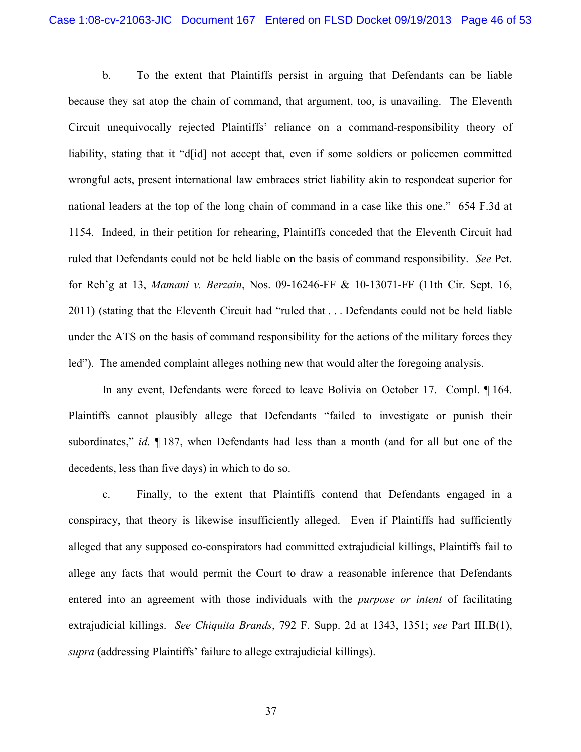b. To the extent that Plaintiffs persist in arguing that Defendants can be liable because they sat atop the chain of command, that argument, too, is unavailing. The Eleventh Circuit unequivocally rejected Plaintiffs' reliance on a command-responsibility theory of liability, stating that it "d[id] not accept that, even if some soldiers or policemen committed wrongful acts, present international law embraces strict liability akin to respondeat superior for national leaders at the top of the long chain of command in a case like this one." 654 F.3d at 1154. Indeed, in their petition for rehearing, Plaintiffs conceded that the Eleventh Circuit had ruled that Defendants could not be held liable on the basis of command responsibility. *See* Pet. for Reh'g at 13, *Mamani v. Berzain*, Nos. 09-16246-FF & 10-13071-FF (11th Cir. Sept. 16, 2011) (stating that the Eleventh Circuit had "ruled that . . . Defendants could not be held liable under the ATS on the basis of command responsibility for the actions of the military forces they led"). The amended complaint alleges nothing new that would alter the foregoing analysis.

In any event, Defendants were forced to leave Bolivia on October 17. Compl. ¶ 164. Plaintiffs cannot plausibly allege that Defendants "failed to investigate or punish their subordinates," *id*. ¶ 187, when Defendants had less than a month (and for all but one of the decedents, less than five days) in which to do so.

c. Finally, to the extent that Plaintiffs contend that Defendants engaged in a conspiracy, that theory is likewise insufficiently alleged. Even if Plaintiffs had sufficiently alleged that any supposed co-conspirators had committed extrajudicial killings, Plaintiffs fail to allege any facts that would permit the Court to draw a reasonable inference that Defendants entered into an agreement with those individuals with the *purpose or intent* of facilitating extrajudicial killings. *See Chiquita Brands*, 792 F. Supp. 2d at 1343, 1351; *see* Part III.B(1), *supra* (addressing Plaintiffs' failure to allege extrajudicial killings).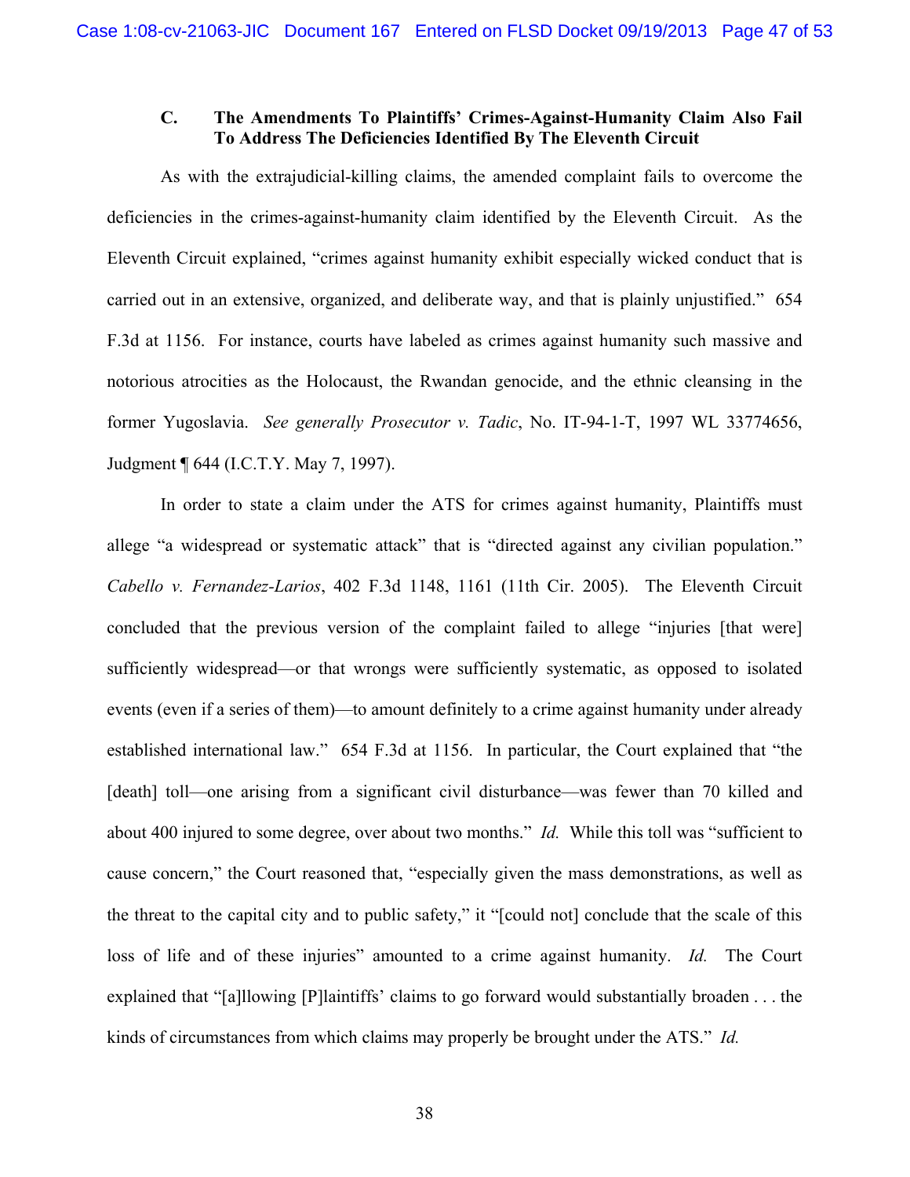### C. The Amendments To Plaintiffs' Crimes-Against-Humanity Claim Also Fail To Address The Deficiencies Identified By The Eleventh Circuit

As with the extrajudicial-killing claims, the amended complaint fails to overcome the deficiencies in the crimes-against-humanity claim identified by the Eleventh Circuit. As the Eleventh Circuit explained, "crimes against humanity exhibit especially wicked conduct that is carried out in an extensive, organized, and deliberate way, and that is plainly unjustified." 654 F.3d at 1156. For instance, courts have labeled as crimes against humanity such massive and notorious atrocities as the Holocaust, the Rwandan genocide, and the ethnic cleansing in the former Yugoslavia. *See generally Prosecutor v. Tadic*, No. IT-94-1-T, 1997 WL 33774656, Judgment ¶ 644 (I.C.T.Y. May 7, 1997).

In order to state a claim under the ATS for crimes against humanity, Plaintiffs must allege "a widespread or systematic attack" that is "directed against any civilian population." *Cabello v. Fernandez-Larios*, 402 F.3d 1148, 1161 (11th Cir. 2005). The Eleventh Circuit concluded that the previous version of the complaint failed to allege "injuries [that were] sufficiently widespread—or that wrongs were sufficiently systematic, as opposed to isolated events (even if a series of them)—to amount definitely to a crime against humanity under already established international law." 654 F.3d at 1156. In particular, the Court explained that "the [death] toll—one arising from a significant civil disturbance—was fewer than 70 killed and about 400 injured to some degree, over about two months." *Id.* While this toll was "sufficient to cause concern," the Court reasoned that, "especially given the mass demonstrations, as well as the threat to the capital city and to public safety," it "[could not] conclude that the scale of this loss of life and of these injuries" amounted to a crime against humanity. *Id.* The Court explained that "[a]llowing [P]laintiffs' claims to go forward would substantially broaden . . . the kinds of circumstances from which claims may properly be brought under the ATS." *Id.*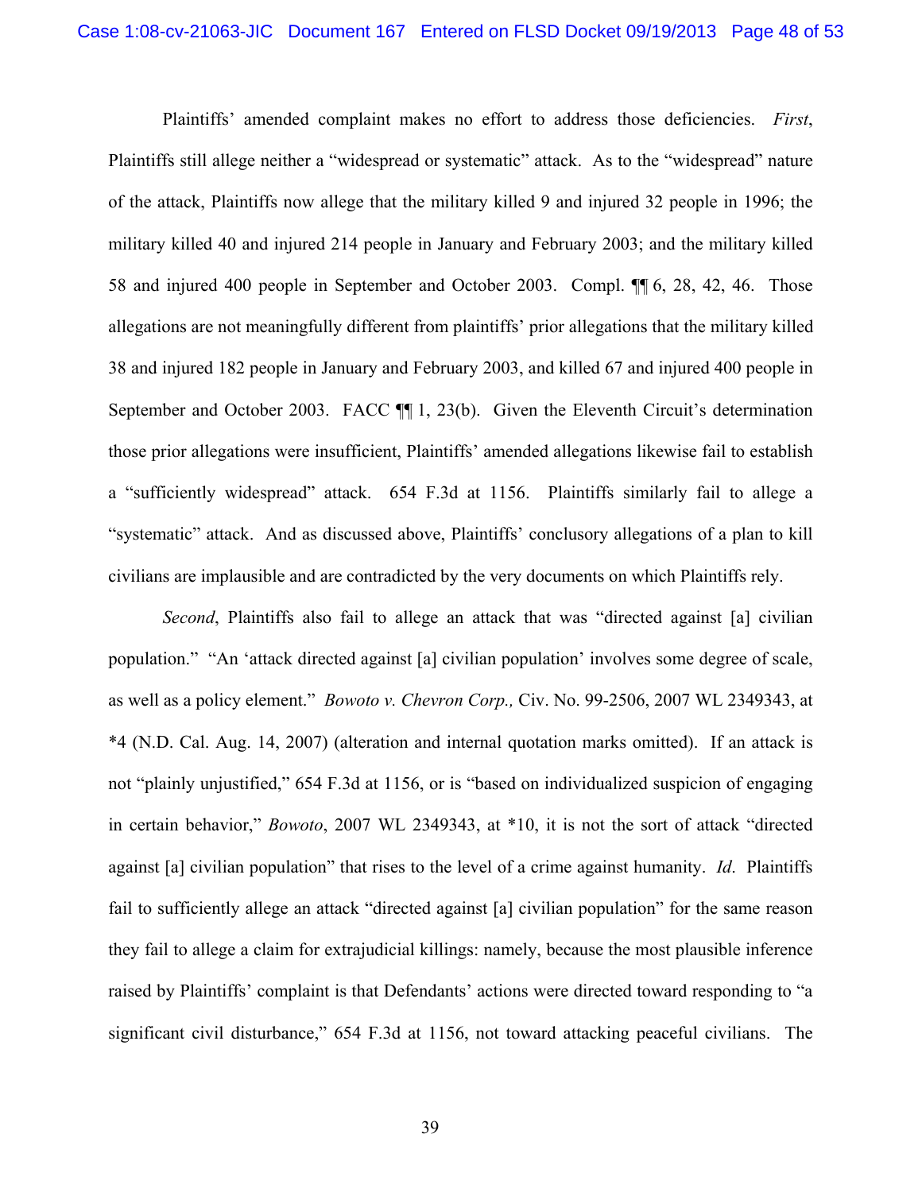Plaintiffs' amended complaint makes no effort to address those deficiencies. *First*, Plaintiffs still allege neither a "widespread or systematic" attack. As to the "widespread" nature of the attack, Plaintiffs now allege that the military killed 9 and injured 32 people in 1996; the military killed 40 and injured 214 people in January and February 2003; and the military killed 58 and injured 400 people in September and October 2003. Compl. ¶¶ 6, 28, 42, 46. Those allegations are not meaningfully different from plaintiffs' prior allegations that the military killed 38 and injured 182 people in January and February 2003, and killed 67 and injured 400 people in September and October 2003. FACC ¶¶ 1, 23(b). Given the Eleventh Circuit's determination those prior allegations were insufficient, Plaintiffs' amended allegations likewise fail to establish a "sufficiently widespread" attack. 654 F.3d at 1156. Plaintiffs similarly fail to allege a "systematic" attack. And as discussed above, Plaintiffs' conclusory allegations of a plan to kill civilians are implausible and are contradicted by the very documents on which Plaintiffs rely.

*Second*, Plaintiffs also fail to allege an attack that was "directed against [a] civilian population." "An 'attack directed against [a] civilian population' involves some degree of scale, as well as a policy element." *Bowoto v. Chevron Corp.,* Civ. No. 99-2506, 2007 WL 2349343, at *4 (N.D. Cal. Aug. 14, 2007) (alteration and internal quotation marks omitted). If an attack is not "plainly unjustified," 654 F.3d at 1156, or is "based on individualized suspicion of engaging in certain behavior," *Bowoto*, 2007 WL 2349343, at *10, it is not the sort of attack "directed against [a] civilian population" that rises to the level of a crime against humanity. *Id*. Plaintiffs fail to sufficiently allege an attack "directed against [a] civilian population" for the same reason they fail to allege a claim for extrajudicial killings: namely, because the most plausible inference raised by Plaintiffs' complaint is that Defendants' actions were directed toward responding to "a significant civil disturbance," 654 F.3d at 1156, not toward attacking peaceful civilians. The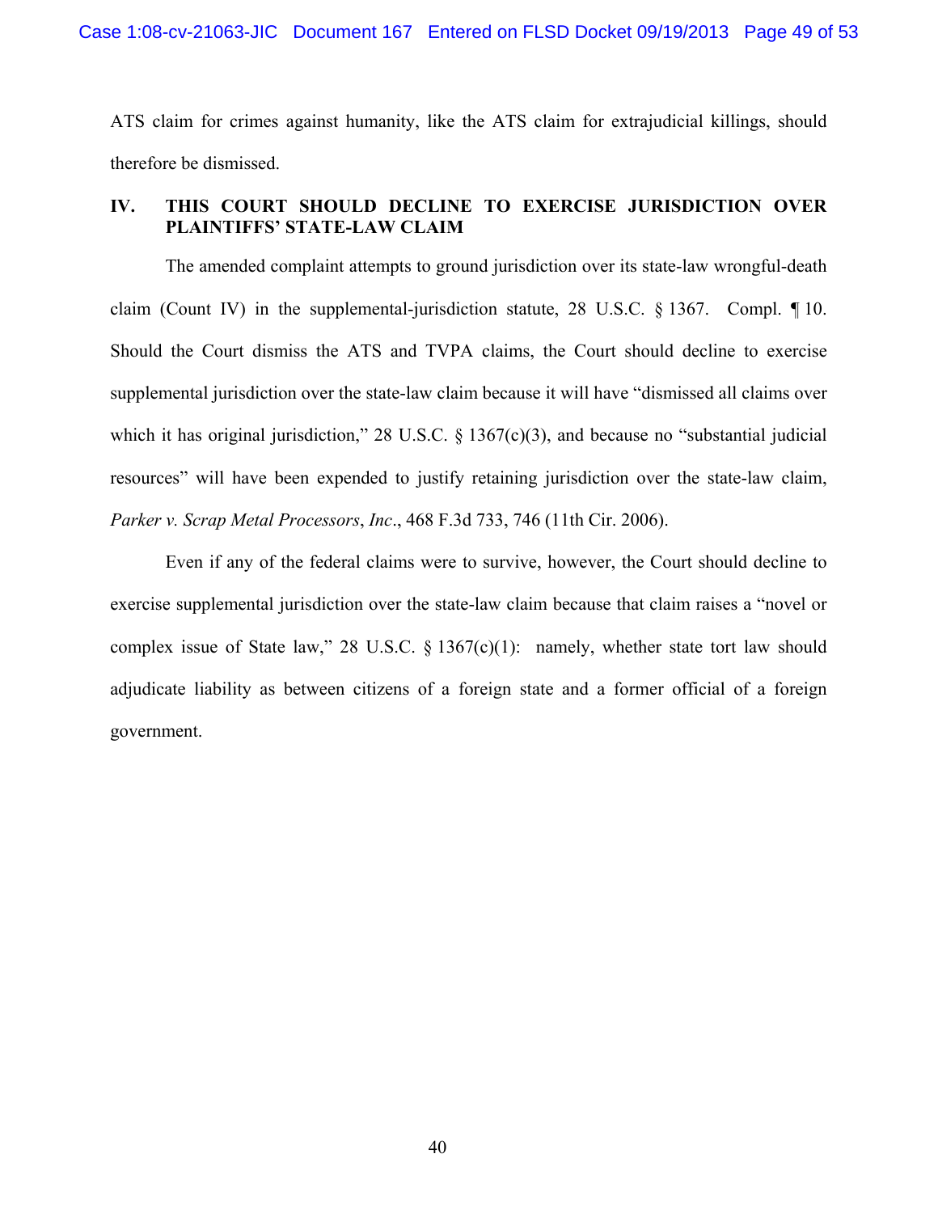ATS claim for crimes against humanity, like the ATS claim for extrajudicial killings, should therefore be dismissed.

## IV. THIS COURT SHOULD DECLINE TO EXERCISE JURISDICTION OVER PLAINTIFFS' STATE-LAW CLAIM

The amended complaint attempts to ground jurisdiction over its state-law wrongful-death claim (Count IV) in the supplemental-jurisdiction statute, 28 U.S.C. § 1367. Compl. ¶ 10. Should the Court dismiss the ATS and TVPA claims, the Court should decline to exercise supplemental jurisdiction over the state-law claim because it will have "dismissed all claims over which it has original jurisdiction," 28 U.S.C. § 1367(c)(3), and because no "substantial judicial resources" will have been expended to justify retaining jurisdiction over the state-law claim, *Parker v. Scrap Metal Processors*, *Inc*., 468 F.3d 733, 746 (11th Cir. 2006).

Even if any of the federal claims were to survive, however, the Court should decline to exercise supplemental jurisdiction over the state-law claim because that claim raises a "novel or complex issue of State law," 28 U.S.C. § 1367(c)(1): namely, whether state tort law should adjudicate liability as between citizens of a foreign state and a former official of a foreign government.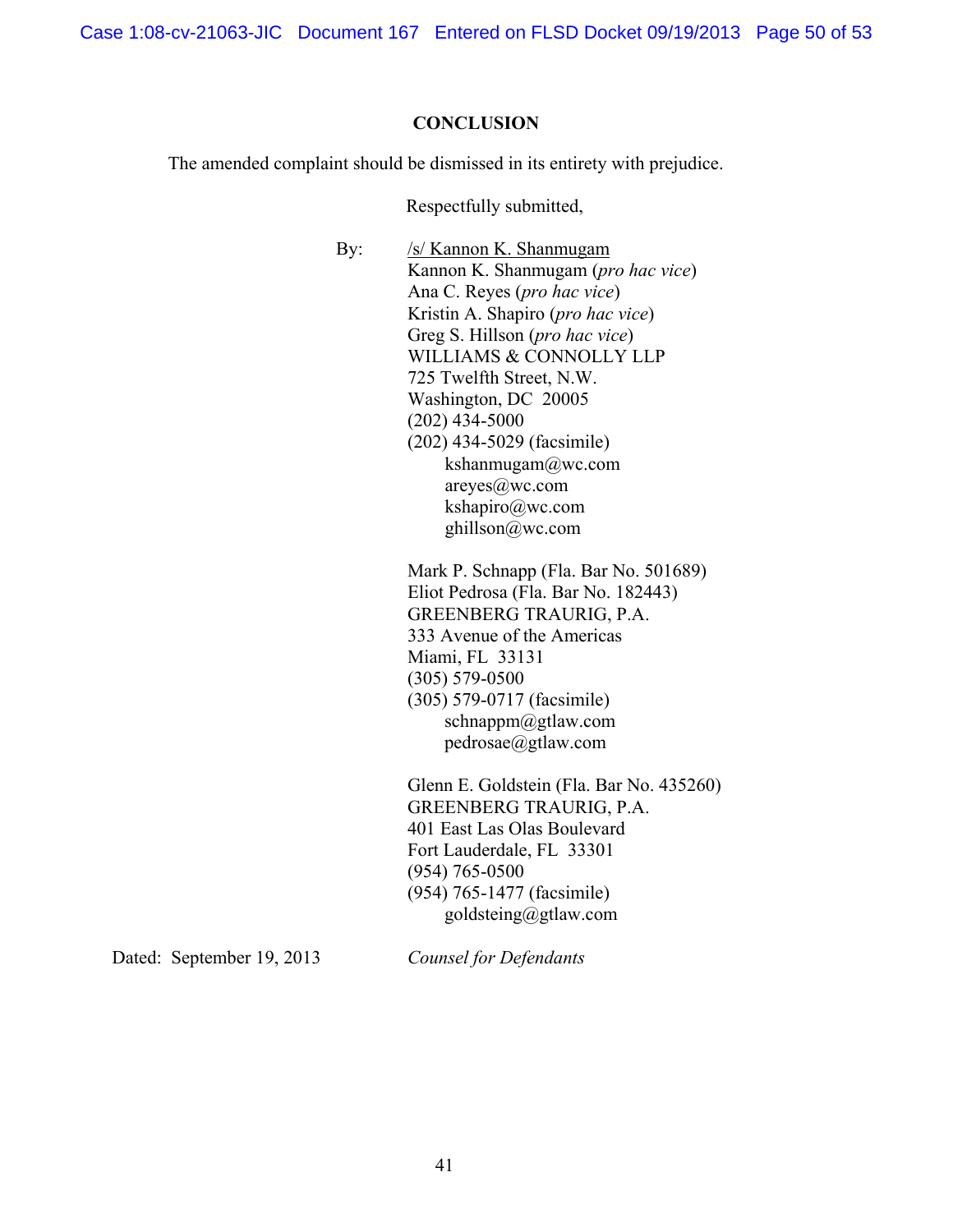## CONCLUSION

The amended complaint should be dismissed in its entirety with prejudice.

Respectfully submitted,

By: /s/ Kannon K. Shanmugam
Kannon K. Shanmugam (*pro hac vice*)
Ana C. Reyes (*pro hac vice*)
Kristin A. Shapiro (*pro hac vice*)
Greg S. Hillson (*pro hac vice*)
WILLIAMS & CONNOLLY LLP
725 Twelfth Street, N.W.
Washington, DC 20005
(202) 434-5000
(202) 434-5029 (facsimile)
kshanmugam@wc.com
areyes@wc.com
kshapiro@wc.com
ghillson@wc.com

Mark P. Schnapp (Fla. Bar No. 501689)
Eliot Pedrosa (Fla. Bar No. 182443)
GREENBERG TRAURIG, P.A.
333 Avenue of the Americas
Miami, FL 33131
(305) 579-0500
(305) 579-0717 (facsimile)
schnappm@gtlaw.com
pedrosae@gtlaw.com

Glenn E. Goldstein (Fla. Bar No. 435260)
GREENBERG TRAURIG, P.A.
401 East Las Olas Boulevard
Fort Lauderdale, FL 33301
(954) 765-0500
(954) 765-1477 (facsimile)
goldsteing@gtlaw.com

Dated: September 19, 2013

*Counsel for Defendants*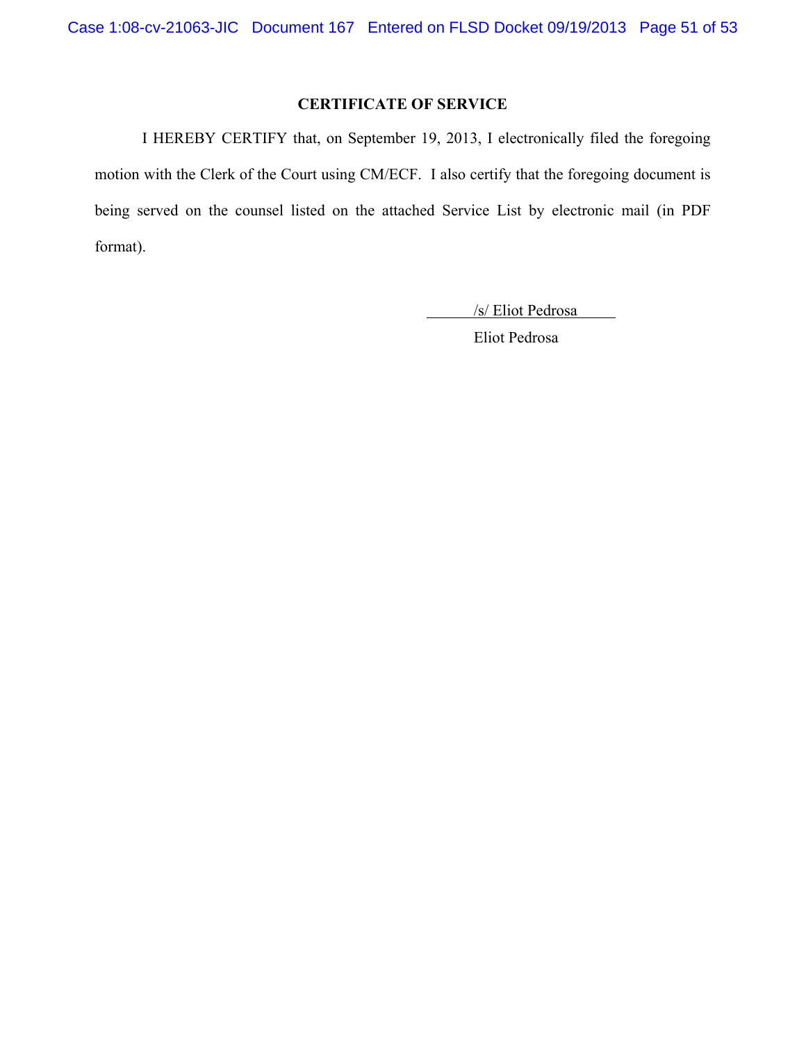## CERTIFICATE OF SERVICE

I HEREBY CERTIFY that, on September 19, 2013, I electronically filed the foregoing motion with the Clerk of the Court using CM/ECF. I also certify that the foregoing document is being served on the counsel listed on the attached Service List by electronic mail (in PDF format).

/s/ Eliot Pedrosa

Eliot Pedrosa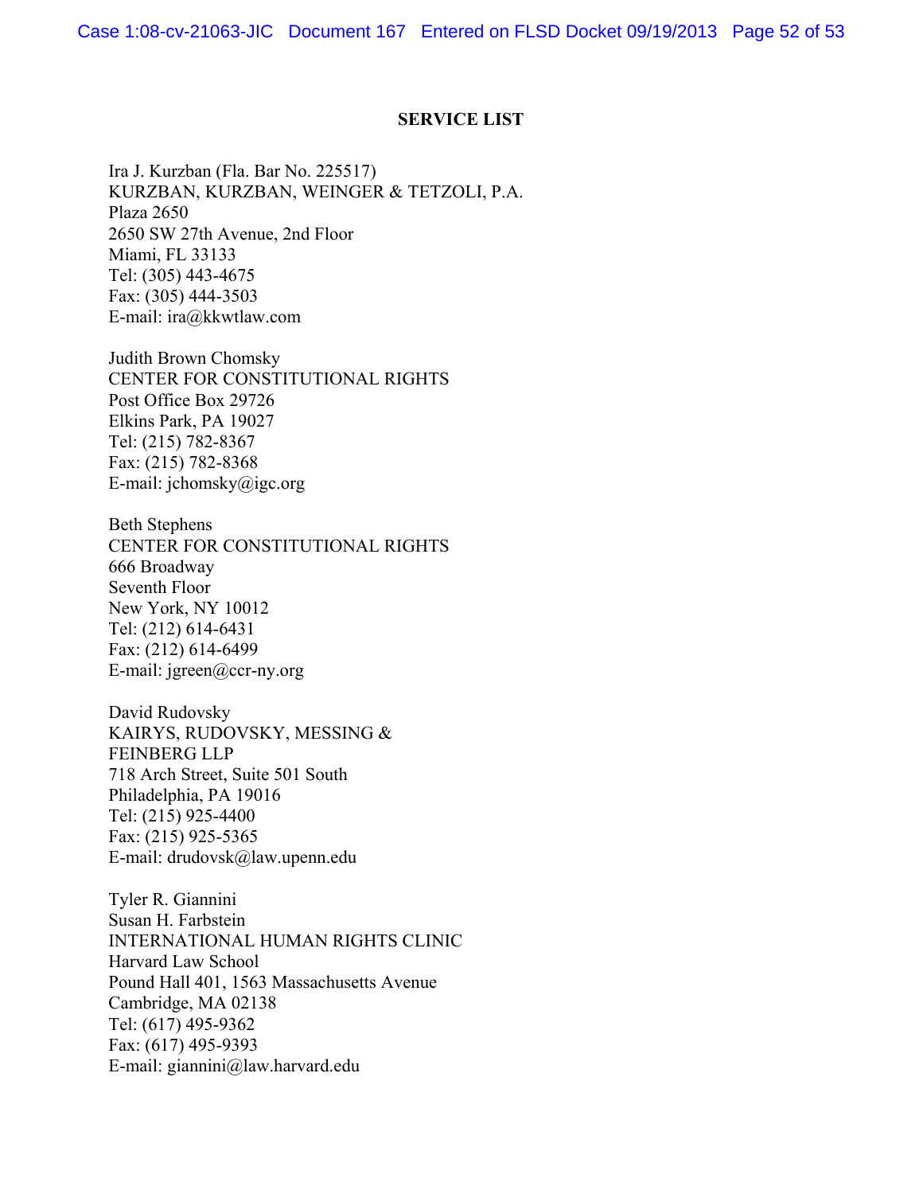**SERVICE LIST**

Ira J. Kurzban (Fla. Bar No. 225517)
KURZBAN, KURZBAN, WEINGER & TETZOLI, P.A.
Plaza 2650
2650 SW 27th Avenue, 2nd Floor
Miami, FL 33133
Tel: (305) 443-4675
Fax: (305) 444-3503
E-mail: ira@kkwtlaw.com

Judith Brown Chomsky
CENTER FOR CONSTITUTIONAL RIGHTS
Post Office Box 29726
Elkins Park, PA 19027
Tel: (215) 782-8367
Fax: (215) 782-8368
E-mail: jchomsky@igc.org

Beth Stephens
CENTER FOR CONSTITUTIONAL RIGHTS
666 Broadway
Seventh Floor
New York, NY 10012
Tel: (212) 614-6431
Fax: (212) 614-6499
E-mail: jgreen@ccr-ny.org

David Rudovsky
KAIRYS, RUDOVSKY, MESSING &
FEINBERG LLP
718 Arch Street, Suite 501 South
Philadelphia, PA 19016
Tel: (215) 925-4400
Fax: (215) 925-5365
E-mail: drudovsk@law.upenn.edu

Tyler R. Giannini
Susan H. Farbstein
INTERNATIONAL HUMAN RIGHTS CLINIC
Harvard Law School
Pound Hall 401, 1563 Massachusetts Avenue
Cambridge, MA 02138
Tel: (617) 495-9362
Fax: (617) 495-9393
E-mail: giannini@law.harvard.edu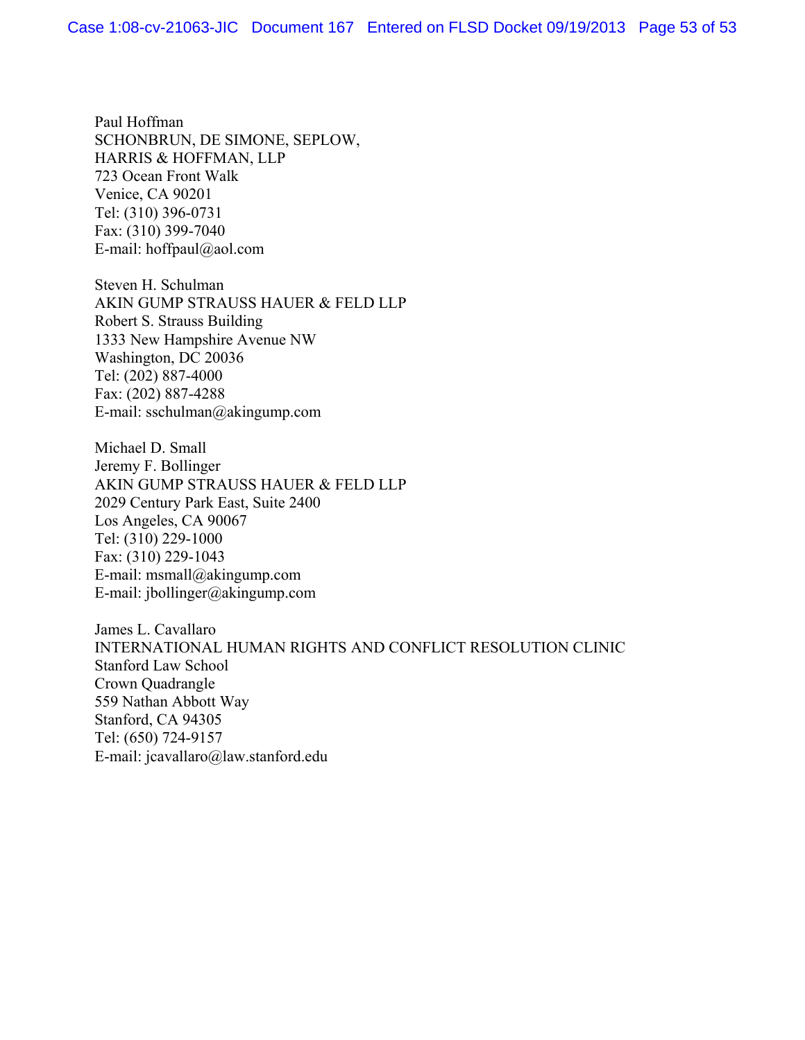Paul Hoffman
SCHONBRUN, DE SIMONE, SEPLOW,
HARRIS & HOFFMAN, LLP
723 Ocean Front Walk
Venice, CA 90201
Tel: (310) 396-0731
Fax: (310) 399-7040
E-mail: hoffpaul@aol.com

Steven H. Schulman
AKIN GUMP STRAUSS HAUER & FELD LLP
Robert S. Strauss Building
1333 New Hampshire Avenue NW
Washington, DC 20036
Tel: (202) 887-4000
Fax: (202) 887-4288
E-mail: sschulman@akingump.com

Michael D. Small
Jeremy F. Bollinger
AKIN GUMP STRAUSS HAUER & FELD LLP
2029 Century Park East, Suite 2400
Los Angeles, CA 90067
Tel: (310) 229-1000
Fax: (310) 229-1043
E-mail: msmall@akingump.com
E-mail: jbollinger@akingump.com

James L. Cavallaro
INTERNATIONAL HUMAN RIGHTS AND CONFLICT RESOLUTION CLINIC
Stanford Law School
Crown Quadrangle
559 Nathan Abbott Way
Stanford, CA 94305
Tel: (650) 724-9157
E-mail: jcavallaro@law.stanford.edu